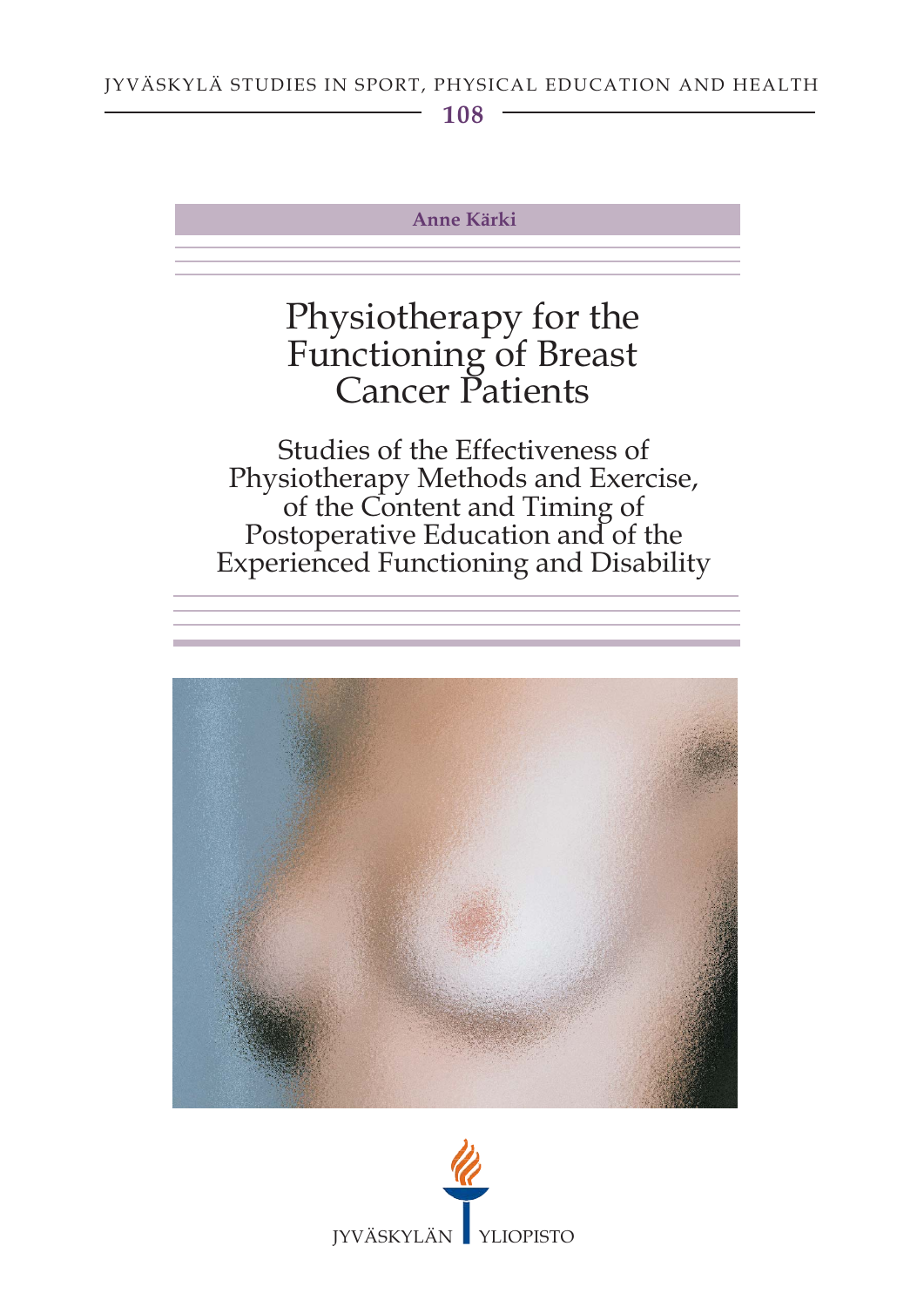JYVÄSKYLÄ STUDIES IN SPORT, PHYSICAL EDUCATION AND HEALTH

**108**

**Anne Kärki**

# Physiotherapy for the Functioning of Breast Cancer Patients

## Studies of the Effectiveness of Physiotherapy Methods and Exercise, of the Content and Timing of Postoperative Education and of the Experienced Functioning and Disability

JYVÄSKYLÄN YLIOPISTO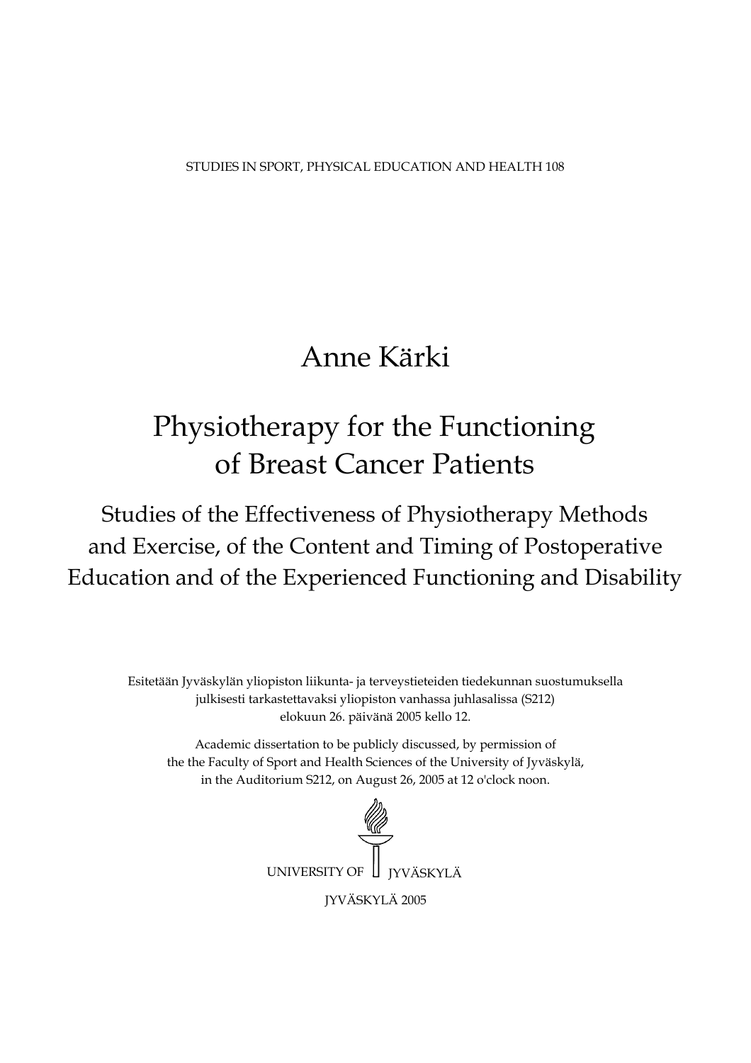STUDIES IN SPORT, PHYSICAL EDUCATION AND HEALTH 108

# Anne Kärki

# Physiotherapy for the Functioning of Breast Cancer Patients

## Studies of the Effectiveness of Physiotherapy Methods and Exercise, of the Content and Timing of Postoperative Education and of the Experienced Functioning and Disability

Esitetään Jyväskylän yliopiston liikunta- ja terveystieteiden tiedekunnan suostumuksella julkisesti tarkastettavaksi yliopiston vanhassa juhlasalissa (S212) elokuun 26. päivänä 2005 kello 12.

Academic dissertation to be publicly discussed, by permission of the the Faculty of Sport and Health Sciences of the University of Jyväskylä, in the Auditorium S212, on August 26, 2005 at 12 o'clock noon.

UNIVERSITY OF JYVÄSKYLÄ

JYVÄSKYLÄ 2005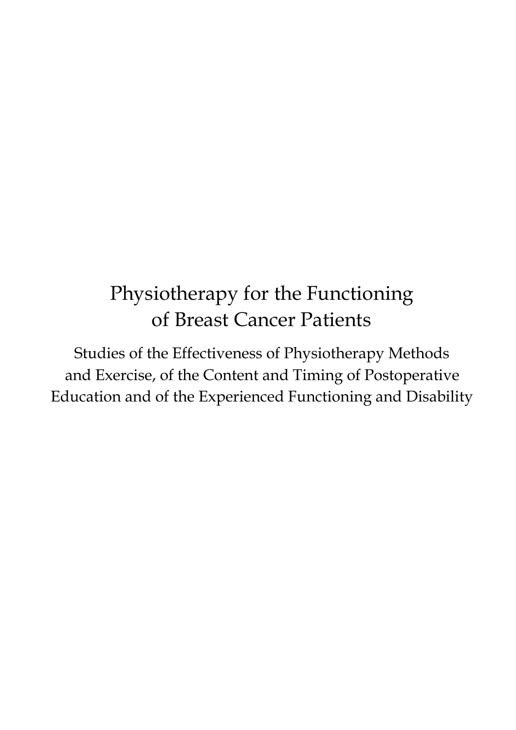# Physiotherapy for the Functioning of Breast Cancer Patients

## Studies of the Effectiveness of Physiotherapy Methods and Exercise, of the Content and Timing of Postoperative Education and of the Experienced Functioning and Disability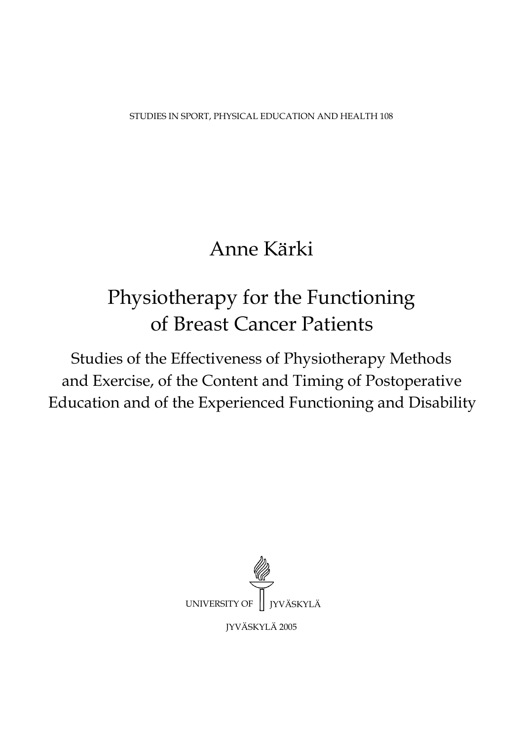STUDIES IN SPORT, PHYSICAL EDUCATION AND HEALTH 108

Anne Kärki

# Physiotherapy for the Functioning of Breast Cancer Patients

## Studies of the Effectiveness of Physiotherapy Methods and Exercise, of the Content and Timing of Postoperative Education and of the Experienced Functioning and Disability

UNIVERSITY OF JYVÄSKYLÄ

JYVÄSKYLÄ 2005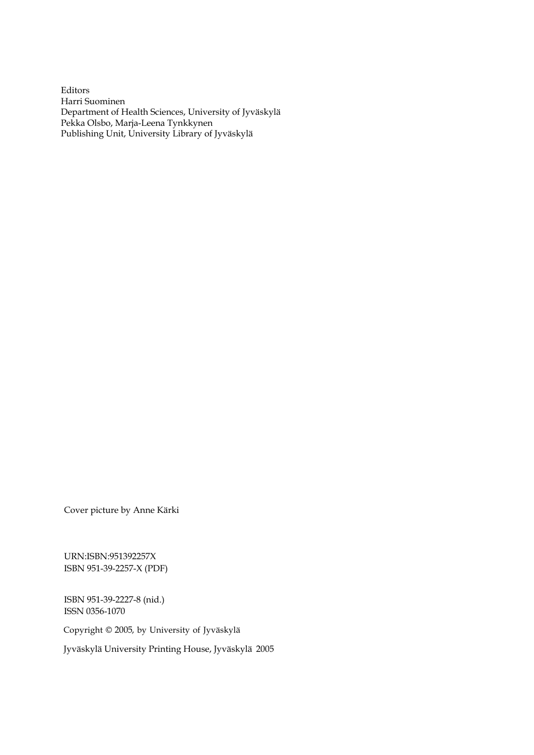Editors
Harri Suominen
Department of Health Sciences, University of Jyväskylä
Pekka Olsbo, Marja-Leena Tynkkynen
Publishing Unit, University Library of Jyväskylä

Cover picture by Anne Kärki

URN:ISBN:951392257X
ISBN 951-39-2257-X (PDF)

ISBN 951-39-2227-8 (nid.)
ISSN 0356-1070

Copyright © 2005, by University of Jyväskylä

Jyväskylä University Printing House, Jyväskylä 2005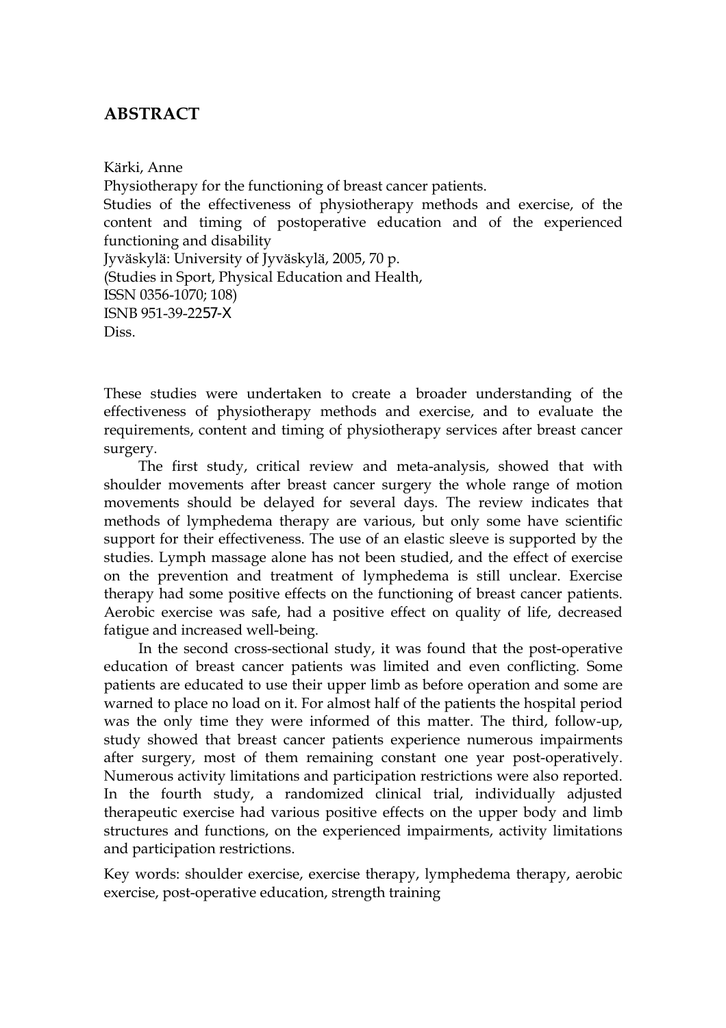# ABSTRACT

Kärki, Anne
Physiotherapy for the functioning of breast cancer patients.
Studies of the effectiveness of physiotherapy methods and exercise, of the content and timing of postoperative education and of the experienced functioning and disability
Jyväskylä: University of Jyväskylä, 2005, 70 p.
(Studies in Sport, Physical Education and Health,
ISSN 0356-1070; 108)
ISNB 951-39-2257-X
Diss.

These studies were undertaken to create a broader understanding of the effectiveness of physiotherapy methods and exercise, and to evaluate the requirements, content and timing of physiotherapy services after breast cancer surgery.

The first study, critical review and meta-analysis, showed that with shoulder movements after breast cancer surgery the whole range of motion movements should be delayed for several days. The review indicates that methods of lymphedema therapy are various, but only some have scientific support for their effectiveness. The use of an elastic sleeve is supported by the studies. Lymph massage alone has not been studied, and the effect of exercise on the prevention and treatment of lymphedema is still unclear. Exercise therapy had some positive effects on the functioning of breast cancer patients. Aerobic exercise was safe, had a positive effect on quality of life, decreased fatigue and increased well-being.

In the second cross-sectional study, it was found that the post-operative education of breast cancer patients was limited and even conflicting. Some patients are educated to use their upper limb as before operation and some are warned to place no load on it. For almost half of the patients the hospital period was the only time they were informed of this matter. The third, follow-up, study showed that breast cancer patients experience numerous impairments after surgery, most of them remaining constant one year post-operatively. Numerous activity limitations and participation restrictions were also reported. In the fourth study, a randomized clinical trial, individually adjusted therapeutic exercise had various positive effects on the upper body and limb structures and functions, on the experienced impairments, activity limitations and participation restrictions.

Key words: shoulder exercise, exercise therapy, lymphedema therapy, aerobic exercise, post-operative education, strength training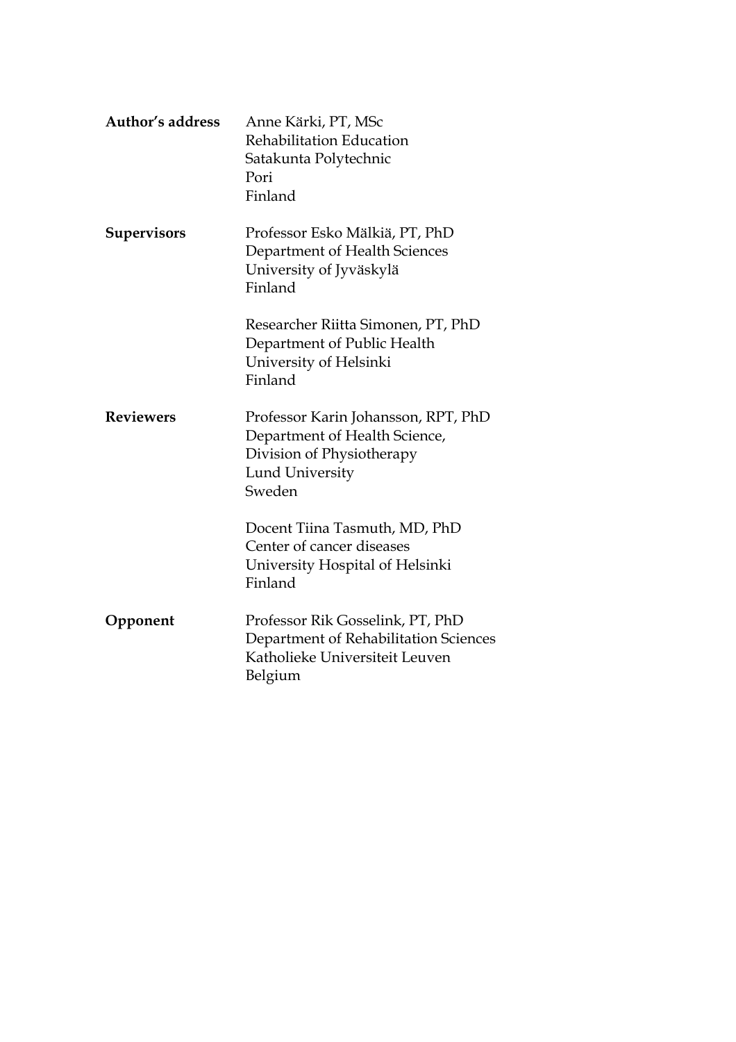**Author's address**
Anne Kärki, PT, MSc
Rehabilitation Education
Satakunta Polytechnic
Pori
Finland

**Supervisors**
Professor Esko Mälkiä, PT, PhD
Department of Health Sciences
University of Jyväskylä
Finland

Researcher Riitta Simonen, PT, PhD
Department of Public Health
University of Helsinki
Finland

**Reviewers**
Professor Karin Johansson, RPT, PhD
Department of Health Science,
Division of Physiotherapy
Lund University
Sweden

Docent Tiina Tasmuth, MD, PhD
Center of cancer diseases
University Hospital of Helsinki
Finland

**Opponent**
Professor Rik Gosselink, PT, PhD
Department of Rehabilitation Sciences
Katholieke Universiteit Leuven
Belgium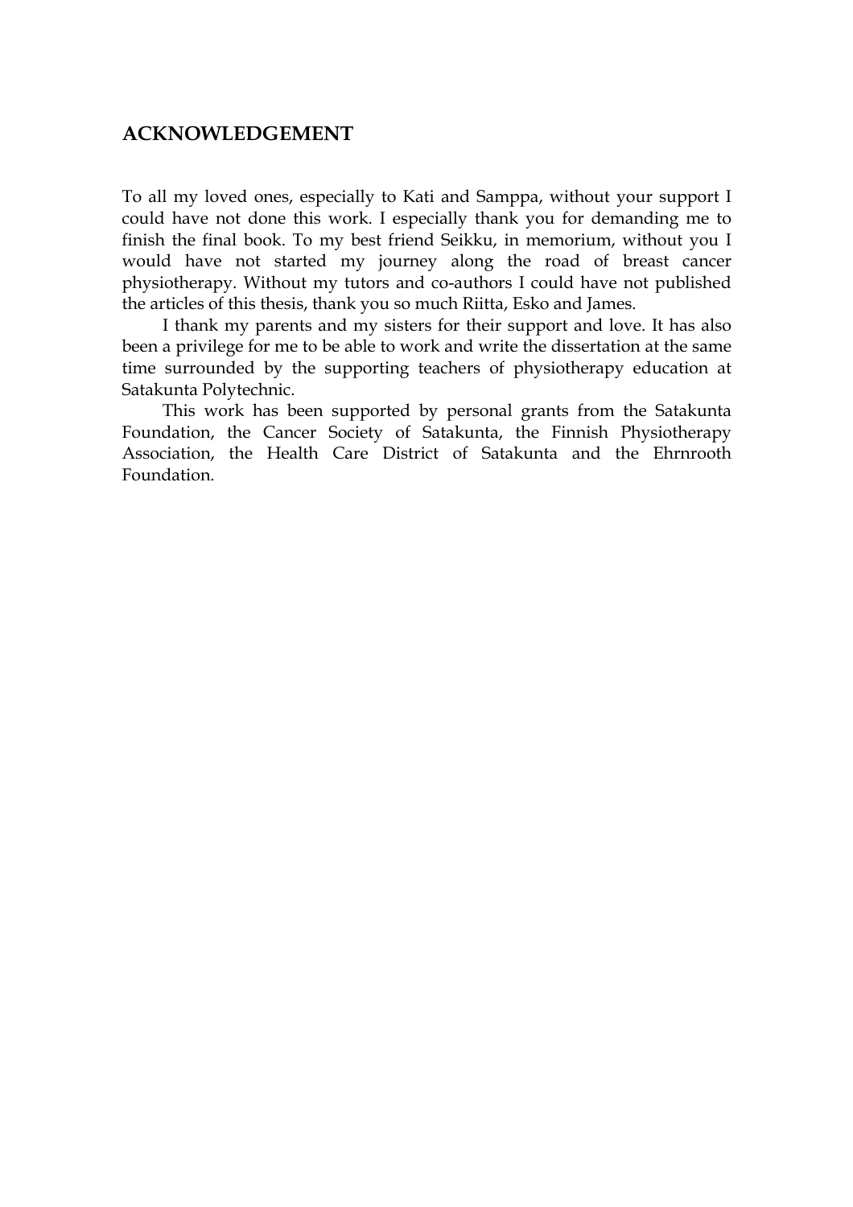## ACKNOWLEDGEMENT

To all my loved ones, especially to Kati and Samppa, without your support I could have not done this work. I especially thank you for demanding me to finish the final book. To my best friend Seikku, in memorium, without you I would have not started my journey along the road of breast cancer physiotherapy. Without my tutors and co-authors I could have not published the articles of this thesis, thank you so much Riitta, Esko and James.

I thank my parents and my sisters for their support and love. It has also been a privilege for me to be able to work and write the dissertation at the same time surrounded by the supporting teachers of physiotherapy education at Satakunta Polytechnic.

This work has been supported by personal grants from the Satakunta Foundation, the Cancer Society of Satakunta, the Finnish Physiotherapy Association, the Health Care District of Satakunta and the Ehrnrooth Foundation.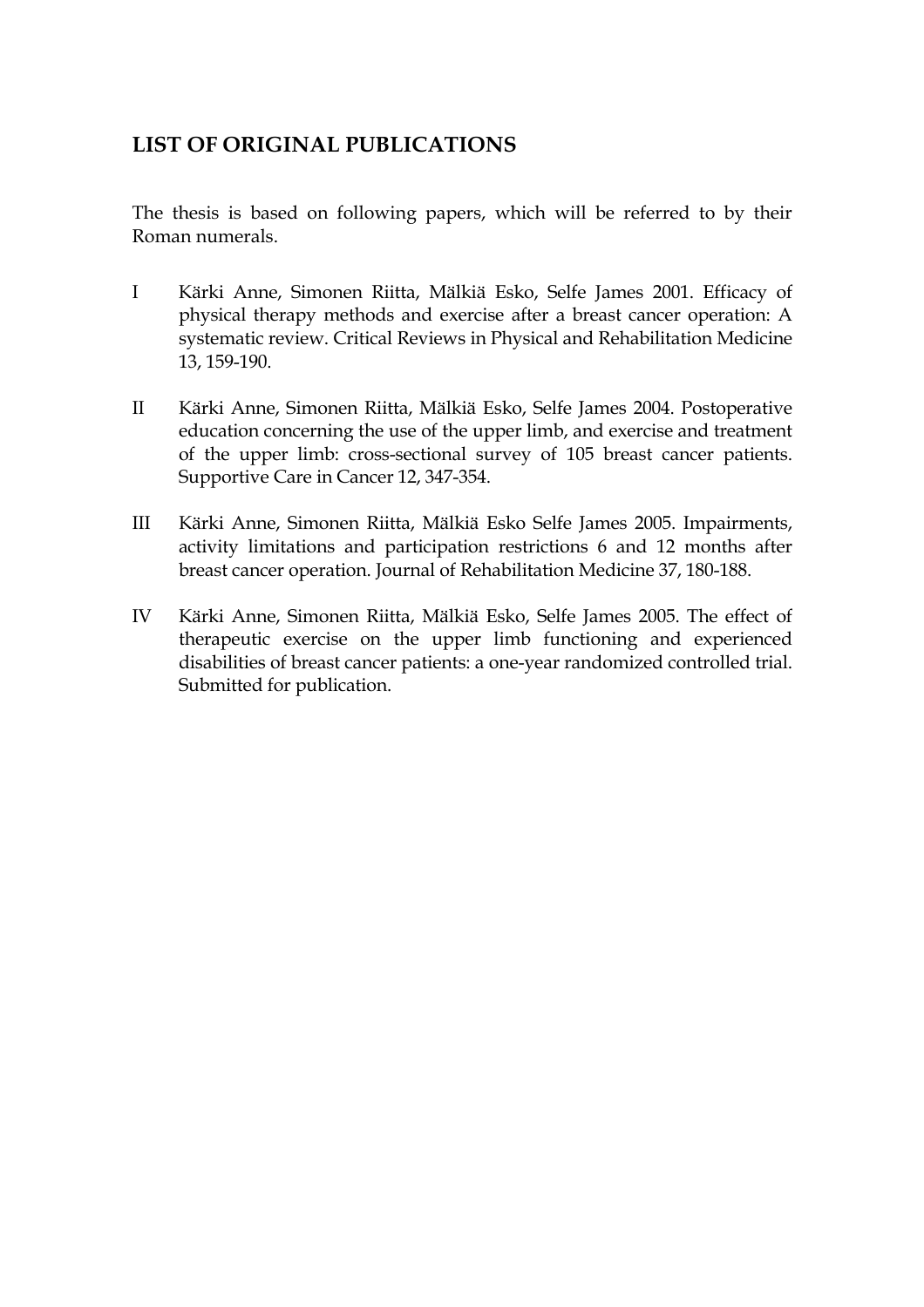## LIST OF ORIGINAL PUBLICATIONS

The thesis is based on following papers, which will be referred to by their Roman numerals.

I Kärki Anne, Simonen Riitta, Mälkiä Esko, Selfe James 2001. Efficacy of physical therapy methods and exercise after a breast cancer operation: A systematic review. Critical Reviews in Physical and Rehabilitation Medicine 13, 159-190.

II Kärki Anne, Simonen Riitta, Mälkiä Esko, Selfe James 2004. Postoperative education concerning the use of the upper limb, and exercise and treatment of the upper limb: cross-sectional survey of 105 breast cancer patients. Supportive Care in Cancer 12, 347-354.

III Kärki Anne, Simonen Riitta, Mälkiä Esko Selfe James 2005. Impairments, activity limitations and participation restrictions 6 and 12 months after breast cancer operation. Journal of Rehabilitation Medicine 37, 180-188.

IV Kärki Anne, Simonen Riitta, Mälkiä Esko, Selfe James 2005. The effect of therapeutic exercise on the upper limb functioning and experienced disabilities of breast cancer patients: a one-year randomized controlled trial. Submitted for publication.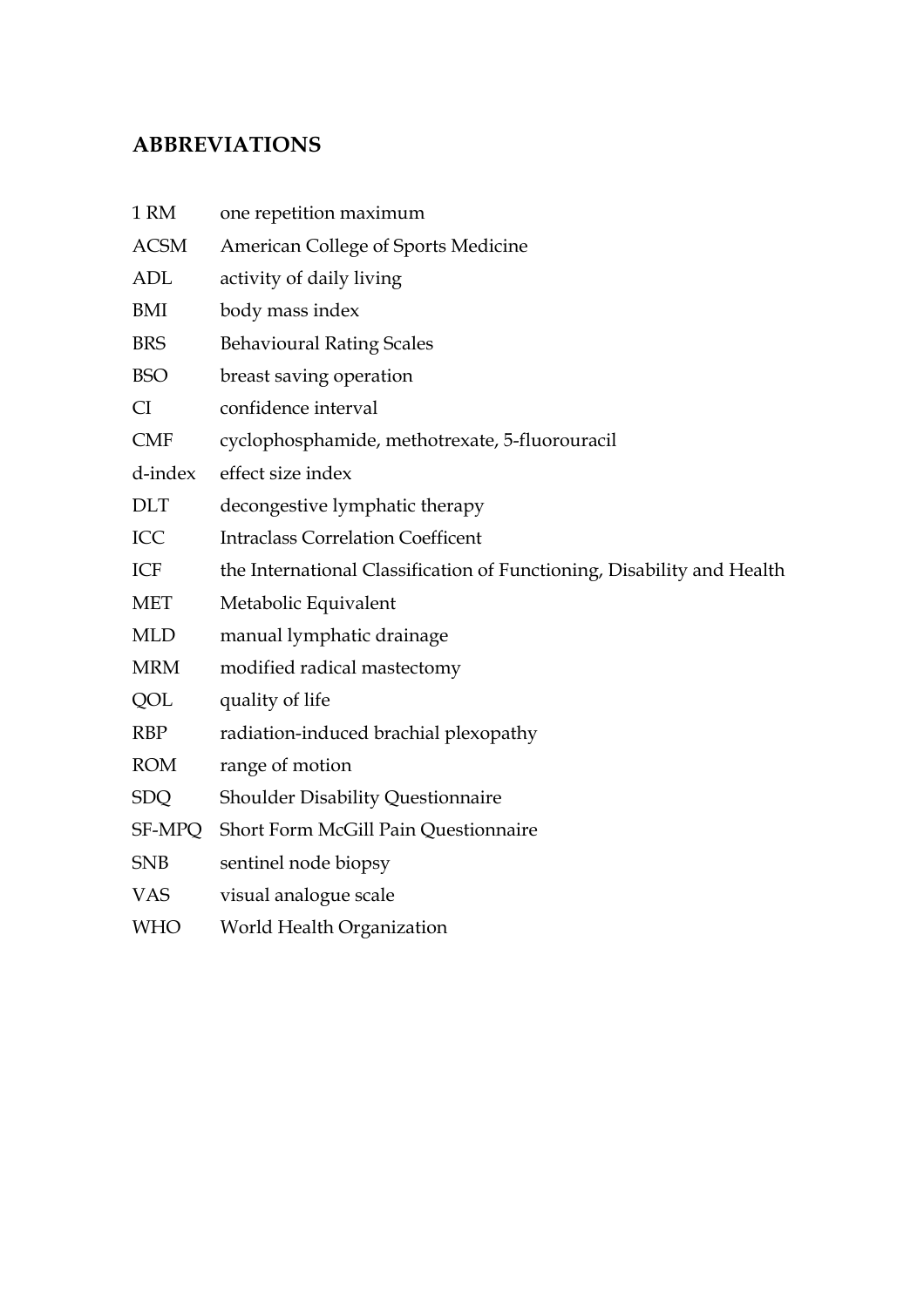## ABBREVIATIONS

| | |
|---|---|
| 1 RM | one repetition maximum |
| ACSM | American College of Sports Medicine |
| ADL | activity of daily living |
| BMI | body mass index |
| BRS | Behavioural Rating Scales |
| BSO | breast saving operation |
| CI | confidence interval |
| CMF | cyclophosphamide, methotrexate, 5-fluorouracil |
| d-index | effect size index |
| DLT | decongestive lymphatic therapy |
| ICC | Intraclass Correlation Coefficent |
| ICF | the International Classification of Functioning, Disability and Health |
| MET | Metabolic Equivalent |
| MLD | manual lymphatic drainage |
| MRM | modified radical mastectomy |
| QOL | quality of life |
| RBP | radiation-induced brachial plexopathy |
| ROM | range of motion |
| SDQ | Shoulder Disability Questionnaire |
| SF-MPQ | Short Form McGill Pain Questionnaire |
| SNB | sentinel node biopsy |
| VAS | visual analogue scale |
| WHO | World Health Organization |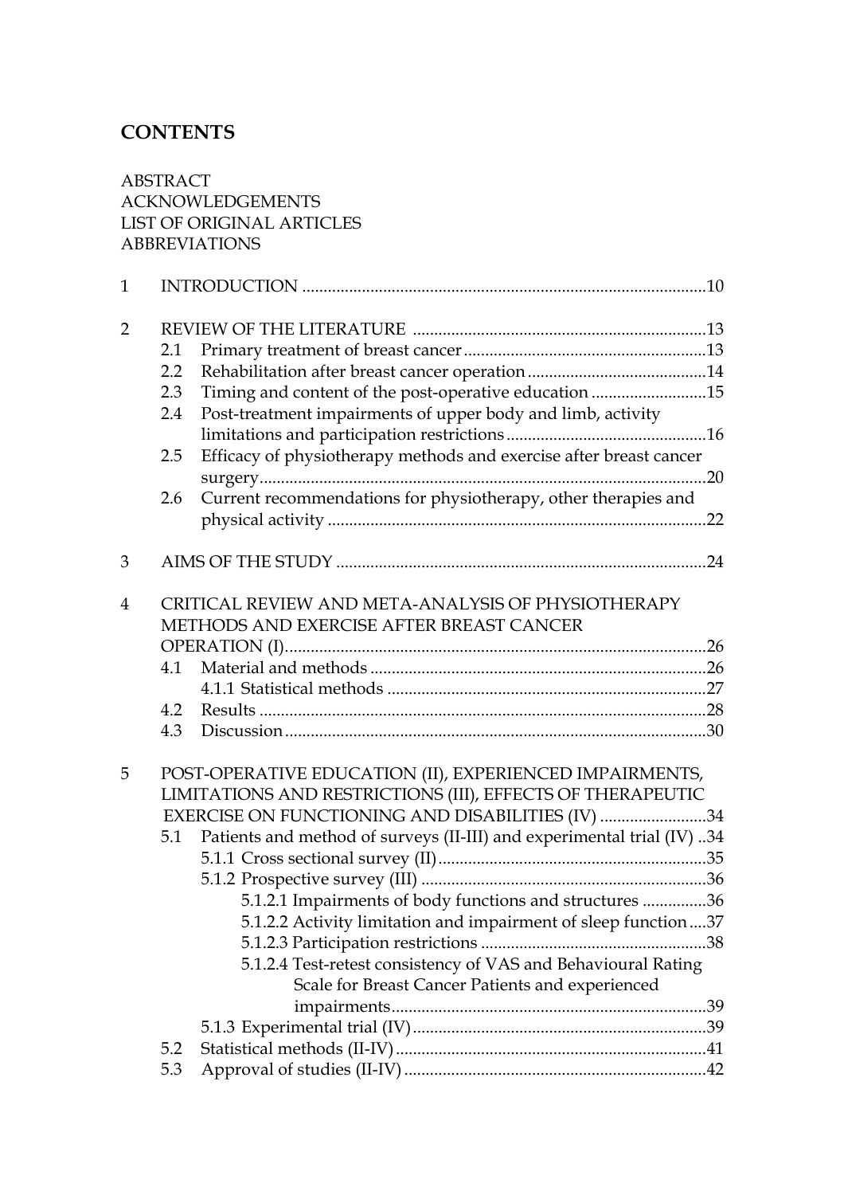## CONTENTS

ABSTRACT
ACKNOWLEDGEMENTS
LIST OF ORIGINAL ARTICLES
ABBREVIATIONS

1 INTRODUCTION .....10

2 REVIEW OF THE LITERATURE .....13
- 2.1 Primary treatment of breast cancer .....13
- 2.2 Rehabilitation after breast cancer operation .....14
- 2.3 Timing and content of the post-operative education .....15
- 2.4 Post-treatment impairments of upper body and limb, activity limitations and participation restrictions .....16
- 2.5 Efficacy of physiotherapy methods and exercise after breast cancer surgery .....20
- 2.6 Current recommendations for physiotherapy, other therapies and physical activity .....22

3 AIMS OF THE STUDY .....24

4 CRITICAL REVIEW AND META-ANALYSIS OF PHYSIOTHERAPY METHODS AND EXERCISE AFTER BREAST CANCER OPERATION (I) .....26
- 4.1 Material and methods .....26
  - 4.1.1 Statistical methods .....27
- 4.2 Results .....28
- 4.3 Discussion .....30

5 POST-OPERATIVE EDUCATION (II), EXPERIENCED IMPAIRMENTS, LIMITATIONS AND RESTRICTIONS (III), EFFECTS OF THERAPEUTIC EXERCISE ON FUNCTIONING AND DISABILITIES (IV) .....34
- 5.1 Patients and method of surveys (II-III) and experimental trial (IV) ..34
  - 5.1.1 Cross sectional survey (II) .....35
  - 5.1.2 Prospective survey (III) .....36
    - 5.1.2.1 Impairments of body functions and structures .....36
    - 5.1.2.2 Activity limitation and impairment of sleep function .....37
    - 5.1.2.3 Participation restrictions .....38
    - 5.1.2.4 Test-retest consistency of VAS and Behavioural Rating Scale for Breast Cancer Patients and experienced impairments .....39
  - 5.1.3 Experimental trial (IV) .....39
- 5.2 Statistical methods (II-IV) .....41
- 5.3 Approval of studies (II-IV) .....42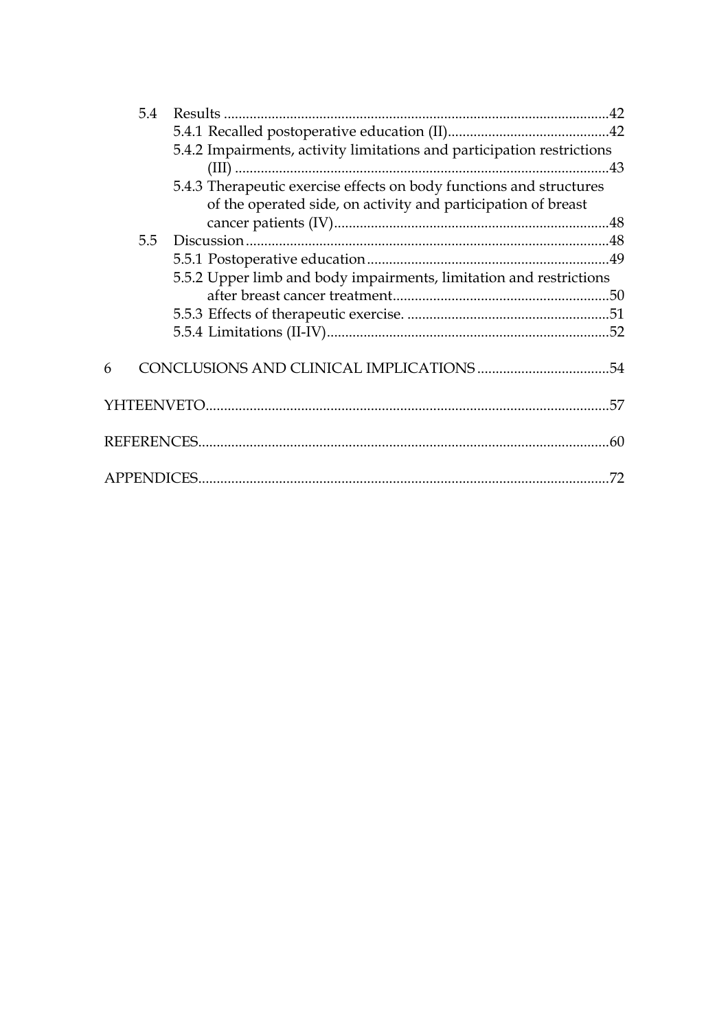5.4 Results ........................................................................................................42
5.4.1 Recalled postoperative education (II)...........................................42
5.4.2 Impairments, activity limitations and participation restrictions (III) ....................................................................................43
5.4.3 Therapeutic exercise effects on body functions and structures of the operated side, on activity and participation of breast cancer patients (IV)..........................................................................48
5.5 Discussion ..................................................................................................48
5.5.1 Postoperative education .................................................................49
5.5.2 Upper limb and body impairments, limitation and restrictions after breast cancer treatment..........................................................50
5.5.3 Effects of therapeutic exercise. .......................................................51
5.5.4 Limitations (II-IV)............................................................................52

6 CONCLUSIONS AND CLINICAL IMPLICATIONS ....................................54

YHTEENVETO.............................................................................................................57

REFERENCES...............................................................................................................60

APPENDICES...............................................................................................................72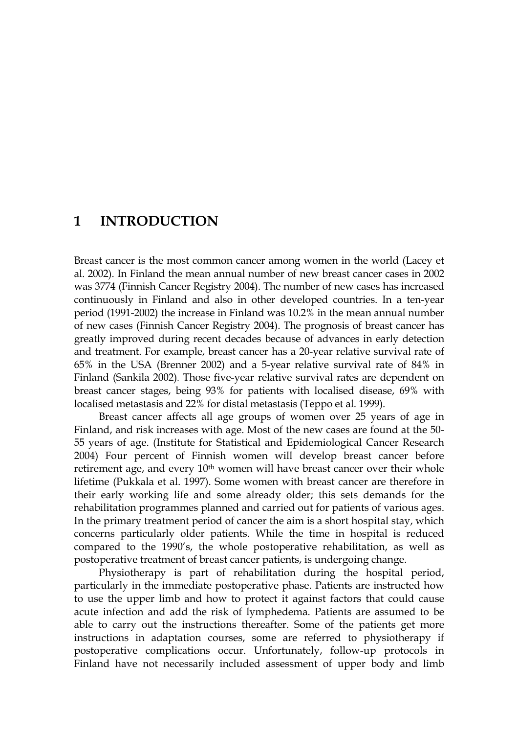# 1 INTRODUCTION

Breast cancer is the most common cancer among women in the world (Lacey et al. 2002). In Finland the mean annual number of new breast cancer cases in 2002 was 3774 (Finnish Cancer Registry 2004). The number of new cases has increased continuously in Finland and also in other developed countries. In a ten-year period (1991-2002) the increase in Finland was 10.2% in the mean annual number of new cases (Finnish Cancer Registry 2004). The prognosis of breast cancer has greatly improved during recent decades because of advances in early detection and treatment. For example, breast cancer has a 20-year relative survival rate of 65% in the USA (Brenner 2002) and a 5-year relative survival rate of 84% in Finland (Sankila 2002). Those five-year relative survival rates are dependent on breast cancer stages, being 93% for patients with localised disease, 69% with localised metastasis and 22% for distal metastasis (Teppo et al. 1999).

Breast cancer affects all age groups of women over 25 years of age in Finland, and risk increases with age. Most of the new cases are found at the 50-55 years of age. (Institute for Statistical and Epidemiological Cancer Research 2004) Four percent of Finnish women will develop breast cancer before retirement age, and every 10th women will have breast cancer over their whole lifetime (Pukkala et al. 1997). Some women with breast cancer are therefore in their early working life and some already older; this sets demands for the rehabilitation programmes planned and carried out for patients of various ages. In the primary treatment period of cancer the aim is a short hospital stay, which concerns particularly older patients. While the time in hospital is reduced compared to the 1990's, the whole postoperative rehabilitation, as well as postoperative treatment of breast cancer patients, is undergoing change.

Physiotherapy is part of rehabilitation during the hospital period, particularly in the immediate postoperative phase. Patients are instructed how to use the upper limb and how to protect it against factors that could cause acute infection and add the risk of lymphedema. Patients are assumed to be able to carry out the instructions thereafter. Some of the patients get more instructions in adaptation courses, some are referred to physiotherapy if postoperative complications occur. Unfortunately, follow-up protocols in Finland have not necessarily included assessment of upper body and limb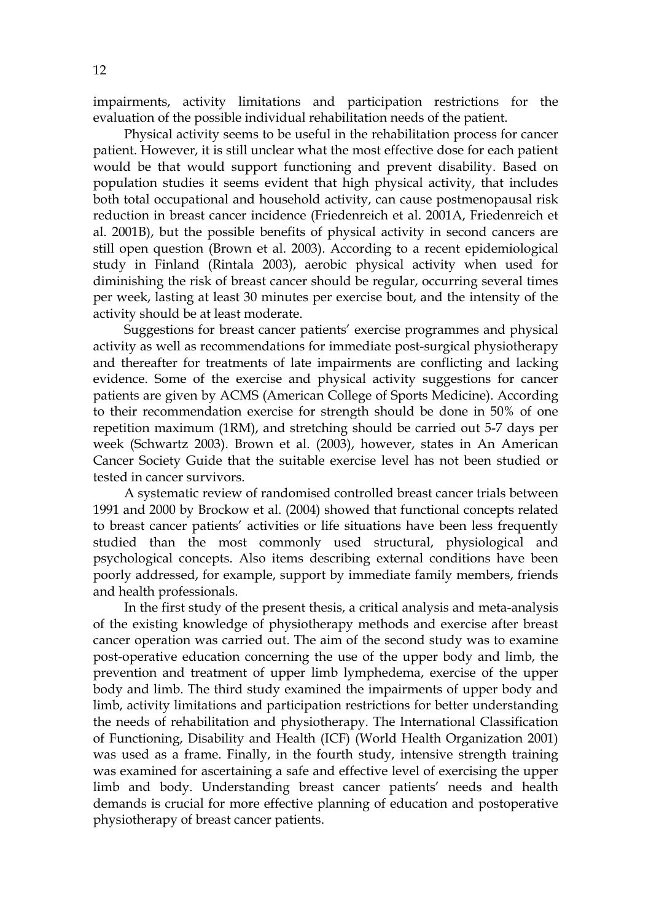impairments, activity limitations and participation restrictions for the evaluation of the possible individual rehabilitation needs of the patient.

Physical activity seems to be useful in the rehabilitation process for cancer patient. However, it is still unclear what the most effective dose for each patient would be that would support functioning and prevent disability. Based on population studies it seems evident that high physical activity, that includes both total occupational and household activity, can cause postmenopausal risk reduction in breast cancer incidence (Friedenreich et al. 2001A, Friedenreich et al. 2001B), but the possible benefits of physical activity in second cancers are still open question (Brown et al. 2003). According to a recent epidemiological study in Finland (Rintala 2003), aerobic physical activity when used for diminishing the risk of breast cancer should be regular, occurring several times per week, lasting at least 30 minutes per exercise bout, and the intensity of the activity should be at least moderate.

Suggestions for breast cancer patients' exercise programmes and physical activity as well as recommendations for immediate post-surgical physiotherapy and thereafter for treatments of late impairments are conflicting and lacking evidence. Some of the exercise and physical activity suggestions for cancer patients are given by ACMS (American College of Sports Medicine). According to their recommendation exercise for strength should be done in 50% of one repetition maximum (1RM), and stretching should be carried out 5-7 days per week (Schwartz 2003). Brown et al. (2003), however, states in An American Cancer Society Guide that the suitable exercise level has not been studied or tested in cancer survivors.

A systematic review of randomised controlled breast cancer trials between 1991 and 2000 by Brockow et al. (2004) showed that functional concepts related to breast cancer patients' activities or life situations have been less frequently studied than the most commonly used structural, physiological and psychological concepts. Also items describing external conditions have been poorly addressed, for example, support by immediate family members, friends and health professionals.

In the first study of the present thesis, a critical analysis and meta-analysis of the existing knowledge of physiotherapy methods and exercise after breast cancer operation was carried out. The aim of the second study was to examine post-operative education concerning the use of the upper body and limb, the prevention and treatment of upper limb lymphedema, exercise of the upper body and limb. The third study examined the impairments of upper body and limb, activity limitations and participation restrictions for better understanding the needs of rehabilitation and physiotherapy. The International Classification of Functioning, Disability and Health (ICF) (World Health Organization 2001) was used as a frame. Finally, in the fourth study, intensive strength training was examined for ascertaining a safe and effective level of exercising the upper limb and body. Understanding breast cancer patients' needs and health demands is crucial for more effective planning of education and postoperative physiotherapy of breast cancer patients.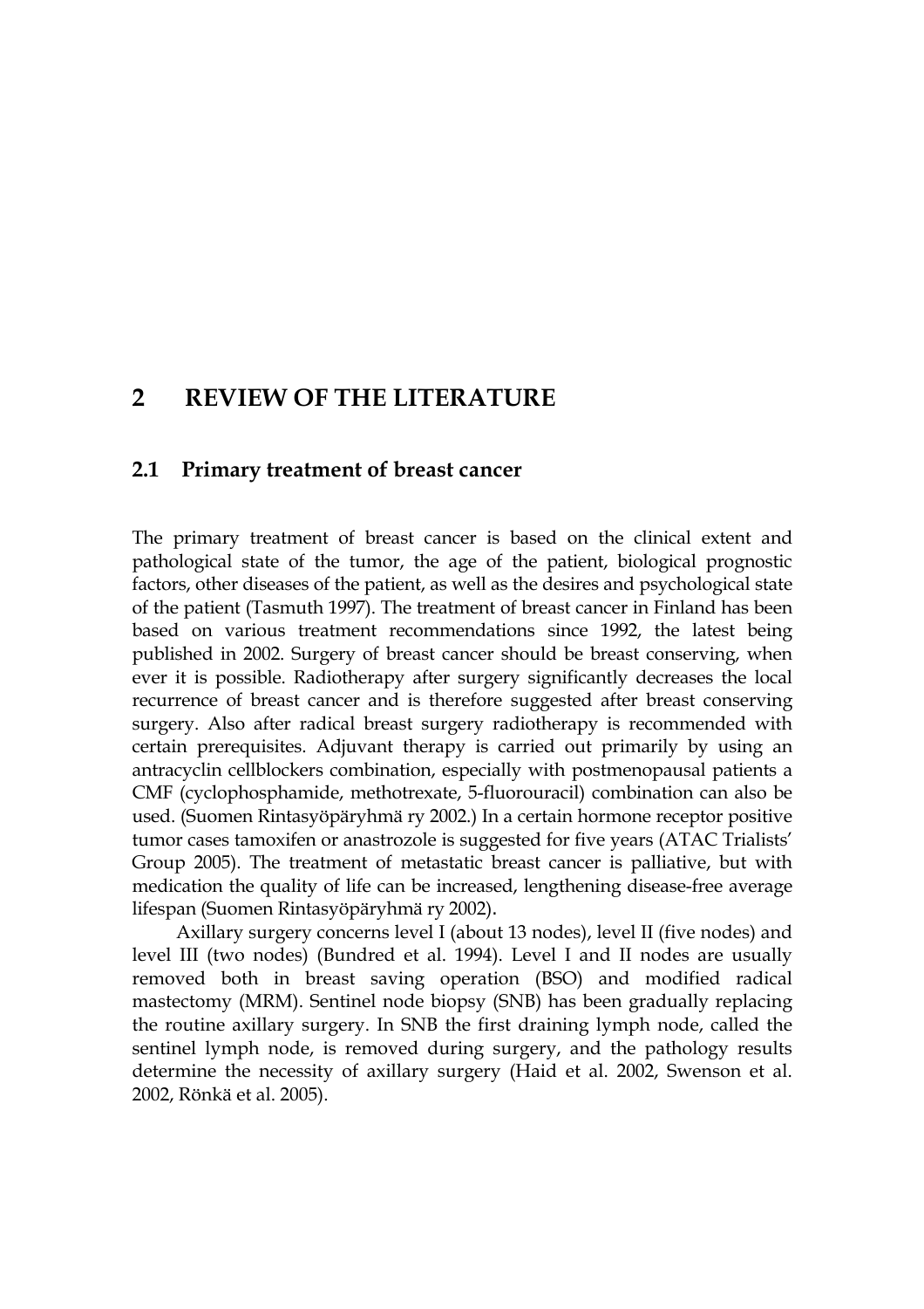# 2 REVIEW OF THE LITERATURE

## 2.1 Primary treatment of breast cancer

The primary treatment of breast cancer is based on the clinical extent and pathological state of the tumor, the age of the patient, biological prognostic factors, other diseases of the patient, as well as the desires and psychological state of the patient (Tasmuth 1997). The treatment of breast cancer in Finland has been based on various treatment recommendations since 1992, the latest being published in 2002. Surgery of breast cancer should be breast conserving, when ever it is possible. Radiotherapy after surgery significantly decreases the local recurrence of breast cancer and is therefore suggested after breast conserving surgery. Also after radical breast surgery radiotherapy is recommended with certain prerequisites. Adjuvant therapy is carried out primarily by using an antracyclin cellblockers combination, especially with postmenopausal patients a CMF (cyclophosphamide, methotrexate, 5-fluorouracil) combination can also be used. (Suomen Rintasyöpäryhmä ry 2002.) In a certain hormone receptor positive tumor cases tamoxifen or anastrozole is suggested for five years (ATAC Trialists' Group 2005). The treatment of metastatic breast cancer is palliative, but with medication the quality of life can be increased, lengthening disease-free average lifespan (Suomen Rintasyöpäryhmä ry 2002).

Axillary surgery concerns level I (about 13 nodes), level II (five nodes) and level III (two nodes) (Bundred et al. 1994). Level I and II nodes are usually removed both in breast saving operation (BSO) and modified radical mastectomy (MRM). Sentinel node biopsy (SNB) has been gradually replacing the routine axillary surgery. In SNB the first draining lymph node, called the sentinel lymph node, is removed during surgery, and the pathology results determine the necessity of axillary surgery (Haid et al. 2002, Swenson et al. 2002, Rönkä et al. 2005).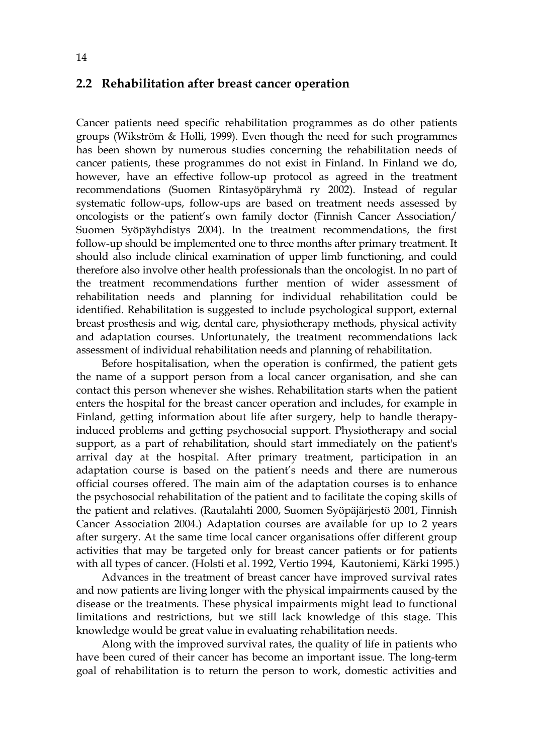## 2.2 Rehabilitation after breast cancer operation

Cancer patients need specific rehabilitation programmes as do other patients groups (Wikström & Holli, 1999). Even though the need for such programmes has been shown by numerous studies concerning the rehabilitation needs of cancer patients, these programmes do not exist in Finland. In Finland we do, however, have an effective follow-up protocol as agreed in the treatment recommendations (Suomen Rintasyöpäryhmä ry 2002). Instead of regular systematic follow-ups, follow-ups are based on treatment needs assessed by oncologists or the patient's own family doctor (Finnish Cancer Association/ Suomen Syöpäyhdistys 2004). In the treatment recommendations, the first follow-up should be implemented one to three months after primary treatment. It should also include clinical examination of upper limb functioning, and could therefore also involve other health professionals than the oncologist. In no part of the treatment recommendations further mention of wider assessment of rehabilitation needs and planning for individual rehabilitation could be identified. Rehabilitation is suggested to include psychological support, external breast prosthesis and wig, dental care, physiotherapy methods, physical activity and adaptation courses. Unfortunately, the treatment recommendations lack assessment of individual rehabilitation needs and planning of rehabilitation.

Before hospitalisation, when the operation is confirmed, the patient gets the name of a support person from a local cancer organisation, and she can contact this person whenever she wishes. Rehabilitation starts when the patient enters the hospital for the breast cancer operation and includes, for example in Finland, getting information about life after surgery, help to handle therapy-induced problems and getting psychosocial support. Physiotherapy and social support, as a part of rehabilitation, should start immediately on the patient's arrival day at the hospital. After primary treatment, participation in an adaptation course is based on the patient's needs and there are numerous official courses offered. The main aim of the adaptation courses is to enhance the psychosocial rehabilitation of the patient and to facilitate the coping skills of the patient and relatives. (Rautalahti 2000, Suomen Syöpäjärjestö 2001, Finnish Cancer Association 2004.) Adaptation courses are available for up to 2 years after surgery. At the same time local cancer organisations offer different group activities that may be targeted only for breast cancer patients or for patients with all types of cancer. (Holsti et al. 1992, Vertio 1994, Kautoniemi, Kärki 1995.)

Advances in the treatment of breast cancer have improved survival rates and now patients are living longer with the physical impairments caused by the disease or the treatments. These physical impairments might lead to functional limitations and restrictions, but we still lack knowledge of this stage. This knowledge would be great value in evaluating rehabilitation needs.

Along with the improved survival rates, the quality of life in patients who have been cured of their cancer has become an important issue. The long-term goal of rehabilitation is to return the person to work, domestic activities and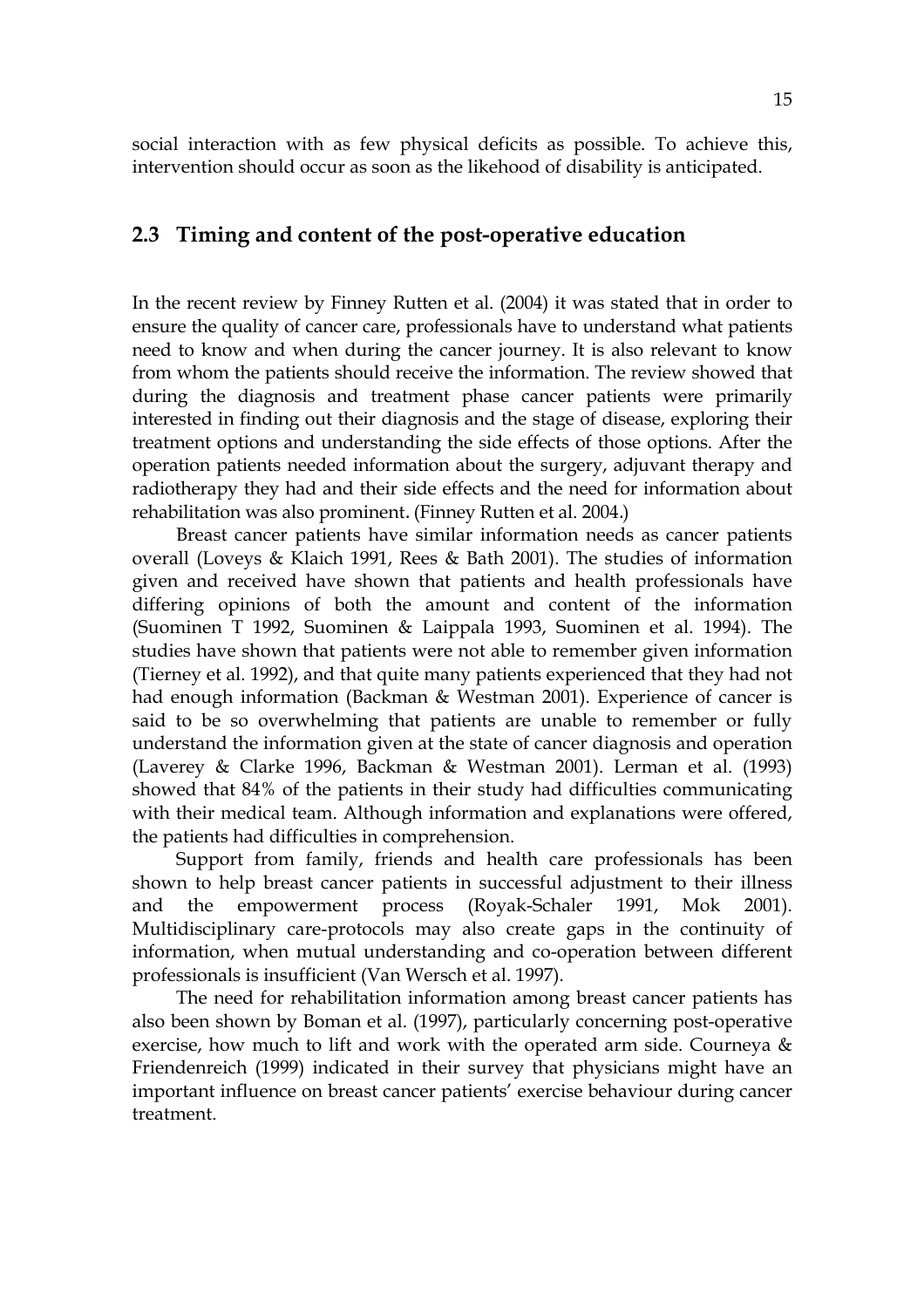social interaction with as few physical deficits as possible. To achieve this, intervention should occur as soon as the likehood of disability is anticipated.

## 2.3 Timing and content of the post-operative education

In the recent review by Finney Rutten et al. (2004) it was stated that in order to ensure the quality of cancer care, professionals have to understand what patients need to know and when during the cancer journey. It is also relevant to know from whom the patients should receive the information. The review showed that during the diagnosis and treatment phase cancer patients were primarily interested in finding out their diagnosis and the stage of disease, exploring their treatment options and understanding the side effects of those options. After the operation patients needed information about the surgery, adjuvant therapy and radiotherapy they had and their side effects and the need for information about rehabilitation was also prominent. (Finney Rutten et al. 2004.)

Breast cancer patients have similar information needs as cancer patients overall (Loveys & Klaich 1991, Rees & Bath 2001). The studies of information given and received have shown that patients and health professionals have differing opinions of both the amount and content of the information (Suominen T 1992, Suominen & Laippala 1993, Suominen et al. 1994). The studies have shown that patients were not able to remember given information (Tierney et al. 1992), and that quite many patients experienced that they had not had enough information (Backman & Westman 2001). Experience of cancer is said to be so overwhelming that patients are unable to remember or fully understand the information given at the state of cancer diagnosis and operation (Laverey & Clarke 1996, Backman & Westman 2001). Lerman et al. (1993) showed that 84% of the patients in their study had difficulties communicating with their medical team. Although information and explanations were offered, the patients had difficulties in comprehension.

Support from family, friends and health care professionals has been shown to help breast cancer patients in successful adjustment to their illness and the empowerment process (Royak-Schaler 1991, Mok 2001). Multidisciplinary care-protocols may also create gaps in the continuity of information, when mutual understanding and co-operation between different professionals is insufficient (Van Wersch et al. 1997).

The need for rehabilitation information among breast cancer patients has also been shown by Boman et al. (1997), particularly concerning post-operative exercise, how much to lift and work with the operated arm side. Courneya & Friendenreich (1999) indicated in their survey that physicians might have an important influence on breast cancer patients' exercise behaviour during cancer treatment.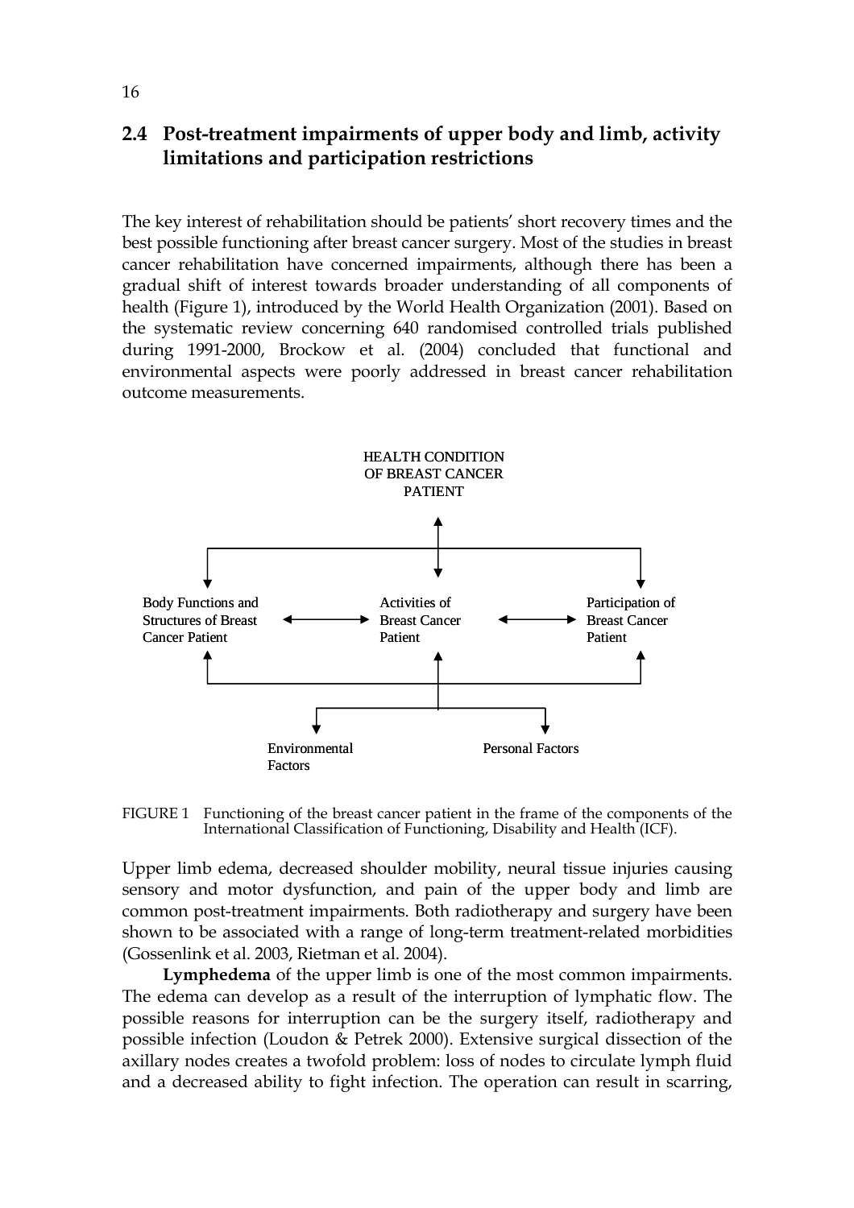## 2.4 Post-treatment impairments of upper body and limb, activity limitations and participation restrictions

The key interest of rehabilitation should be patients' short recovery times and the best possible functioning after breast cancer surgery. Most of the studies in breast cancer rehabilitation have concerned impairments, although there has been a gradual shift of interest towards broader understanding of all components of health (Figure 1), introduced by the World Health Organization (2001). Based on the systematic review concerning 640 randomised controlled trials published during 1991-2000, Brockow et al. (2004) concluded that functional and environmental aspects were poorly addressed in breast cancer rehabilitation outcome measurements.

HEALTH CONDITION OF BREAST CANCER PATIENT

Body Functions and Structures of Breast Cancer Patient

Activities of Breast Cancer Patient

Participation of Breast Cancer Patient

Environmental Factors

Personal Factors

FIGURE 1 Functioning of the breast cancer patient in the frame of the components of the International Classification of Functioning, Disability and Health (ICF).

Upper limb edema, decreased shoulder mobility, neural tissue injuries causing sensory and motor dysfunction, and pain of the upper body and limb are common post-treatment impairments. Both radiotherapy and surgery have been shown to be associated with a range of long-term treatment-related morbidities (Gossenlink et al. 2003, Rietman et al. 2004).

**Lymphedema** of the upper limb is one of the most common impairments. The edema can develop as a result of the interruption of lymphatic flow. The possible reasons for interruption can be the surgery itself, radiotherapy and possible infection (Loudon & Petrek 2000). Extensive surgical dissection of the axillary nodes creates a twofold problem: loss of nodes to circulate lymph fluid and a decreased ability to fight infection. The operation can result in scarring,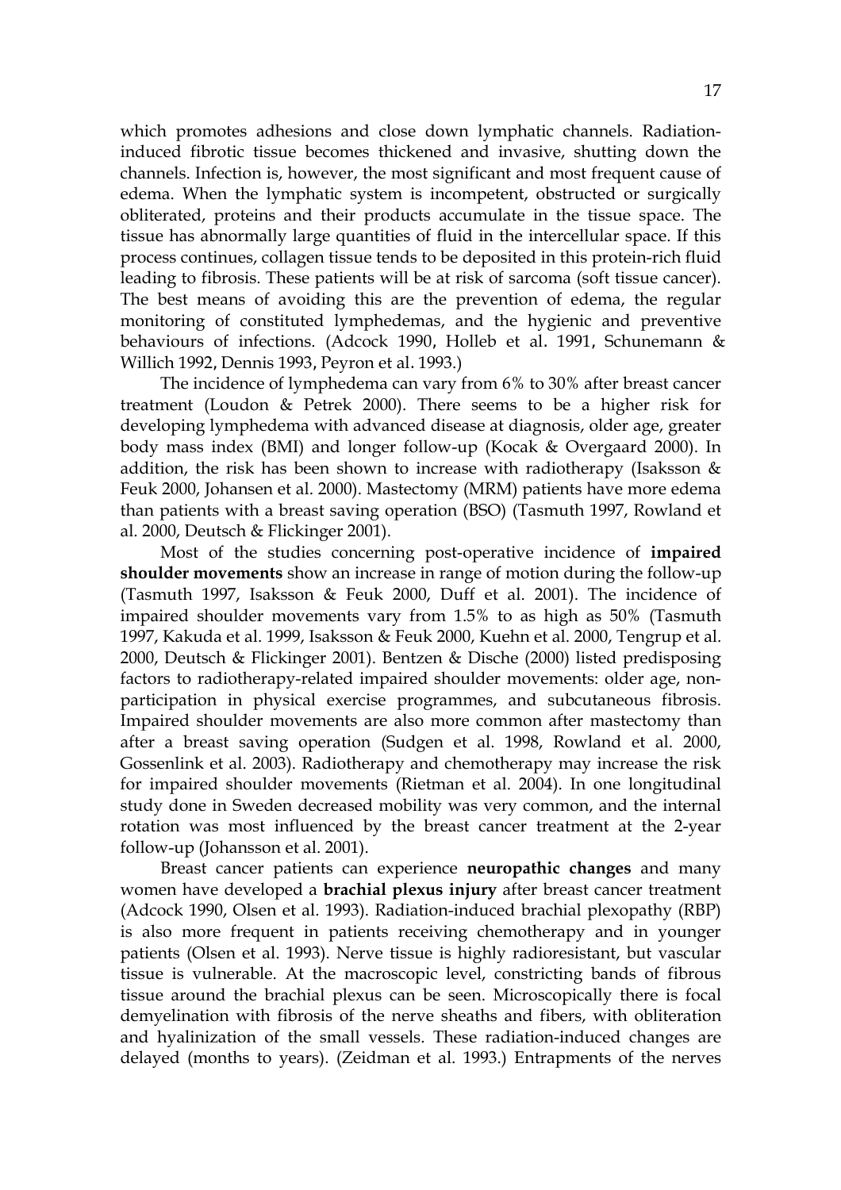which promotes adhesions and close down lymphatic channels. Radiation-induced fibrotic tissue becomes thickened and invasive, shutting down the channels. Infection is, however, the most significant and most frequent cause of edema. When the lymphatic system is incompetent, obstructed or surgically obliterated, proteins and their products accumulate in the tissue space. The tissue has abnormally large quantities of fluid in the intercellular space. If this process continues, collagen tissue tends to be deposited in this protein-rich fluid leading to fibrosis. These patients will be at risk of sarcoma (soft tissue cancer). The best means of avoiding this are the prevention of edema, the regular monitoring of constituted lymphedemas, and the hygienic and preventive behaviours of infections. (Adcock 1990, Holleb et al. 1991, Schunemann & Willich 1992, Dennis 1993, Peyron et al. 1993.)

The incidence of lymphedema can vary from 6% to 30% after breast cancer treatment (Loudon & Petrek 2000). There seems to be a higher risk for developing lymphedema with advanced disease at diagnosis, older age, greater body mass index (BMI) and longer follow-up (Kocak & Overgaard 2000). In addition, the risk has been shown to increase with radiotherapy (Isaksson & Feuk 2000, Johansen et al. 2000). Mastectomy (MRM) patients have more edema than patients with a breast saving operation (BSO) (Tasmuth 1997, Rowland et al. 2000, Deutsch & Flickinger 2001).

Most of the studies concerning post-operative incidence of **impaired shoulder movements** show an increase in range of motion during the follow-up (Tasmuth 1997, Isaksson & Feuk 2000, Duff et al. 2001). The incidence of impaired shoulder movements vary from 1.5% to as high as 50% (Tasmuth 1997, Kakuda et al. 1999, Isaksson & Feuk 2000, Kuehn et al. 2000, Tengrup et al. 2000, Deutsch & Flickinger 2001). Bentzen & Dische (2000) listed predisposing factors to radiotherapy-related impaired shoulder movements: older age, non-participation in physical exercise programmes, and subcutaneous fibrosis. Impaired shoulder movements are also more common after mastectomy than after a breast saving operation (Sudgen et al. 1998, Rowland et al. 2000, Gossenlink et al. 2003). Radiotherapy and chemotherapy may increase the risk for impaired shoulder movements (Rietman et al. 2004). In one longitudinal study done in Sweden decreased mobility was very common, and the internal rotation was most influenced by the breast cancer treatment at the 2-year follow-up (Johansson et al. 2001).

Breast cancer patients can experience **neuropathic changes** and many women have developed a **brachial plexus injury** after breast cancer treatment (Adcock 1990, Olsen et al. 1993). Radiation-induced brachial plexopathy (RBP) is also more frequent in patients receiving chemotherapy and in younger patients (Olsen et al. 1993). Nerve tissue is highly radioresistant, but vascular tissue is vulnerable. At the macroscopic level, constricting bands of fibrous tissue around the brachial plexus can be seen. Microscopically there is focal demyelination with fibrosis of the nerve sheaths and fibers, with obliteration and hyalinization of the small vessels. These radiation-induced changes are delayed (months to years). (Zeidman et al. 1993.) Entrapments of the nerves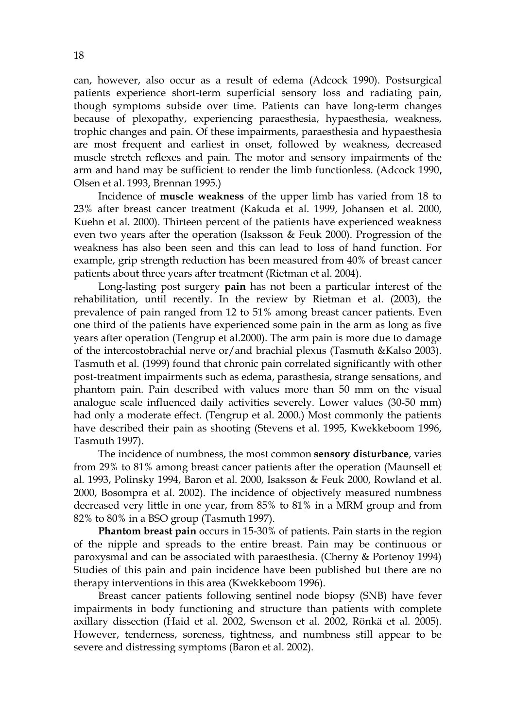can, however, also occur as a result of edema (Adcock 1990). Postsurgical patients experience short-term superficial sensory loss and radiating pain, though symptoms subside over time. Patients can have long-term changes because of plexopathy, experiencing paraesthesia, hypaesthesia, weakness, trophic changes and pain. Of these impairments, paraesthesia and hypaesthesia are most frequent and earliest in onset, followed by weakness, decreased muscle stretch reflexes and pain. The motor and sensory impairments of the arm and hand may be sufficient to render the limb functionless. (Adcock 1990, Olsen et al. 1993, Brennan 1995.)

Incidence of **muscle weakness** of the upper limb has varied from 18 to 23% after breast cancer treatment (Kakuda et al. 1999, Johansen et al. 2000, Kuehn et al. 2000). Thirteen percent of the patients have experienced weakness even two years after the operation (Isaksson & Feuk 2000). Progression of the weakness has also been seen and this can lead to loss of hand function. For example, grip strength reduction has been measured from 40% of breast cancer patients about three years after treatment (Rietman et al. 2004).

Long-lasting post surgery **pain** has not been a particular interest of the rehabilitation, until recently. In the review by Rietman et al. (2003), the prevalence of pain ranged from 12 to 51% among breast cancer patients. Even one third of the patients have experienced some pain in the arm as long as five years after operation (Tengrup et al.2000). The arm pain is more due to damage of the intercostobrachial nerve or/and brachial plexus (Tasmuth &Kalso 2003). Tasmuth et al. (1999) found that chronic pain correlated significantly with other post-treatment impairments such as edema, parasthesia, strange sensations, and phantom pain. Pain described with values more than 50 mm on the visual analogue scale influenced daily activities severely. Lower values (30-50 mm) had only a moderate effect. (Tengrup et al. 2000.) Most commonly the patients have described their pain as shooting (Stevens et al. 1995, Kwekkeboom 1996, Tasmuth 1997).

The incidence of numbness, the most common **sensory disturbance**, varies from 29% to 81% among breast cancer patients after the operation (Maunsell et al. 1993, Polinsky 1994, Baron et al. 2000, Isaksson & Feuk 2000, Rowland et al. 2000, Bosompra et al. 2002). The incidence of objectively measured numbness decreased very little in one year, from 85% to 81% in a MRM group and from 82% to 80% in a BSO group (Tasmuth 1997).

**Phantom breast pain** occurs in 15-30% of patients. Pain starts in the region of the nipple and spreads to the entire breast. Pain may be continuous or paroxysmal and can be associated with paraesthesia. (Cherny & Portenoy 1994) Studies of this pain and pain incidence have been published but there are no therapy interventions in this area (Kwekkeboom 1996).

Breast cancer patients following sentinel node biopsy (SNB) have fever impairments in body functioning and structure than patients with complete axillary dissection (Haid et al. 2002, Swenson et al. 2002, Rönkä et al. 2005). However, tenderness, soreness, tightness, and numbness still appear to be severe and distressing symptoms (Baron et al. 2002).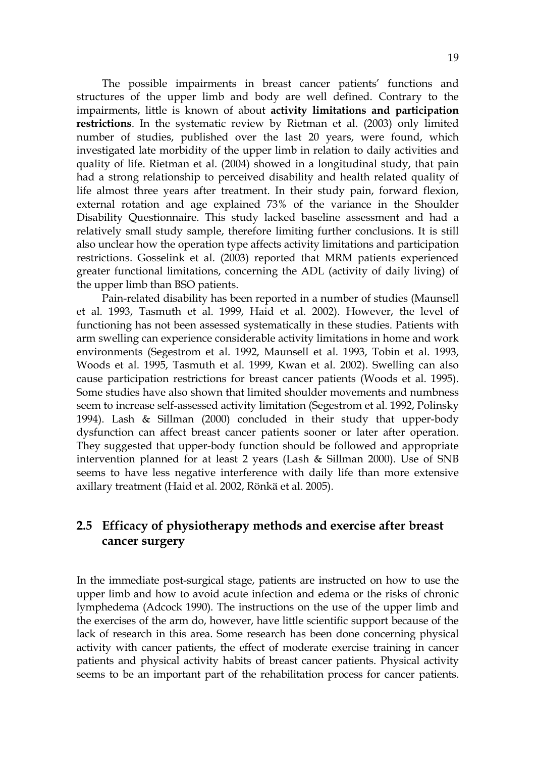The possible impairments in breast cancer patients' functions and structures of the upper limb and body are well defined. Contrary to the impairments, little is known of about **activity limitations and participation restrictions**. In the systematic review by Rietman et al. (2003) only limited number of studies, published over the last 20 years, were found, which investigated late morbidity of the upper limb in relation to daily activities and quality of life. Rietman et al. (2004) showed in a longitudinal study, that pain had a strong relationship to perceived disability and health related quality of life almost three years after treatment. In their study pain, forward flexion, external rotation and age explained 73% of the variance in the Shoulder Disability Questionnaire. This study lacked baseline assessment and had a relatively small study sample, therefore limiting further conclusions. It is still also unclear how the operation type affects activity limitations and participation restrictions. Gosselink et al. (2003) reported that MRM patients experienced greater functional limitations, concerning the ADL (activity of daily living) of the upper limb than BSO patients.

Pain-related disability has been reported in a number of studies (Maunsell et al. 1993, Tasmuth et al. 1999, Haid et al. 2002). However, the level of functioning has not been assessed systematically in these studies. Patients with arm swelling can experience considerable activity limitations in home and work environments (Segestrom et al. 1992, Maunsell et al. 1993, Tobin et al. 1993, Woods et al. 1995, Tasmuth et al. 1999, Kwan et al. 2002). Swelling can also cause participation restrictions for breast cancer patients (Woods et al. 1995). Some studies have also shown that limited shoulder movements and numbness seem to increase self-assessed activity limitation (Segestrom et al. 1992, Polinsky 1994). Lash & Sillman (2000) concluded in their study that upper-body dysfunction can affect breast cancer patients sooner or later after operation. They suggested that upper-body function should be followed and appropriate intervention planned for at least 2 years (Lash & Sillman 2000). Use of SNB seems to have less negative interference with daily life than more extensive axillary treatment (Haid et al. 2002, Rönkä et al. 2005).

## 2.5 Efficacy of physiotherapy methods and exercise after breast cancer surgery

In the immediate post-surgical stage, patients are instructed on how to use the upper limb and how to avoid acute infection and edema or the risks of chronic lymphedema (Adcock 1990). The instructions on the use of the upper limb and the exercises of the arm do, however, have little scientific support because of the lack of research in this area. Some research has been done concerning physical activity with cancer patients, the effect of moderate exercise training in cancer patients and physical activity habits of breast cancer patients. Physical activity seems to be an important part of the rehabilitation process for cancer patients.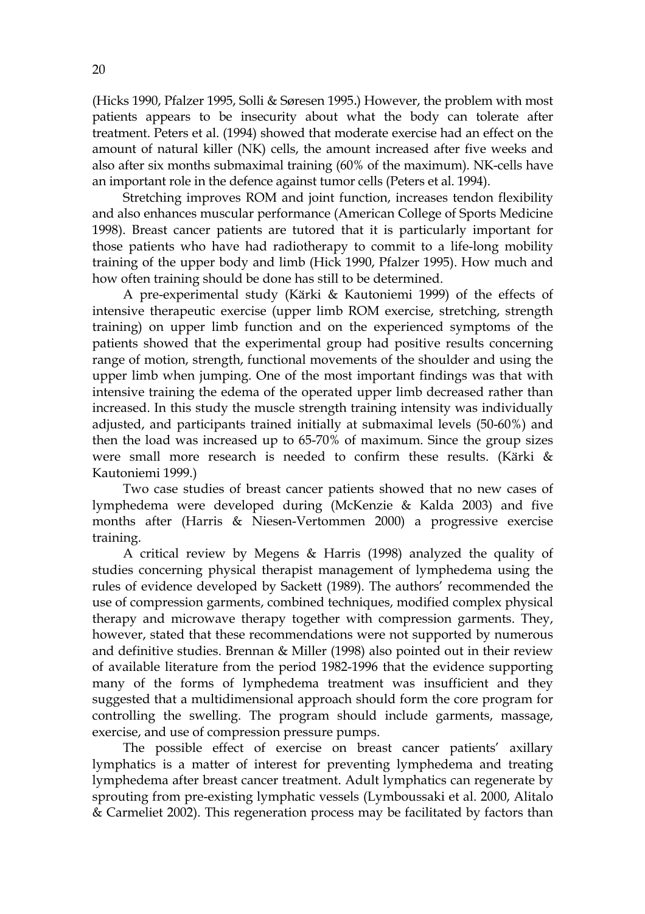(Hicks 1990, Pfalzer 1995, Solli & Søresen 1995.) However, the problem with most patients appears to be insecurity about what the body can tolerate after treatment. Peters et al. (1994) showed that moderate exercise had an effect on the amount of natural killer (NK) cells, the amount increased after five weeks and also after six months submaximal training (60% of the maximum). NK-cells have an important role in the defence against tumor cells (Peters et al. 1994).

Stretching improves ROM and joint function, increases tendon flexibility and also enhances muscular performance (American College of Sports Medicine 1998). Breast cancer patients are tutored that it is particularly important for those patients who have had radiotherapy to commit to a life-long mobility training of the upper body and limb (Hick 1990, Pfalzer 1995). How much and how often training should be done has still to be determined.

A pre-experimental study (Kärki & Kautoniemi 1999) of the effects of intensive therapeutic exercise (upper limb ROM exercise, stretching, strength training) on upper limb function and on the experienced symptoms of the patients showed that the experimental group had positive results concerning range of motion, strength, functional movements of the shoulder and using the upper limb when jumping. One of the most important findings was that with intensive training the edema of the operated upper limb decreased rather than increased. In this study the muscle strength training intensity was individually adjusted, and participants trained initially at submaximal levels (50-60%) and then the load was increased up to 65-70% of maximum. Since the group sizes were small more research is needed to confirm these results. (Kärki & Kautoniemi 1999.)

Two case studies of breast cancer patients showed that no new cases of lymphedema were developed during (McKenzie & Kalda 2003) and five months after (Harris & Niesen-Vertommen 2000) a progressive exercise training.

A critical review by Megens & Harris (1998) analyzed the quality of studies concerning physical therapist management of lymphedema using the rules of evidence developed by Sackett (1989). The authors' recommended the use of compression garments, combined techniques, modified complex physical therapy and microwave therapy together with compression garments. They, however, stated that these recommendations were not supported by numerous and definitive studies. Brennan & Miller (1998) also pointed out in their review of available literature from the period 1982-1996 that the evidence supporting many of the forms of lymphedema treatment was insufficient and they suggested that a multidimensional approach should form the core program for controlling the swelling. The program should include garments, massage, exercise, and use of compression pressure pumps.

The possible effect of exercise on breast cancer patients' axillary lymphatics is a matter of interest for preventing lymphedema and treating lymphedema after breast cancer treatment. Adult lymphatics can regenerate by sprouting from pre-existing lymphatic vessels (Lymboussaki et al. 2000, Alitalo & Carmeliet 2002). This regeneration process may be facilitated by factors than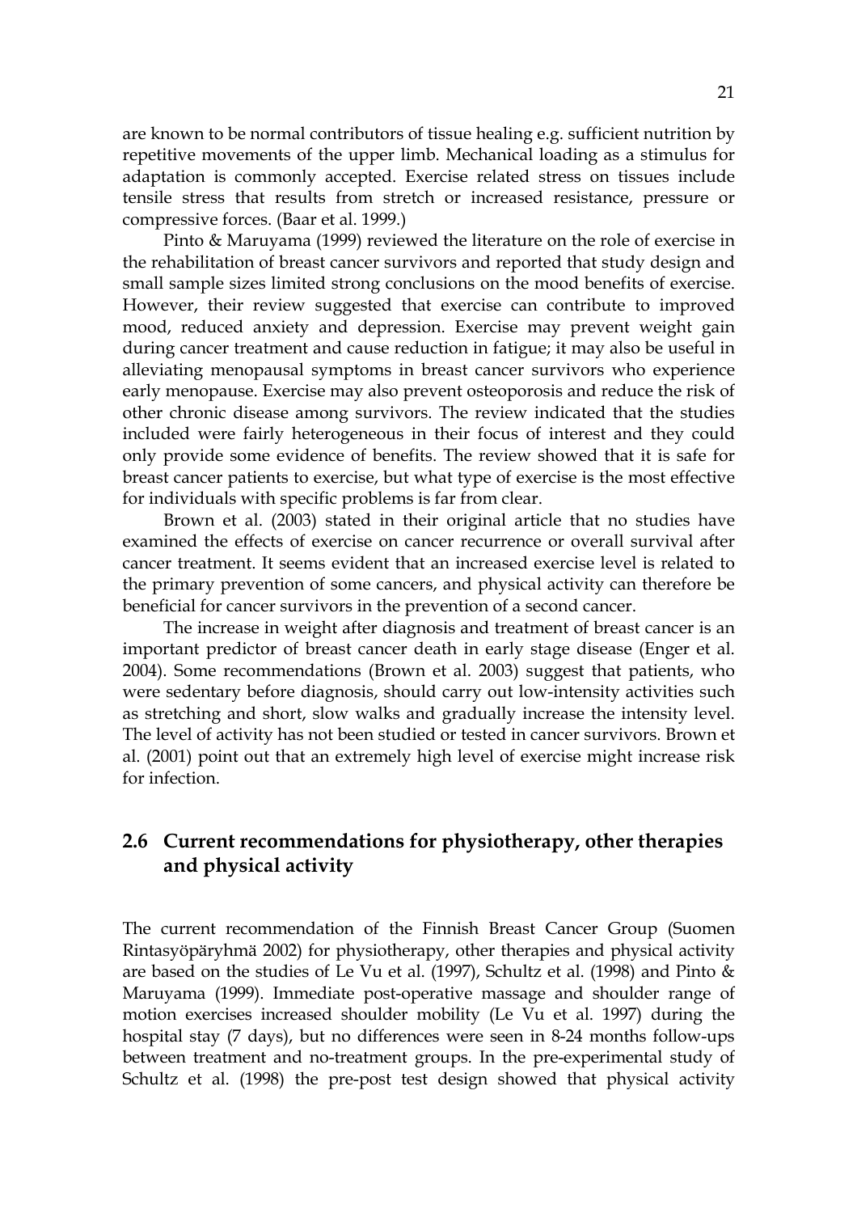are known to be normal contributors of tissue healing e.g. sufficient nutrition by repetitive movements of the upper limb. Mechanical loading as a stimulus for adaptation is commonly accepted. Exercise related stress on tissues include tensile stress that results from stretch or increased resistance, pressure or compressive forces. (Baar et al. 1999.)

Pinto & Maruyama (1999) reviewed the literature on the role of exercise in the rehabilitation of breast cancer survivors and reported that study design and small sample sizes limited strong conclusions on the mood benefits of exercise. However, their review suggested that exercise can contribute to improved mood, reduced anxiety and depression. Exercise may prevent weight gain during cancer treatment and cause reduction in fatigue; it may also be useful in alleviating menopausal symptoms in breast cancer survivors who experience early menopause. Exercise may also prevent osteoporosis and reduce the risk of other chronic disease among survivors. The review indicated that the studies included were fairly heterogeneous in their focus of interest and they could only provide some evidence of benefits. The review showed that it is safe for breast cancer patients to exercise, but what type of exercise is the most effective for individuals with specific problems is far from clear.

Brown et al. (2003) stated in their original article that no studies have examined the effects of exercise on cancer recurrence or overall survival after cancer treatment. It seems evident that an increased exercise level is related to the primary prevention of some cancers, and physical activity can therefore be beneficial for cancer survivors in the prevention of a second cancer.

The increase in weight after diagnosis and treatment of breast cancer is an important predictor of breast cancer death in early stage disease (Enger et al. 2004). Some recommendations (Brown et al. 2003) suggest that patients, who were sedentary before diagnosis, should carry out low-intensity activities such as stretching and short, slow walks and gradually increase the intensity level. The level of activity has not been studied or tested in cancer survivors. Brown et al. (2001) point out that an extremely high level of exercise might increase risk for infection.

## 2.6 Current recommendations for physiotherapy, other therapies and physical activity

The current recommendation of the Finnish Breast Cancer Group (Suomen Rintasyöpäryhmä 2002) for physiotherapy, other therapies and physical activity are based on the studies of Le Vu et al. (1997), Schultz et al. (1998) and Pinto & Maruyama (1999). Immediate post-operative massage and shoulder range of motion exercises increased shoulder mobility (Le Vu et al. 1997) during the hospital stay (7 days), but no differences were seen in 8-24 months follow-ups between treatment and no-treatment groups. In the pre-experimental study of Schultz et al. (1998) the pre-post test design showed that physical activity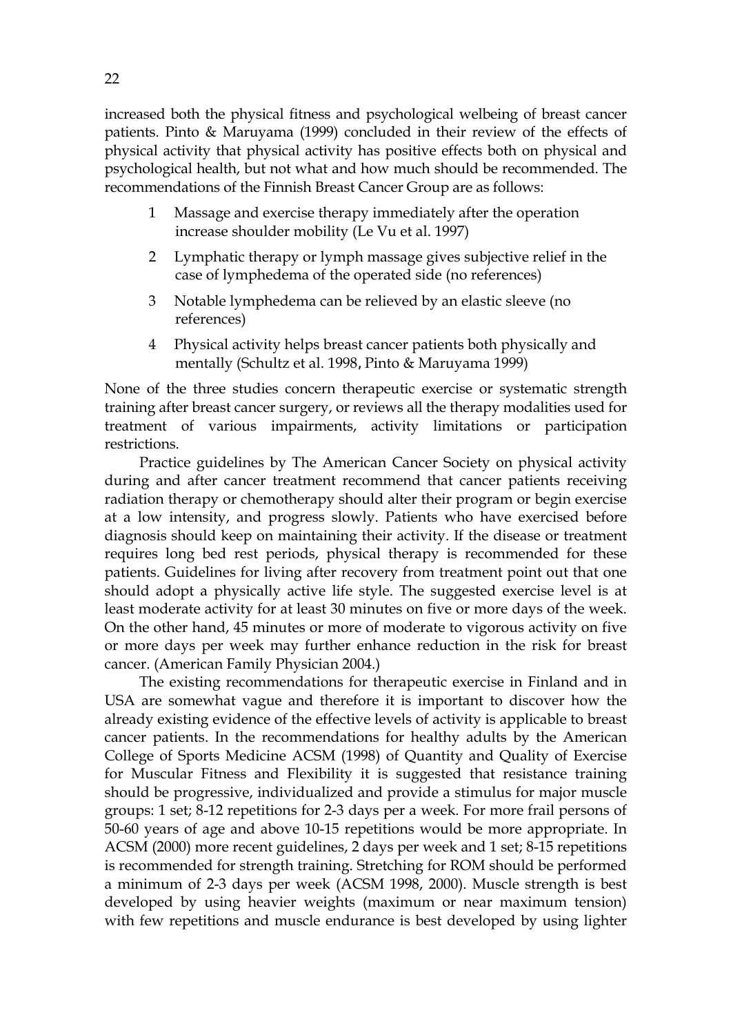increased both the physical fitness and psychological welbeing of breast cancer patients. Pinto & Maruyama (1999) concluded in their review of the effects of physical activity that physical activity has positive effects both on physical and psychological health, but not what and how much should be recommended. The recommendations of the Finnish Breast Cancer Group are as follows:

1. Massage and exercise therapy immediately after the operation increase shoulder mobility (Le Vu et al. 1997)
2. Lymphatic therapy or lymph massage gives subjective relief in the case of lymphedema of the operated side (no references)
3. Notable lymphedema can be relieved by an elastic sleeve (no references)
4. Physical activity helps breast cancer patients both physically and mentally (Schultz et al. 1998, Pinto & Maruyama 1999)

None of the three studies concern therapeutic exercise or systematic strength training after breast cancer surgery, or reviews all the therapy modalities used for treatment of various impairments, activity limitations or participation restrictions.

Practice guidelines by The American Cancer Society on physical activity during and after cancer treatment recommend that cancer patients receiving radiation therapy or chemotherapy should alter their program or begin exercise at a low intensity, and progress slowly. Patients who have exercised before diagnosis should keep on maintaining their activity. If the disease or treatment requires long bed rest periods, physical therapy is recommended for these patients. Guidelines for living after recovery from treatment point out that one should adopt a physically active life style. The suggested exercise level is at least moderate activity for at least 30 minutes on five or more days of the week. On the other hand, 45 minutes or more of moderate to vigorous activity on five or more days per week may further enhance reduction in the risk for breast cancer. (American Family Physician 2004.)

The existing recommendations for therapeutic exercise in Finland and in USA are somewhat vague and therefore it is important to discover how the already existing evidence of the effective levels of activity is applicable to breast cancer patients. In the recommendations for healthy adults by the American College of Sports Medicine ACSM (1998) of Quantity and Quality of Exercise for Muscular Fitness and Flexibility it is suggested that resistance training should be progressive, individualized and provide a stimulus for major muscle groups: 1 set; 8-12 repetitions for 2-3 days per a week. For more frail persons of 50-60 years of age and above 10-15 repetitions would be more appropriate. In ACSM (2000) more recent guidelines, 2 days per week and 1 set; 8-15 repetitions is recommended for strength training. Stretching for ROM should be performed a minimum of 2-3 days per week (ACSM 1998, 2000). Muscle strength is best developed by using heavier weights (maximum or near maximum tension) with few repetitions and muscle endurance is best developed by using lighter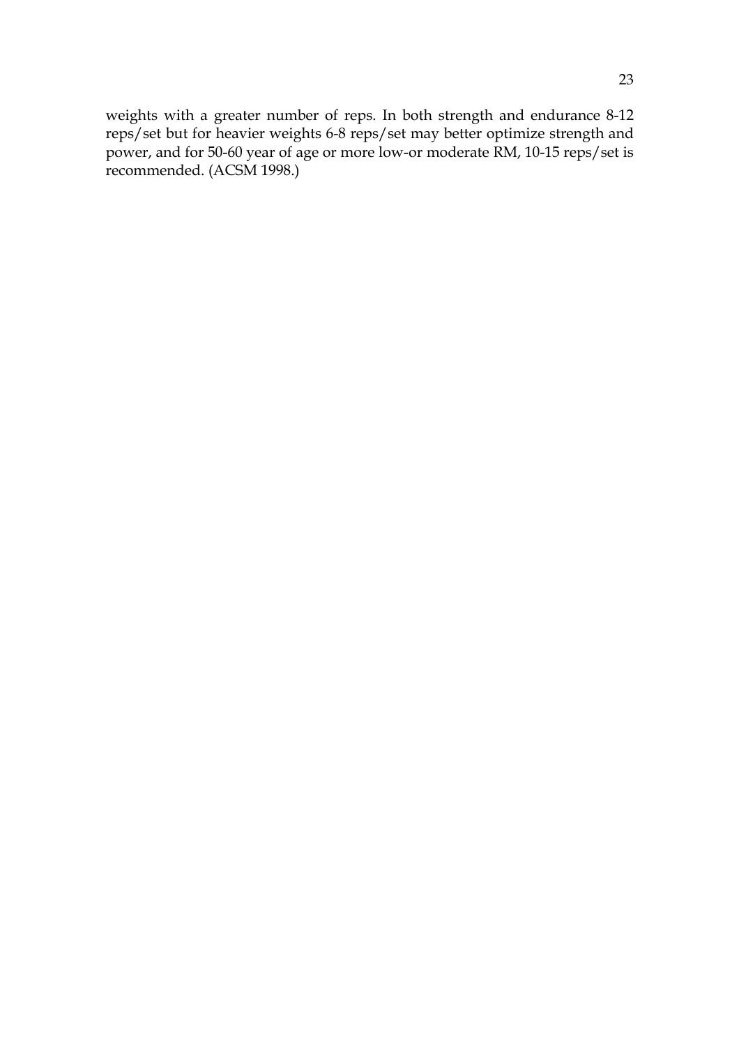weights with a greater number of reps. In both strength and endurance 8-12 reps/set but for heavier weights 6-8 reps/set may better optimize strength and power, and for 50-60 year of age or more low-or moderate RM, 10-15 reps/set is recommended. (ACSM 1998.)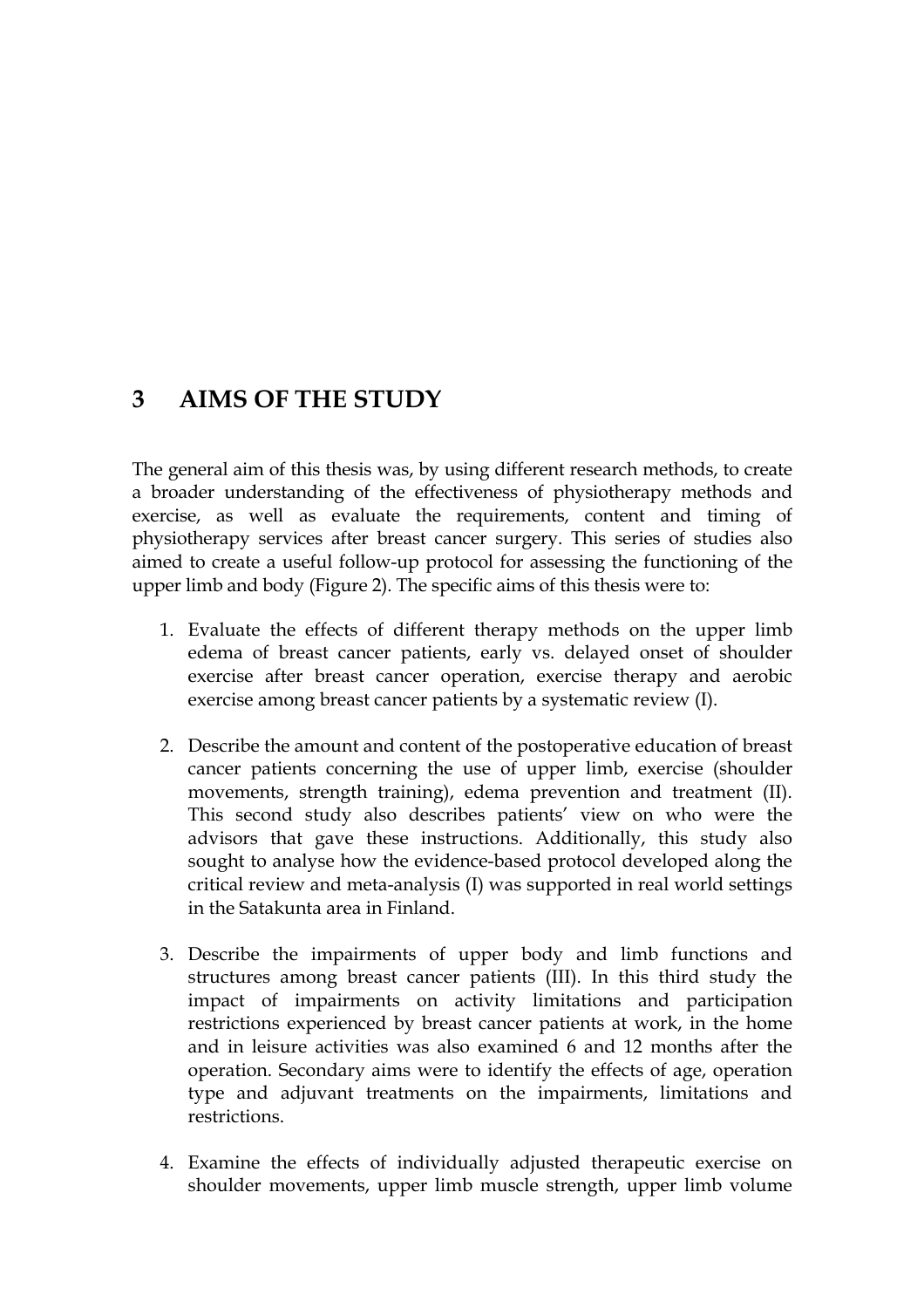# 3 AIMS OF THE STUDY

The general aim of this thesis was, by using different research methods, to create a broader understanding of the effectiveness of physiotherapy methods and exercise, as well as evaluate the requirements, content and timing of physiotherapy services after breast cancer surgery. This series of studies also aimed to create a useful follow-up protocol for assessing the functioning of the upper limb and body (Figure 2). The specific aims of this thesis were to:

1. Evaluate the effects of different therapy methods on the upper limb edema of breast cancer patients, early vs. delayed onset of shoulder exercise after breast cancer operation, exercise therapy and aerobic exercise among breast cancer patients by a systematic review (I).

2. Describe the amount and content of the postoperative education of breast cancer patients concerning the use of upper limb, exercise (shoulder movements, strength training), edema prevention and treatment (II). This second study also describes patients' view on who were the advisors that gave these instructions. Additionally, this study also sought to analyse how the evidence-based protocol developed along the critical review and meta-analysis (I) was supported in real world settings in the Satakunta area in Finland.

3. Describe the impairments of upper body and limb functions and structures among breast cancer patients (III). In this third study the impact of impairments on activity limitations and participation restrictions experienced by breast cancer patients at work, in the home and in leisure activities was also examined 6 and 12 months after the operation. Secondary aims were to identify the effects of age, operation type and adjuvant treatments on the impairments, limitations and restrictions.

4. Examine the effects of individually adjusted therapeutic exercise on shoulder movements, upper limb muscle strength, upper limb volume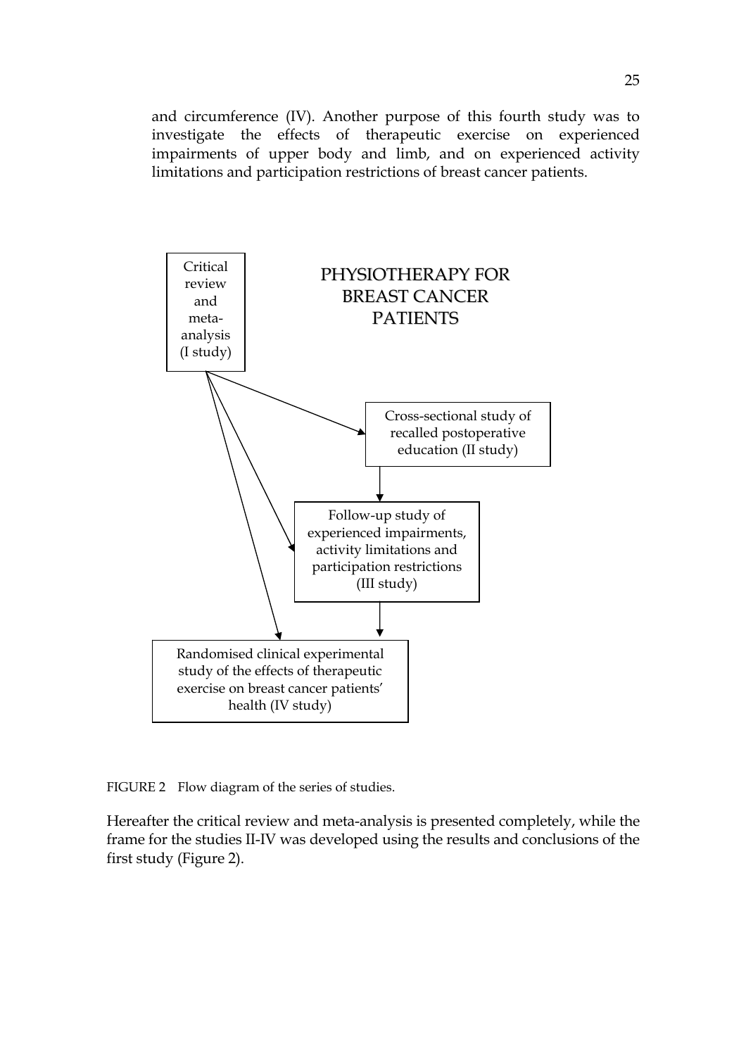and circumference (IV). Another purpose of this fourth study was to investigate the effects of therapeutic exercise on experienced impairments of upper body and limb, and on experienced activity limitations and participation restrictions of breast cancer patients.

PHYSIOTHERAPY FOR BREAST CANCER PATIENTS

Critical review and meta-analysis (I study)

Cross-sectional study of recalled postoperative education (II study)

Follow-up study of experienced impairments, activity limitations and participation restrictions (III study)

Randomised clinical experimental study of the effects of therapeutic exercise on breast cancer patients' health (IV study)

FIGURE 2 Flow diagram of the series of studies.

Hereafter the critical review and meta-analysis is presented completely, while the frame for the studies II-IV was developed using the results and conclusions of the first study (Figure 2).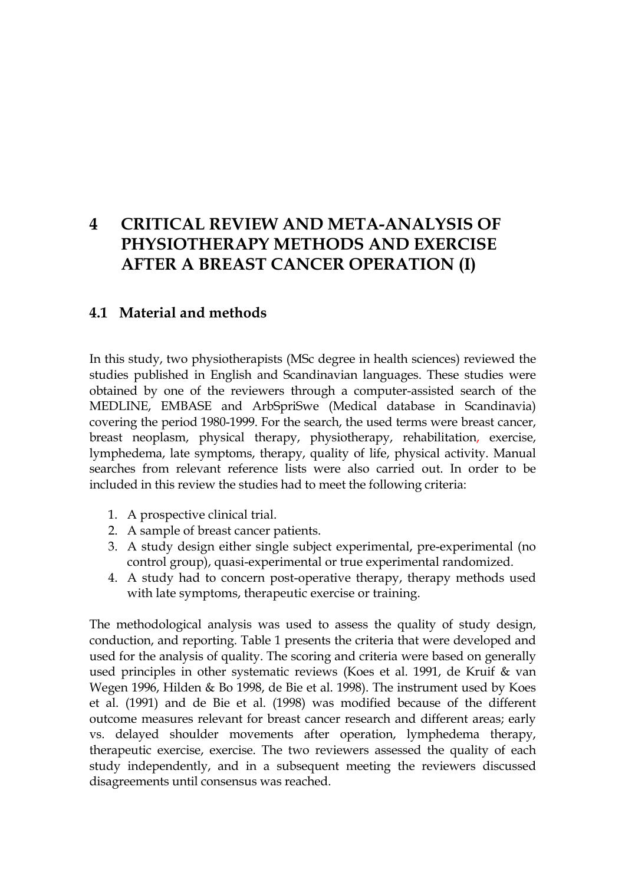# 4 CRITICAL REVIEW AND META-ANALYSIS OF PHYSIOTHERAPY METHODS AND EXERCISE AFTER A BREAST CANCER OPERATION (I)

## 4.1 Material and methods

In this study, two physiotherapists (MSc degree in health sciences) reviewed the studies published in English and Scandinavian languages. These studies were obtained by one of the reviewers through a computer-assisted search of the MEDLINE, EMBASE and ArbSpriSwe (Medical database in Scandinavia) covering the period 1980-1999. For the search, the used terms were breast cancer, breast neoplasm, physical therapy, physiotherapy, rehabilitation, exercise, lymphedema, late symptoms, therapy, quality of life, physical activity. Manual searches from relevant reference lists were also carried out. In order to be included in this review the studies had to meet the following criteria:

1. A prospective clinical trial.
2. A sample of breast cancer patients.
3. A study design either single subject experimental, pre-experimental (no control group), quasi-experimental or true experimental randomized.
4. A study had to concern post-operative therapy, therapy methods used with late symptoms, therapeutic exercise or training.

The methodological analysis was used to assess the quality of study design, conduction, and reporting. Table 1 presents the criteria that were developed and used for the analysis of quality. The scoring and criteria were based on generally used principles in other systematic reviews (Koes et al. 1991, de Kruif & van Wegen 1996, Hilden & Bo 1998, de Bie et al. 1998). The instrument used by Koes et al. (1991) and de Bie et al. (1998) was modified because of the different outcome measures relevant for breast cancer research and different areas; early vs. delayed shoulder movements after operation, lymphedema therapy, therapeutic exercise, exercise. The two reviewers assessed the quality of each study independently, and in a subsequent meeting the reviewers discussed disagreements until consensus was reached.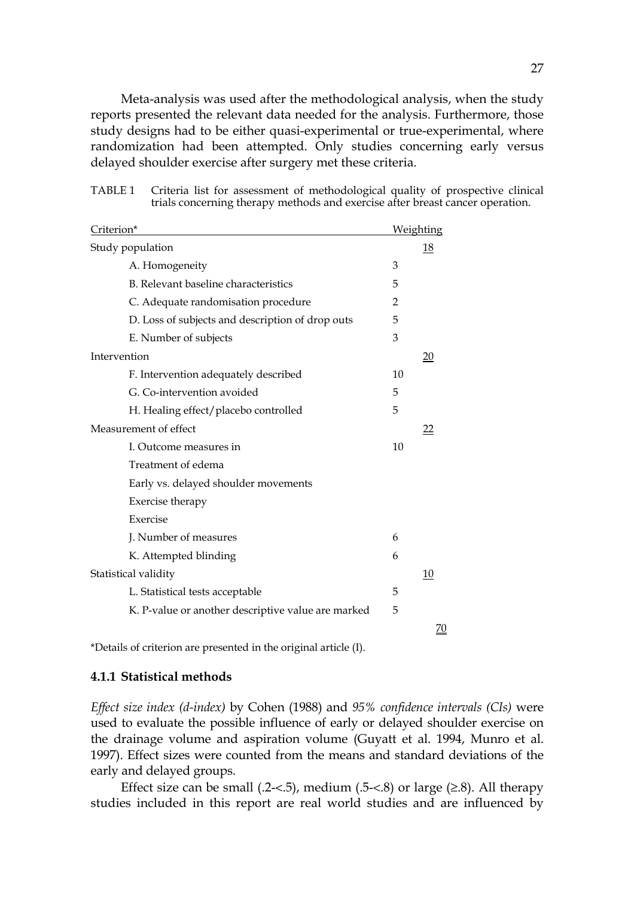Meta-analysis was used after the methodological analysis, when the study reports presented the relevant data needed for the analysis. Furthermore, those study designs had to be either quasi-experimental or true-experimental, where randomization had been attempted. Only studies concerning early versus delayed shoulder exercise after surgery met these criteria.

TABLE 1 Criteria list for assessment of methodological quality of prospective clinical trials concerning therapy methods and exercise after breast cancer operation.

| Criterion* | Weighting | |
|---|---|---|
| Study population | | 18 |
| A. Homogeneity | 3 | |
| B. Relevant baseline characteristics | 5 | |
| C. Adequate randomisation procedure | 2 | |
| D. Loss of subjects and description of drop outs | 5 | |
| E. Number of subjects | 3 | |
| Intervention | | 20 |
| F. Intervention adequately described | 10 | |
| G. Co-intervention avoided | 5 | |
| H. Healing effect/placebo controlled | 5 | |
| Measurement of effect | | 22 |
| I. Outcome measures in | 10 | |
| Treatment of edema | | |
| Early vs. delayed shoulder movements | | |
| Exercise therapy | | |
| Exercise | | |
| J. Number of measures | 6 | |
| K. Attempted blinding | 6 | |
| Statistical validity | | 10 |
| L. Statistical tests acceptable | 5 | |
| K. P-value or another descriptive value are marked | 5 | |
| | | 70 |

*Details of criterion are presented in the original article (I).

### 4.1.1 Statistical methods

*Effect size index (d-index)* by Cohen (1988) and *95% confidence intervals (CIs)* were used to evaluate the possible influence of early or delayed shoulder exercise on the drainage volume and aspiration volume (Guyatt et al. 1994, Munro et al. 1997). Effect sizes were counted from the means and standard deviations of the early and delayed groups.

Effect size can be small (.2-<.5), medium (.5-<.8) or large (≥.8). All therapy studies included in this report are real world studies and are influenced by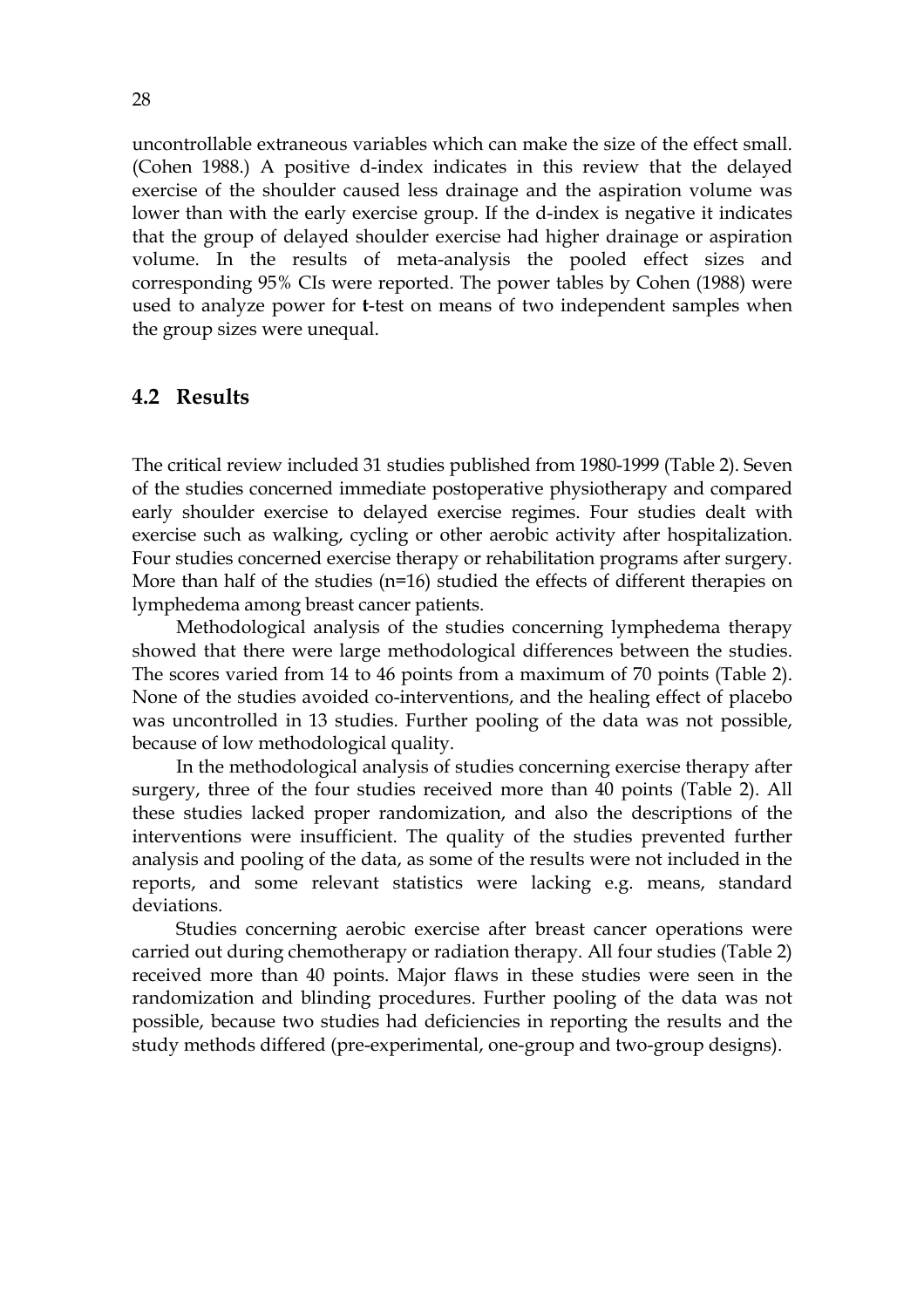uncontrollable extraneous variables which can make the size of the effect small. (Cohen 1988.) A positive d-index indicates in this review that the delayed exercise of the shoulder caused less drainage and the aspiration volume was lower than with the early exercise group. If the d-index is negative it indicates that the group of delayed shoulder exercise had higher drainage or aspiration volume. In the results of meta-analysis the pooled effect sizes and corresponding 95% CIs were reported. The power tables by Cohen (1988) were used to analyze power for **t**-test on means of two independent samples when the group sizes were unequal.

## 4.2 Results

The critical review included 31 studies published from 1980-1999 (Table 2). Seven of the studies concerned immediate postoperative physiotherapy and compared early shoulder exercise to delayed exercise regimes. Four studies dealt with exercise such as walking, cycling or other aerobic activity after hospitalization. Four studies concerned exercise therapy or rehabilitation programs after surgery. More than half of the studies (n=16) studied the effects of different therapies on lymphedema among breast cancer patients.

Methodological analysis of the studies concerning lymphedema therapy showed that there were large methodological differences between the studies. The scores varied from 14 to 46 points from a maximum of 70 points (Table 2). None of the studies avoided co-interventions, and the healing effect of placebo was uncontrolled in 13 studies. Further pooling of the data was not possible, because of low methodological quality.

In the methodological analysis of studies concerning exercise therapy after surgery, three of the four studies received more than 40 points (Table 2). All these studies lacked proper randomization, and also the descriptions of the interventions were insufficient. The quality of the studies prevented further analysis and pooling of the data, as some of the results were not included in the reports, and some relevant statistics were lacking e.g. means, standard deviations.

Studies concerning aerobic exercise after breast cancer operations were carried out during chemotherapy or radiation therapy. All four studies (Table 2) received more than 40 points. Major flaws in these studies were seen in the randomization and blinding procedures. Further pooling of the data was not possible, because two studies had deficiencies in reporting the results and the study methods differed (pre-experimental, one-group and two-group designs).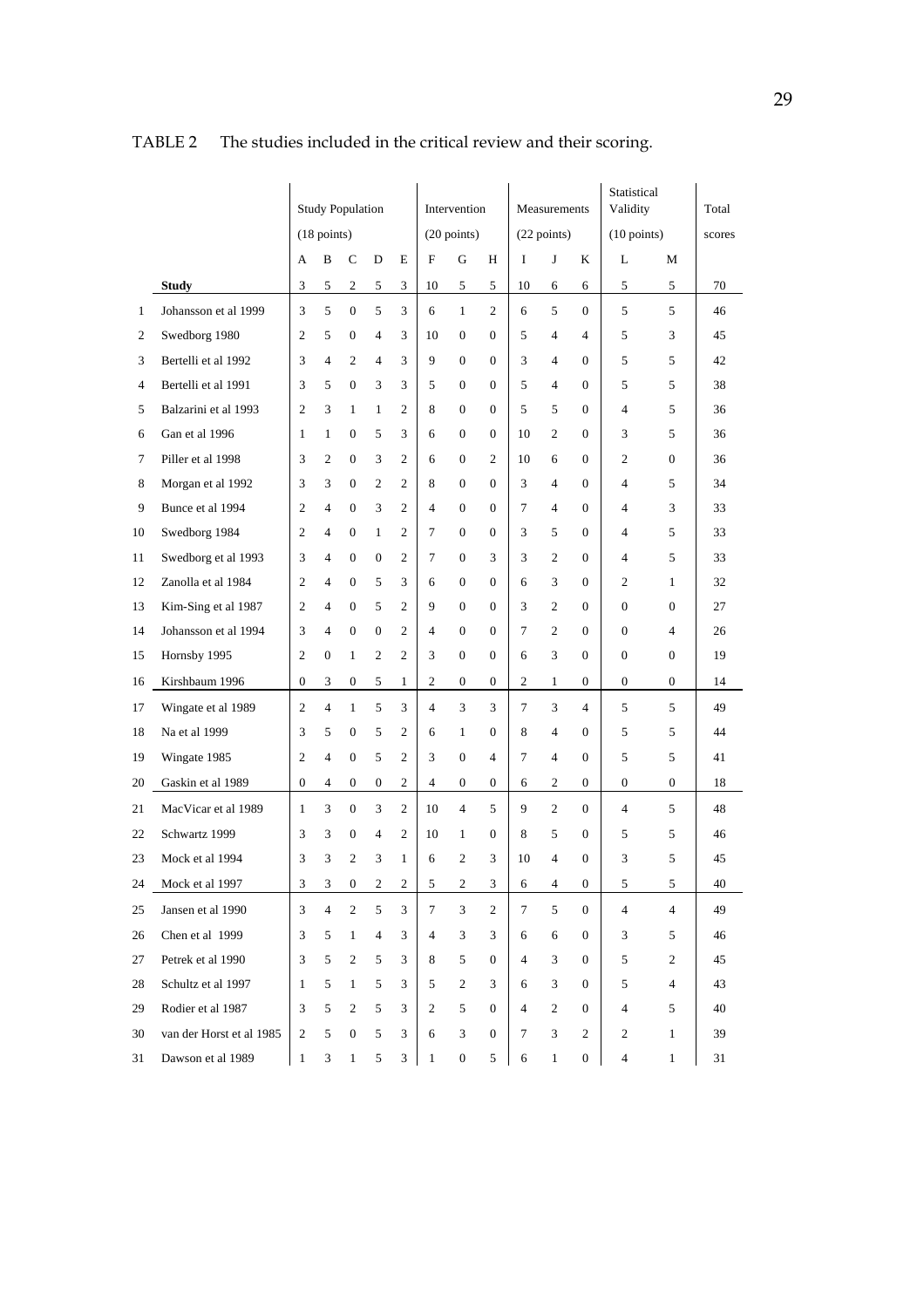TABLE 2 The studies included in the critical review and their scoring.

| | | Study Population | | | | | Intervention | | | Measurements | | | Statistical Validity | | Total |
|---|---|---|---|---|---|---|---|---|---|---|---|---|---|---|---|
| | | (18 points) | | | | | (20 points) | | | (22 points) | | | (10 points) | | scores |
| | | A | B | C | D | E | F | G | H | I | J | K | L | M | |
| | **Study** | 3 | 5 | 2 | 5 | 3 | 10 | 5 | 5 | 10 | 6 | 6 | 5 | 5 | 70 |
| 1 | Johansson et al 1999 | 3 | 5 | 0 | 5 | 3 | 6 | 1 | 2 | 6 | 5 | 0 | 5 | 5 | 46 |
| 2 | Swedborg 1980 | 2 | 5 | 0 | 4 | 3 | 10 | 0 | 0 | 5 | 4 | 4 | 5 | 3 | 45 |
| 3 | Bertelli et al 1992 | 3 | 4 | 2 | 4 | 3 | 9 | 0 | 0 | 3 | 4 | 0 | 5 | 5 | 42 |
| 4 | Bertelli et al 1991 | 3 | 5 | 0 | 3 | 3 | 5 | 0 | 0 | 5 | 4 | 0 | 5 | 5 | 38 |
| 5 | Balzarini et al 1993 | 2 | 3 | 1 | 1 | 2 | 8 | 0 | 0 | 5 | 5 | 0 | 4 | 5 | 36 |
| 6 | Gan et al 1996 | 1 | 1 | 0 | 5 | 3 | 6 | 0 | 0 | 10 | 2 | 0 | 3 | 5 | 36 |
| 7 | Piller et al 1998 | 3 | 2 | 0 | 3 | 2 | 6 | 0 | 2 | 10 | 6 | 0 | 2 | 0 | 36 |
| 8 | Morgan et al 1992 | 3 | 3 | 0 | 2 | 2 | 8 | 0 | 0 | 3 | 4 | 0 | 4 | 5 | 34 |
| 9 | Bunce et al 1994 | 2 | 4 | 0 | 3 | 2 | 4 | 0 | 0 | 7 | 4 | 0 | 4 | 3 | 33 |
| 10 | Swedborg 1984 | 2 | 4 | 0 | 1 | 2 | 7 | 0 | 0 | 3 | 5 | 0 | 4 | 5 | 33 |
| 11 | Swedborg et al 1993 | 3 | 4 | 0 | 0 | 2 | 7 | 0 | 3 | 3 | 2 | 0 | 4 | 5 | 33 |
| 12 | Zanolla et al 1984 | 2 | 4 | 0 | 5 | 3 | 6 | 0 | 0 | 6 | 3 | 0 | 2 | 1 | 32 |
| 13 | Kim-Sing et al 1987 | 2 | 4 | 0 | 5 | 2 | 9 | 0 | 0 | 3 | 2 | 0 | 0 | 0 | 27 |
| 14 | Johansson et al 1994 | 3 | 4 | 0 | 0 | 2 | 4 | 0 | 0 | 7 | 2 | 0 | 0 | 4 | 26 |
| 15 | Hornsby 1995 | 2 | 0 | 1 | 2 | 2 | 3 | 0 | 0 | 6 | 3 | 0 | 0 | 0 | 19 |
| 16 | Kirshbaum 1996 | 0 | 3 | 0 | 5 | 1 | 2 | 0 | 0 | 2 | 1 | 0 | 0 | 0 | 14 |
| 17 | Wingate et al 1989 | 2 | 4 | 1 | 5 | 3 | 4 | 3 | 3 | 7 | 3 | 4 | 5 | 5 | 49 |
| 18 | Na et al 1999 | 3 | 5 | 0 | 5 | 2 | 6 | 1 | 0 | 8 | 4 | 0 | 5 | 5 | 44 |
| 19 | Wingate 1985 | 2 | 4 | 0 | 5 | 2 | 3 | 0 | 4 | 7 | 4 | 0 | 5 | 5 | 41 |
| 20 | Gaskin et al 1989 | 0 | 4 | 0 | 0 | 2 | 4 | 0 | 0 | 6 | 2 | 0 | 0 | 0 | 18 |
| 21 | MacVicar et al 1989 | 1 | 3 | 0 | 3 | 2 | 10 | 4 | 5 | 9 | 2 | 0 | 4 | 5 | 48 |
| 22 | Schwartz 1999 | 3 | 3 | 0 | 4 | 2 | 10 | 1 | 0 | 8 | 5 | 0 | 5 | 5 | 46 |
| 23 | Mock et al 1994 | 3 | 3 | 2 | 3 | 1 | 6 | 2 | 3 | 10 | 4 | 0 | 3 | 5 | 45 |
| 24 | Mock et al 1997 | 3 | 3 | 0 | 2 | 2 | 5 | 2 | 3 | 6 | 4 | 0 | 5 | 5 | 40 |
| 25 | Jansen et al 1990 | 3 | 4 | 2 | 5 | 3 | 7 | 3 | 2 | 7 | 5 | 0 | 4 | 4 | 49 |
| 26 | Chen et al 1999 | 3 | 5 | 1 | 4 | 3 | 4 | 3 | 3 | 6 | 6 | 0 | 3 | 5 | 46 |
| 27 | Petrek et al 1990 | 3 | 5 | 2 | 5 | 3 | 8 | 5 | 0 | 4 | 3 | 0 | 5 | 2 | 45 |
| 28 | Schultz et al 1997 | 1 | 5 | 1 | 5 | 3 | 5 | 2 | 3 | 6 | 3 | 0 | 5 | 4 | 43 |
| 29 | Rodier et al 1987 | 3 | 5 | 2 | 5 | 3 | 2 | 5 | 0 | 4 | 2 | 0 | 4 | 5 | 40 |
| 30 | van der Horst et al 1985 | 2 | 5 | 0 | 5 | 3 | 6 | 3 | 0 | 7 | 3 | 2 | 2 | 1 | 39 |
| 31 | Dawson et al 1989 | 1 | 3 | 1 | 5 | 3 | 1 | 0 | 5 | 6 | 1 | 0 | 4 | 1 | 31 |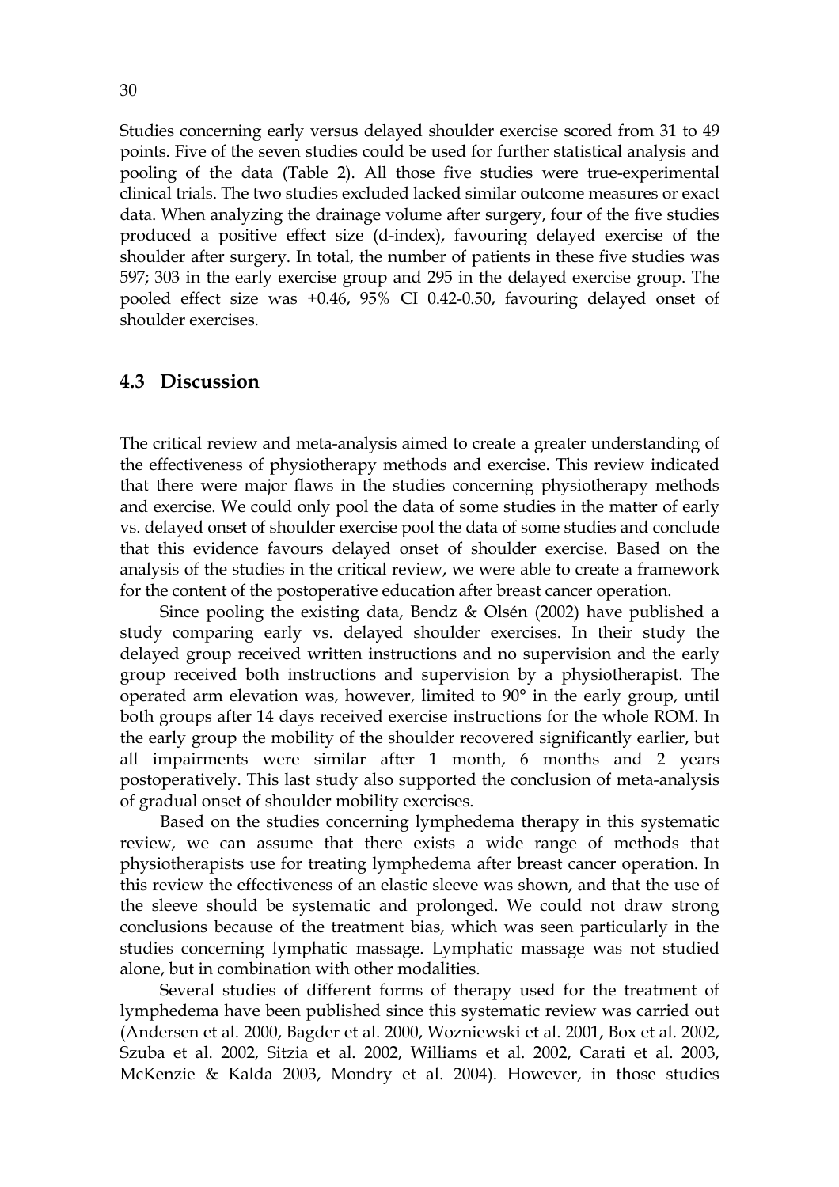Studies concerning early versus delayed shoulder exercise scored from 31 to 49 points. Five of the seven studies could be used for further statistical analysis and pooling of the data (Table 2). All those five studies were true-experimental clinical trials. The two studies excluded lacked similar outcome measures or exact data. When analyzing the drainage volume after surgery, four of the five studies produced a positive effect size (d-index), favouring delayed exercise of the shoulder after surgery. In total, the number of patients in these five studies was 597; 303 in the early exercise group and 295 in the delayed exercise group. The pooled effect size was +0.46, 95% CI 0.42-0.50, favouring delayed onset of shoulder exercises.

## 4.3 Discussion

The critical review and meta-analysis aimed to create a greater understanding of the effectiveness of physiotherapy methods and exercise. This review indicated that there were major flaws in the studies concerning physiotherapy methods and exercise. We could only pool the data of some studies in the matter of early vs. delayed onset of shoulder exercise pool the data of some studies and conclude that this evidence favours delayed onset of shoulder exercise. Based on the analysis of the studies in the critical review, we were able to create a framework for the content of the postoperative education after breast cancer operation.

Since pooling the existing data, Bendz & Olsén (2002) have published a study comparing early vs. delayed shoulder exercises. In their study the delayed group received written instructions and no supervision and the early group received both instructions and supervision by a physiotherapist. The operated arm elevation was, however, limited to 90° in the early group, until both groups after 14 days received exercise instructions for the whole ROM. In the early group the mobility of the shoulder recovered significantly earlier, but all impairments were similar after 1 month, 6 months and 2 years postoperatively. This last study also supported the conclusion of meta-analysis of gradual onset of shoulder mobility exercises.

Based on the studies concerning lymphedema therapy in this systematic review, we can assume that there exists a wide range of methods that physiotherapists use for treating lymphedema after breast cancer operation. In this review the effectiveness of an elastic sleeve was shown, and that the use of the sleeve should be systematic and prolonged. We could not draw strong conclusions because of the treatment bias, which was seen particularly in the studies concerning lymphatic massage. Lymphatic massage was not studied alone, but in combination with other modalities.

Several studies of different forms of therapy used for the treatment of lymphedema have been published since this systematic review was carried out (Andersen et al. 2000, Bagder et al. 2000, Wozniewski et al. 2001, Box et al. 2002, Szuba et al. 2002, Sitzia et al. 2002, Williams et al. 2002, Carati et al. 2003, McKenzie & Kalda 2003, Mondry et al. 2004). However, in those studies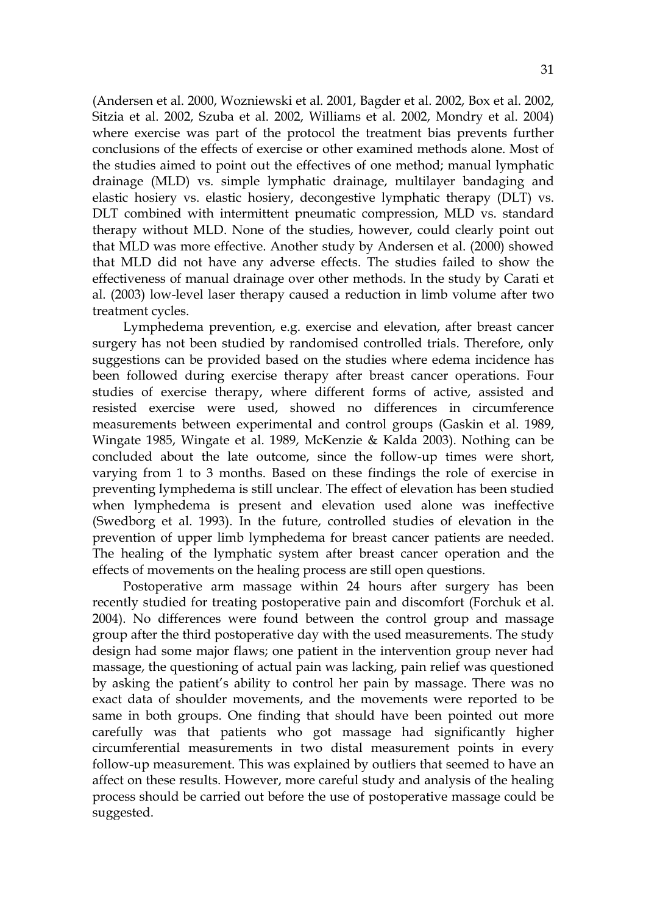(Andersen et al. 2000, Wozniewski et al. 2001, Bagder et al. 2002, Box et al. 2002, Sitzia et al. 2002, Szuba et al. 2002, Williams et al. 2002, Mondry et al. 2004) where exercise was part of the protocol the treatment bias prevents further conclusions of the effects of exercise or other examined methods alone. Most of the studies aimed to point out the effectives of one method; manual lymphatic drainage (MLD) vs. simple lymphatic drainage, multilayer bandaging and elastic hosiery vs. elastic hosiery, decongestive lymphatic therapy (DLT) vs. DLT combined with intermittent pneumatic compression, MLD vs. standard therapy without MLD. None of the studies, however, could clearly point out that MLD was more effective. Another study by Andersen et al. (2000) showed that MLD did not have any adverse effects. The studies failed to show the effectiveness of manual drainage over other methods. In the study by Carati et al. (2003) low-level laser therapy caused a reduction in limb volume after two treatment cycles.

Lymphedema prevention, e.g. exercise and elevation, after breast cancer surgery has not been studied by randomised controlled trials. Therefore, only suggestions can be provided based on the studies where edema incidence has been followed during exercise therapy after breast cancer operations. Four studies of exercise therapy, where different forms of active, assisted and resisted exercise were used, showed no differences in circumference measurements between experimental and control groups (Gaskin et al. 1989, Wingate 1985, Wingate et al. 1989, McKenzie & Kalda 2003). Nothing can be concluded about the late outcome, since the follow-up times were short, varying from 1 to 3 months. Based on these findings the role of exercise in preventing lymphedema is still unclear. The effect of elevation has been studied when lymphedema is present and elevation used alone was ineffective (Swedborg et al. 1993). In the future, controlled studies of elevation in the prevention of upper limb lymphedema for breast cancer patients are needed. The healing of the lymphatic system after breast cancer operation and the effects of movements on the healing process are still open questions.

Postoperative arm massage within 24 hours after surgery has been recently studied for treating postoperative pain and discomfort (Forchuk et al. 2004). No differences were found between the control group and massage group after the third postoperative day with the used measurements. The study design had some major flaws; one patient in the intervention group never had massage, the questioning of actual pain was lacking, pain relief was questioned by asking the patient's ability to control her pain by massage. There was no exact data of shoulder movements, and the movements were reported to be same in both groups. One finding that should have been pointed out more carefully was that patients who got massage had significantly higher circumferential measurements in two distal measurement points in every follow-up measurement. This was explained by outliers that seemed to have an affect on these results. However, more careful study and analysis of the healing process should be carried out before the use of postoperative massage could be suggested.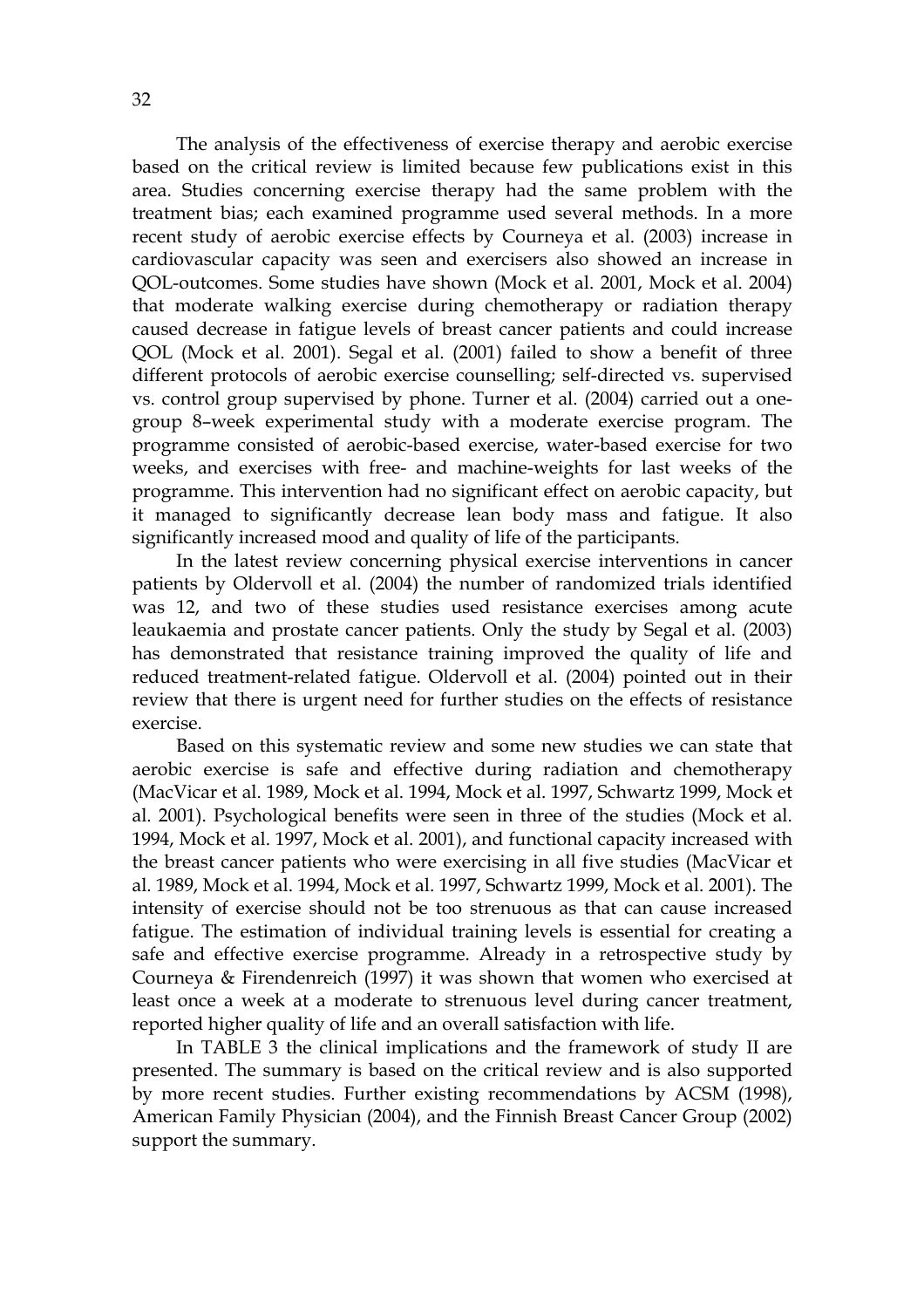The analysis of the effectiveness of exercise therapy and aerobic exercise based on the critical review is limited because few publications exist in this area. Studies concerning exercise therapy had the same problem with the treatment bias; each examined programme used several methods. In a more recent study of aerobic exercise effects by Courneya et al. (2003) increase in cardiovascular capacity was seen and exercisers also showed an increase in QOL-outcomes. Some studies have shown (Mock et al. 2001, Mock et al. 2004) that moderate walking exercise during chemotherapy or radiation therapy caused decrease in fatigue levels of breast cancer patients and could increase QOL (Mock et al. 2001). Segal et al. (2001) failed to show a benefit of three different protocols of aerobic exercise counselling; self-directed vs. supervised vs. control group supervised by phone. Turner et al. (2004) carried out a one-group 8–week experimental study with a moderate exercise program. The programme consisted of aerobic-based exercise, water-based exercise for two weeks, and exercises with free- and machine-weights for last weeks of the programme. This intervention had no significant effect on aerobic capacity, but it managed to significantly decrease lean body mass and fatigue. It also significantly increased mood and quality of life of the participants.

In the latest review concerning physical exercise interventions in cancer patients by Oldervoll et al. (2004) the number of randomized trials identified was 12, and two of these studies used resistance exercises among acute leaukaemia and prostate cancer patients. Only the study by Segal et al. (2003) has demonstrated that resistance training improved the quality of life and reduced treatment-related fatigue. Oldervoll et al. (2004) pointed out in their review that there is urgent need for further studies on the effects of resistance exercise.

Based on this systematic review and some new studies we can state that aerobic exercise is safe and effective during radiation and chemotherapy (MacVicar et al. 1989, Mock et al. 1994, Mock et al. 1997, Schwartz 1999, Mock et al. 2001). Psychological benefits were seen in three of the studies (Mock et al. 1994, Mock et al. 1997, Mock et al. 2001), and functional capacity increased with the breast cancer patients who were exercising in all five studies (MacVicar et al. 1989, Mock et al. 1994, Mock et al. 1997, Schwartz 1999, Mock et al. 2001). The intensity of exercise should not be too strenuous as that can cause increased fatigue. The estimation of individual training levels is essential for creating a safe and effective exercise programme. Already in a retrospective study by Courneya & Firendenreich (1997) it was shown that women who exercised at least once a week at a moderate to strenuous level during cancer treatment, reported higher quality of life and an overall satisfaction with life.

In TABLE 3 the clinical implications and the framework of study II are presented. The summary is based on the critical review and is also supported by more recent studies. Further existing recommendations by ACSM (1998), American Family Physician (2004), and the Finnish Breast Cancer Group (2002) support the summary.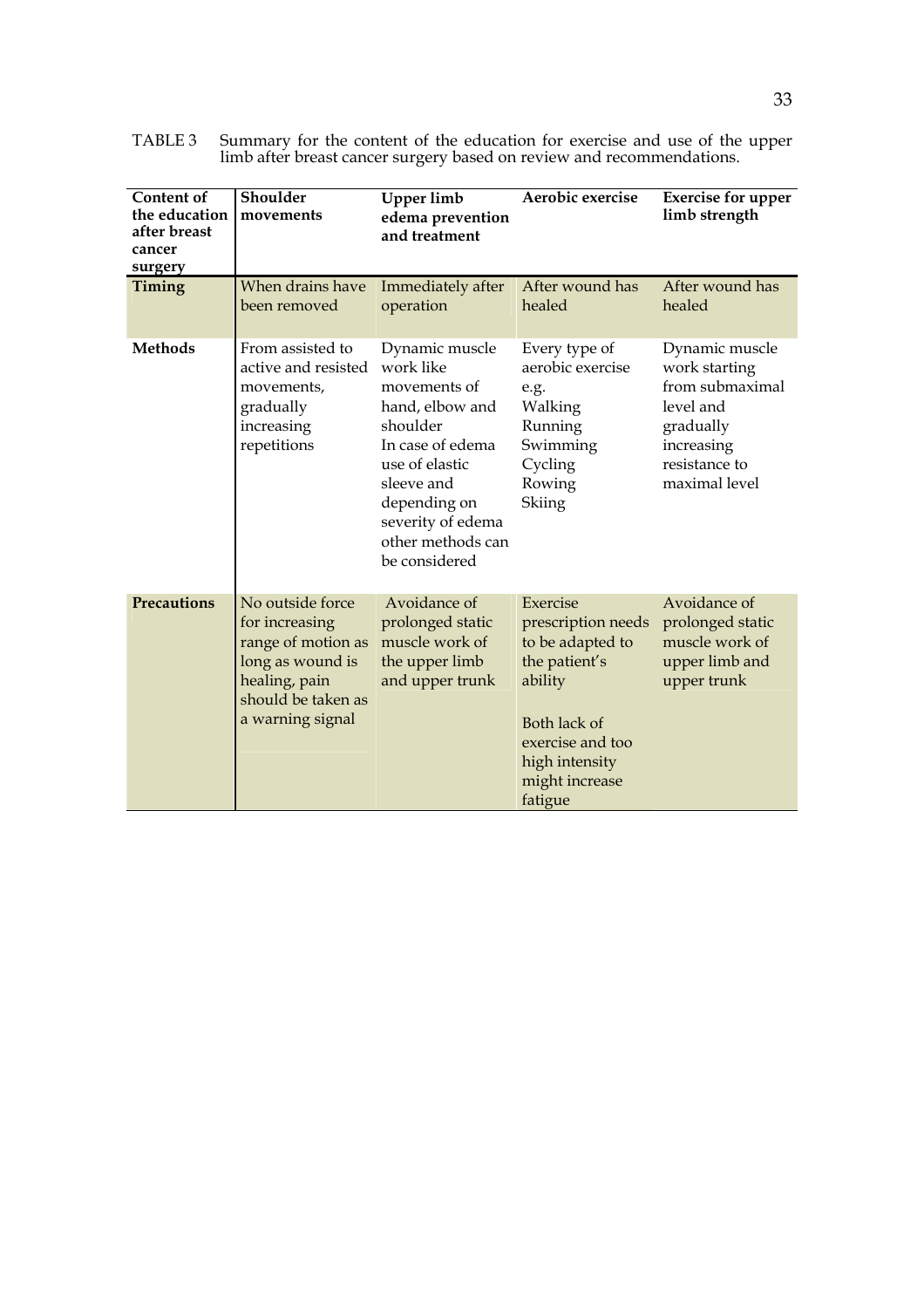TABLE 3 Summary for the content of the education for exercise and use of the upper limb after breast cancer surgery based on review and recommendations.

| Content of the education after breast cancer surgery | Shoulder movements | Upper limb edema prevention and treatment | Aerobic exercise | Exercise for upper limb strength |
|---|---|---|---|---|
| **Timing** | When drains have been removed | Immediately after operation | After wound has healed | After wound has healed |
| **Methods** | From assisted to active and resisted movements, gradually increasing repetitions | Dynamic muscle work like movements of hand, elbow and shoulder In case of edema use of elastic sleeve and depending on severity of edema other methods can be considered | Every type of aerobic exercise e.g. Walking Running Swimming Cycling Rowing Skiing | Dynamic muscle work starting from submaximal level and gradually increasing resistance to maximal level |
| **Precautions** | No outside force for increasing range of motion as long as wound is healing, pain should be taken as a warning signal | Avoidance of prolonged static muscle work of the upper limb and upper trunk | Exercise prescription needs to be adapted to the patient's ability<br><br>Both lack of exercise and too high intensity might increase fatigue | Avoidance of prolonged static muscle work of upper limb and upper trunk |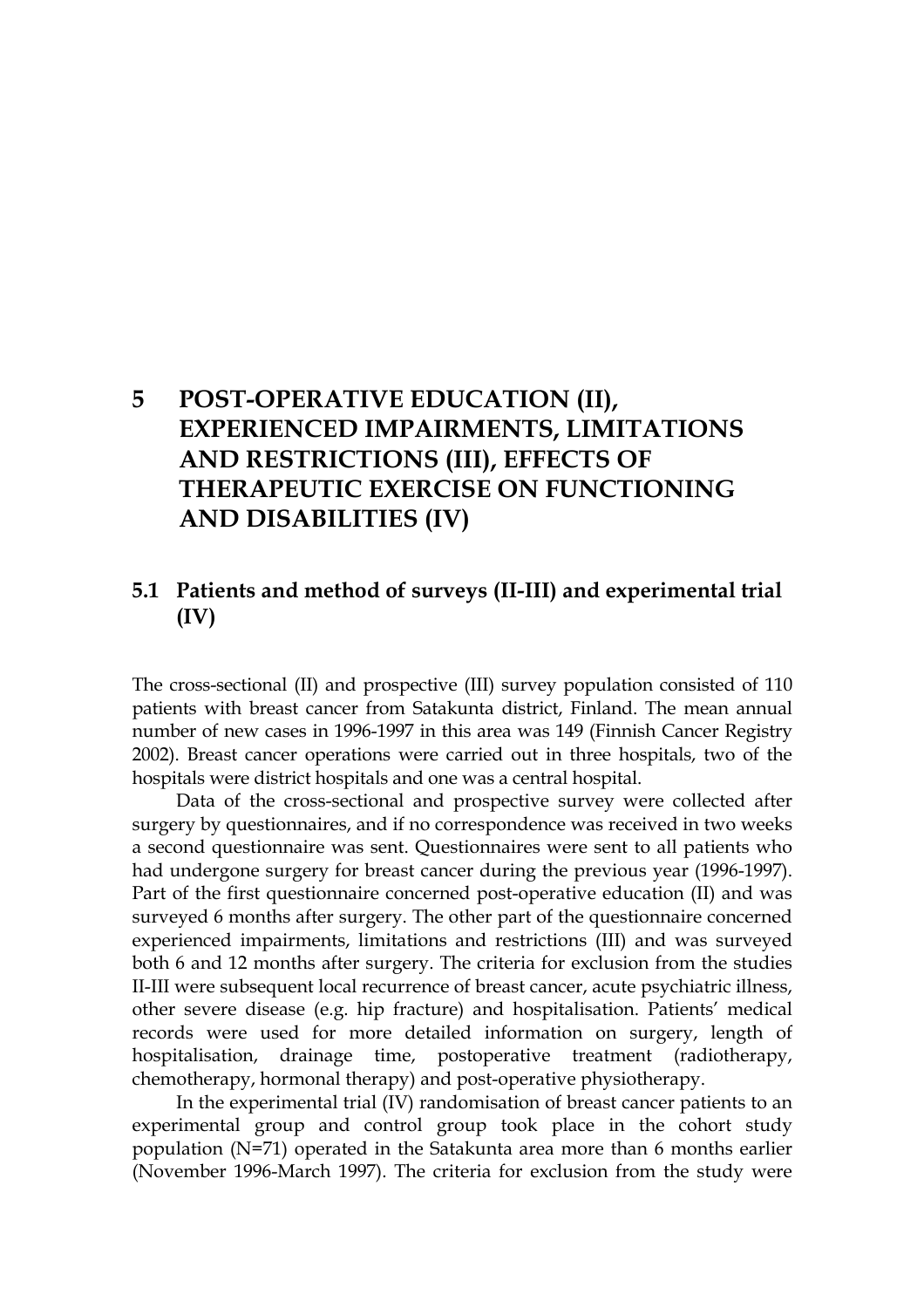# 5 POST-OPERATIVE EDUCATION (II), EXPERIENCED IMPAIRMENTS, LIMITATIONS AND RESTRICTIONS (III), EFFECTS OF THERAPEUTIC EXERCISE ON FUNCTIONING AND DISABILITIES (IV)

## 5.1 Patients and method of surveys (II-III) and experimental trial (IV)

The cross-sectional (II) and prospective (III) survey population consisted of 110 patients with breast cancer from Satakunta district, Finland. The mean annual number of new cases in 1996-1997 in this area was 149 (Finnish Cancer Registry 2002). Breast cancer operations were carried out in three hospitals, two of the hospitals were district hospitals and one was a central hospital.

Data of the cross-sectional and prospective survey were collected after surgery by questionnaires, and if no correspondence was received in two weeks a second questionnaire was sent. Questionnaires were sent to all patients who had undergone surgery for breast cancer during the previous year (1996-1997). Part of the first questionnaire concerned post-operative education (II) and was surveyed 6 months after surgery. The other part of the questionnaire concerned experienced impairments, limitations and restrictions (III) and was surveyed both 6 and 12 months after surgery. The criteria for exclusion from the studies II-III were subsequent local recurrence of breast cancer, acute psychiatric illness, other severe disease (e.g. hip fracture) and hospitalisation. Patients' medical records were used for more detailed information on surgery, length of hospitalisation, drainage time, postoperative treatment (radiotherapy, chemotherapy, hormonal therapy) and post-operative physiotherapy.

In the experimental trial (IV) randomisation of breast cancer patients to an experimental group and control group took place in the cohort study population (N=71) operated in the Satakunta area more than 6 months earlier (November 1996-March 1997). The criteria for exclusion from the study were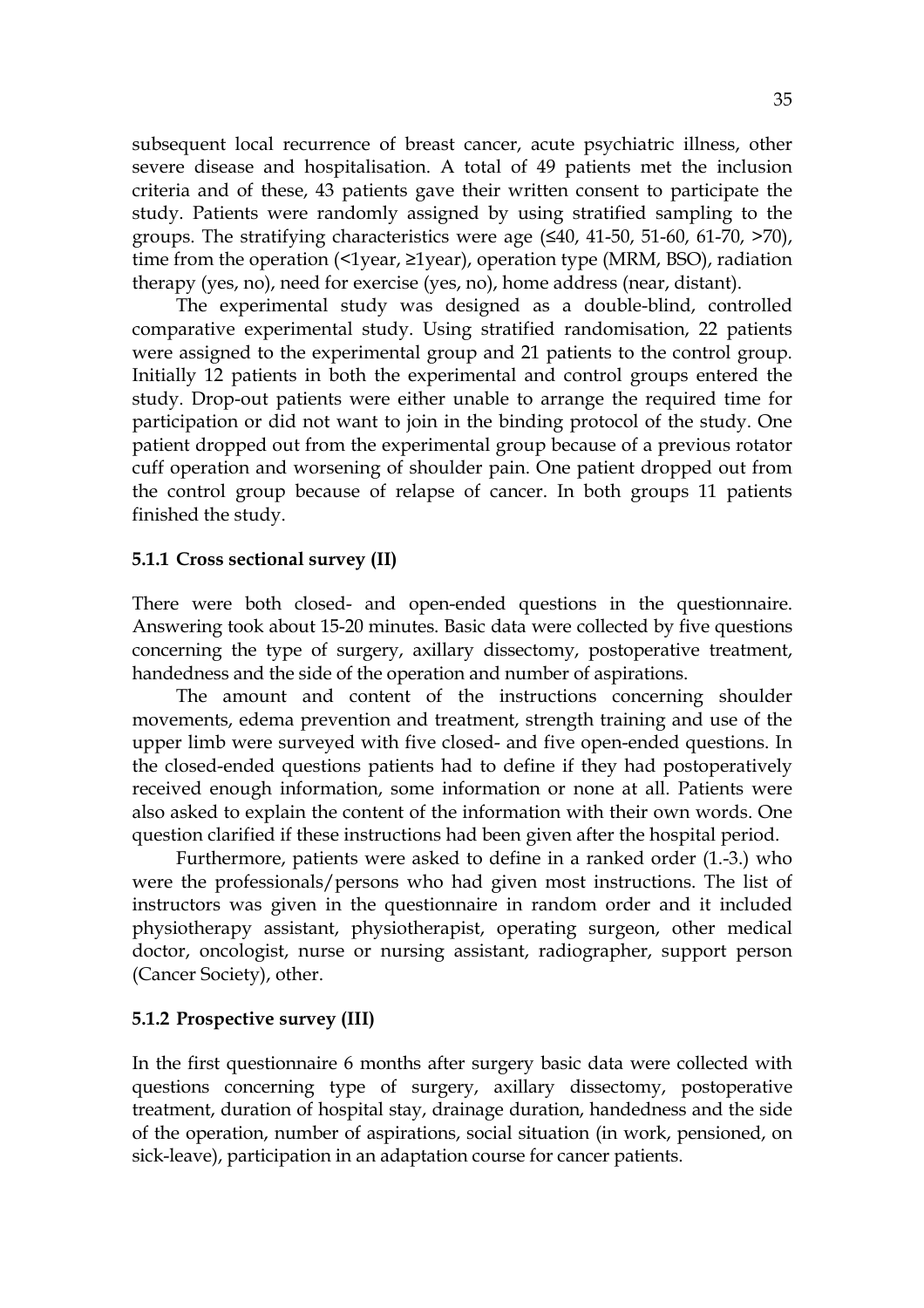subsequent local recurrence of breast cancer, acute psychiatric illness, other severe disease and hospitalisation. A total of 49 patients met the inclusion criteria and of these, 43 patients gave their written consent to participate the study. Patients were randomly assigned by using stratified sampling to the groups. The stratifying characteristics were age (≤40, 41-50, 51-60, 61-70, >70), time from the operation (<1year, ≥1year), operation type (MRM, BSO), radiation therapy (yes, no), need for exercise (yes, no), home address (near, distant).

The experimental study was designed as a double-blind, controlled comparative experimental study. Using stratified randomisation, 22 patients were assigned to the experimental group and 21 patients to the control group. Initially 12 patients in both the experimental and control groups entered the study. Drop-out patients were either unable to arrange the required time for participation or did not want to join in the binding protocol of the study. One patient dropped out from the experimental group because of a previous rotator cuff operation and worsening of shoulder pain. One patient dropped out from the control group because of relapse of cancer. In both groups 11 patients finished the study.

### 5.1.1 Cross sectional survey (II)

There were both closed- and open-ended questions in the questionnaire. Answering took about 15-20 minutes. Basic data were collected by five questions concerning the type of surgery, axillary dissectomy, postoperative treatment, handedness and the side of the operation and number of aspirations.

The amount and content of the instructions concerning shoulder movements, edema prevention and treatment, strength training and use of the upper limb were surveyed with five closed- and five open-ended questions. In the closed-ended questions patients had to define if they had postoperatively received enough information, some information or none at all. Patients were also asked to explain the content of the information with their own words. One question clarified if these instructions had been given after the hospital period.

Furthermore, patients were asked to define in a ranked order (1.-3.) who were the professionals/persons who had given most instructions. The list of instructors was given in the questionnaire in random order and it included physiotherapy assistant, physiotherapist, operating surgeon, other medical doctor, oncologist, nurse or nursing assistant, radiographer, support person (Cancer Society), other.

### 5.1.2 Prospective survey (III)

In the first questionnaire 6 months after surgery basic data were collected with questions concerning type of surgery, axillary dissectomy, postoperative treatment, duration of hospital stay, drainage duration, handedness and the side of the operation, number of aspirations, social situation (in work, pensioned, on sick-leave), participation in an adaptation course for cancer patients.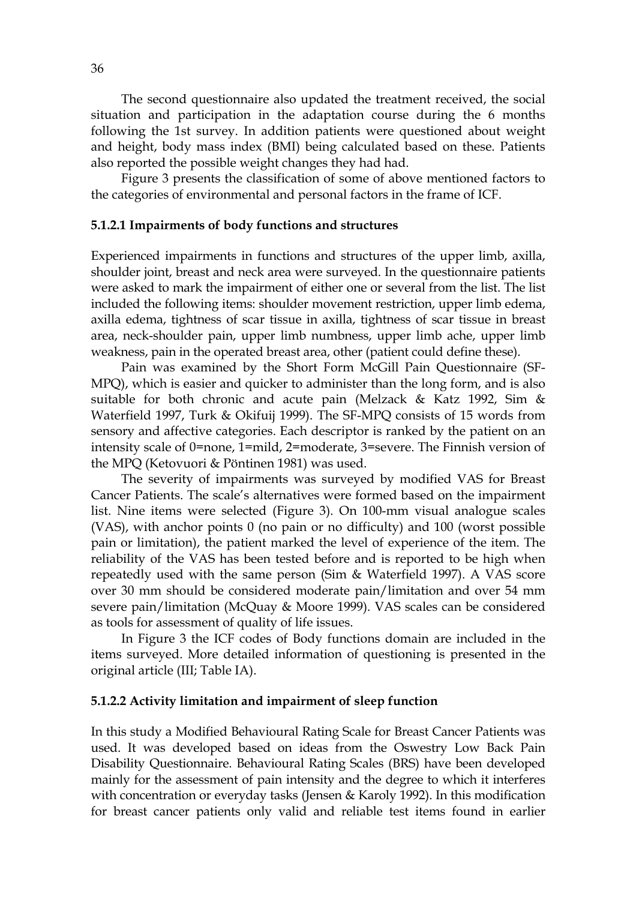The second questionnaire also updated the treatment received, the social situation and participation in the adaptation course during the 6 months following the 1st survey. In addition patients were questioned about weight and height, body mass index (BMI) being calculated based on these. Patients also reported the possible weight changes they had had.

Figure 3 presents the classification of some of above mentioned factors to the categories of environmental and personal factors in the frame of ICF.

#### 5.1.2.1 Impairments of body functions and structures

Experienced impairments in functions and structures of the upper limb, axilla, shoulder joint, breast and neck area were surveyed. In the questionnaire patients were asked to mark the impairment of either one or several from the list. The list included the following items: shoulder movement restriction, upper limb edema, axilla edema, tightness of scar tissue in axilla, tightness of scar tissue in breast area, neck-shoulder pain, upper limb numbness, upper limb ache, upper limb weakness, pain in the operated breast area, other (patient could define these).

Pain was examined by the Short Form McGill Pain Questionnaire (SF-MPQ), which is easier and quicker to administer than the long form, and is also suitable for both chronic and acute pain (Melzack & Katz 1992, Sim & Waterfield 1997, Turk & Okifuij 1999). The SF-MPQ consists of 15 words from sensory and affective categories. Each descriptor is ranked by the patient on an intensity scale of 0=none, 1=mild, 2=moderate, 3=severe. The Finnish version of the MPQ (Ketovuori & Pöntinen 1981) was used.

The severity of impairments was surveyed by modified VAS for Breast Cancer Patients. The scale's alternatives were formed based on the impairment list. Nine items were selected (Figure 3). On 100-mm visual analogue scales (VAS), with anchor points 0 (no pain or no difficulty) and 100 (worst possible pain or limitation), the patient marked the level of experience of the item. The reliability of the VAS has been tested before and is reported to be high when repeatedly used with the same person (Sim & Waterfield 1997). A VAS score over 30 mm should be considered moderate pain/limitation and over 54 mm severe pain/limitation (McQuay & Moore 1999). VAS scales can be considered as tools for assessment of quality of life issues.

In Figure 3 the ICF codes of Body functions domain are included in the items surveyed. More detailed information of questioning is presented in the original article (III; Table IA).

#### 5.1.2.2 Activity limitation and impairment of sleep function

In this study a Modified Behavioural Rating Scale for Breast Cancer Patients was used. It was developed based on ideas from the Oswestry Low Back Pain Disability Questionnaire. Behavioural Rating Scales (BRS) have been developed mainly for the assessment of pain intensity and the degree to which it interferes with concentration or everyday tasks (Jensen & Karoly 1992). In this modification for breast cancer patients only valid and reliable test items found in earlier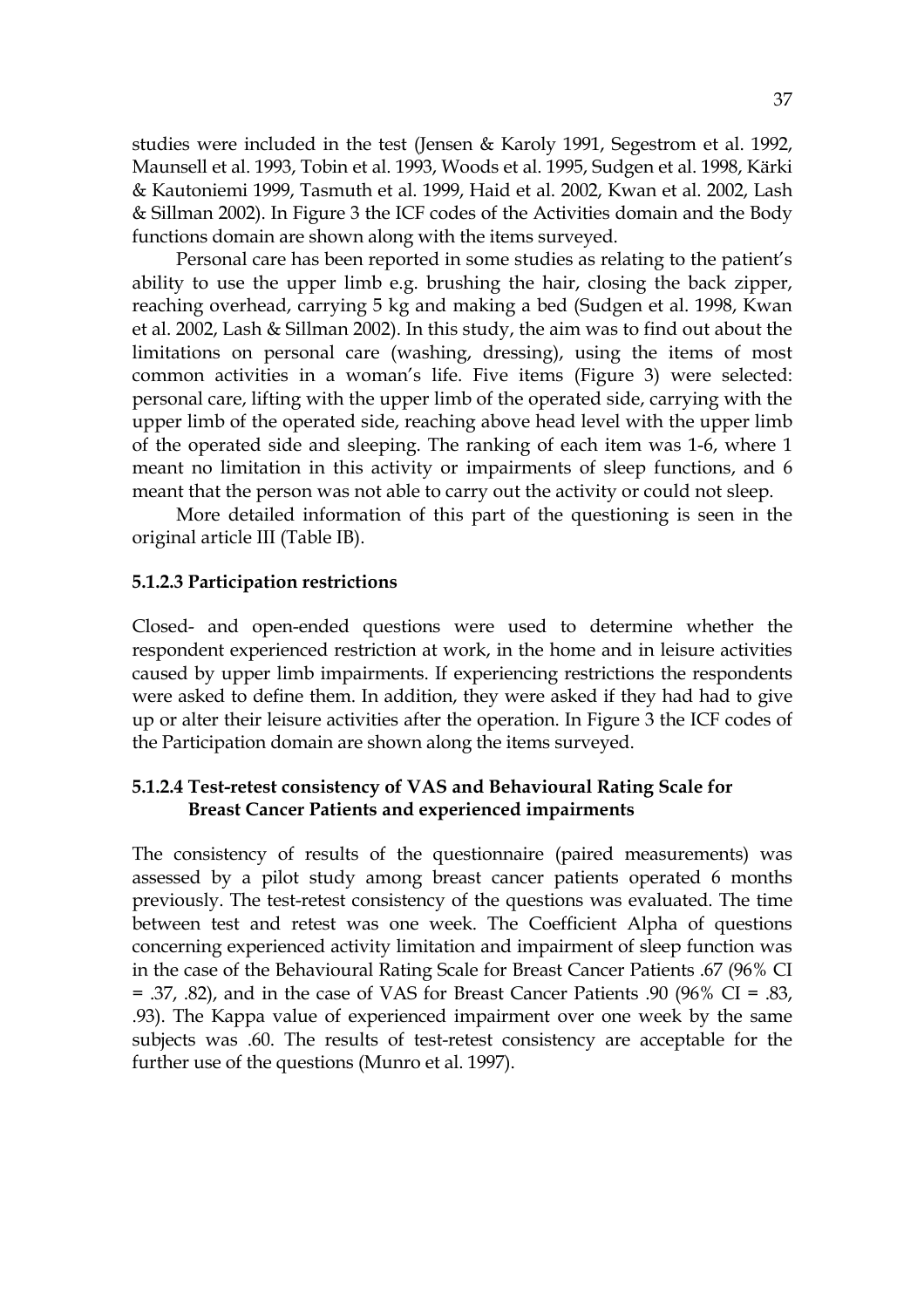studies were included in the test (Jensen & Karoly 1991, Segestrom et al. 1992, Maunsell et al. 1993, Tobin et al. 1993, Woods et al. 1995, Sudgen et al. 1998, Kärki & Kautoniemi 1999, Tasmuth et al. 1999, Haid et al. 2002, Kwan et al. 2002, Lash & Sillman 2002). In Figure 3 the ICF codes of the Activities domain and the Body functions domain are shown along with the items surveyed.

Personal care has been reported in some studies as relating to the patient's ability to use the upper limb e.g. brushing the hair, closing the back zipper, reaching overhead, carrying 5 kg and making a bed (Sudgen et al. 1998, Kwan et al. 2002, Lash & Sillman 2002). In this study, the aim was to find out about the limitations on personal care (washing, dressing), using the items of most common activities in a woman's life. Five items (Figure 3) were selected: personal care, lifting with the upper limb of the operated side, carrying with the upper limb of the operated side, reaching above head level with the upper limb of the operated side and sleeping. The ranking of each item was 1-6, where 1 meant no limitation in this activity or impairments of sleep functions, and 6 meant that the person was not able to carry out the activity or could not sleep.

More detailed information of this part of the questioning is seen in the original article III (Table IB).

#### 5.1.2.3 Participation restrictions

Closed- and open-ended questions were used to determine whether the respondent experienced restriction at work, in the home and in leisure activities caused by upper limb impairments. If experiencing restrictions the respondents were asked to define them. In addition, they were asked if they had had to give up or alter their leisure activities after the operation. In Figure 3 the ICF codes of the Participation domain are shown along the items surveyed.

#### 5.1.2.4 Test-retest consistency of VAS and Behavioural Rating Scale for Breast Cancer Patients and experienced impairments

The consistency of results of the questionnaire (paired measurements) was assessed by a pilot study among breast cancer patients operated 6 months previously. The test-retest consistency of the questions was evaluated. The time between test and retest was one week. The Coefficient Alpha of questions concerning experienced activity limitation and impairment of sleep function was in the case of the Behavioural Rating Scale for Breast Cancer Patients .67 (96% CI = .37, .82), and in the case of VAS for Breast Cancer Patients .90 (96% CI = .83, .93). The Kappa value of experienced impairment over one week by the same subjects was .60. The results of test-retest consistency are acceptable for the further use of the questions (Munro et al. 1997).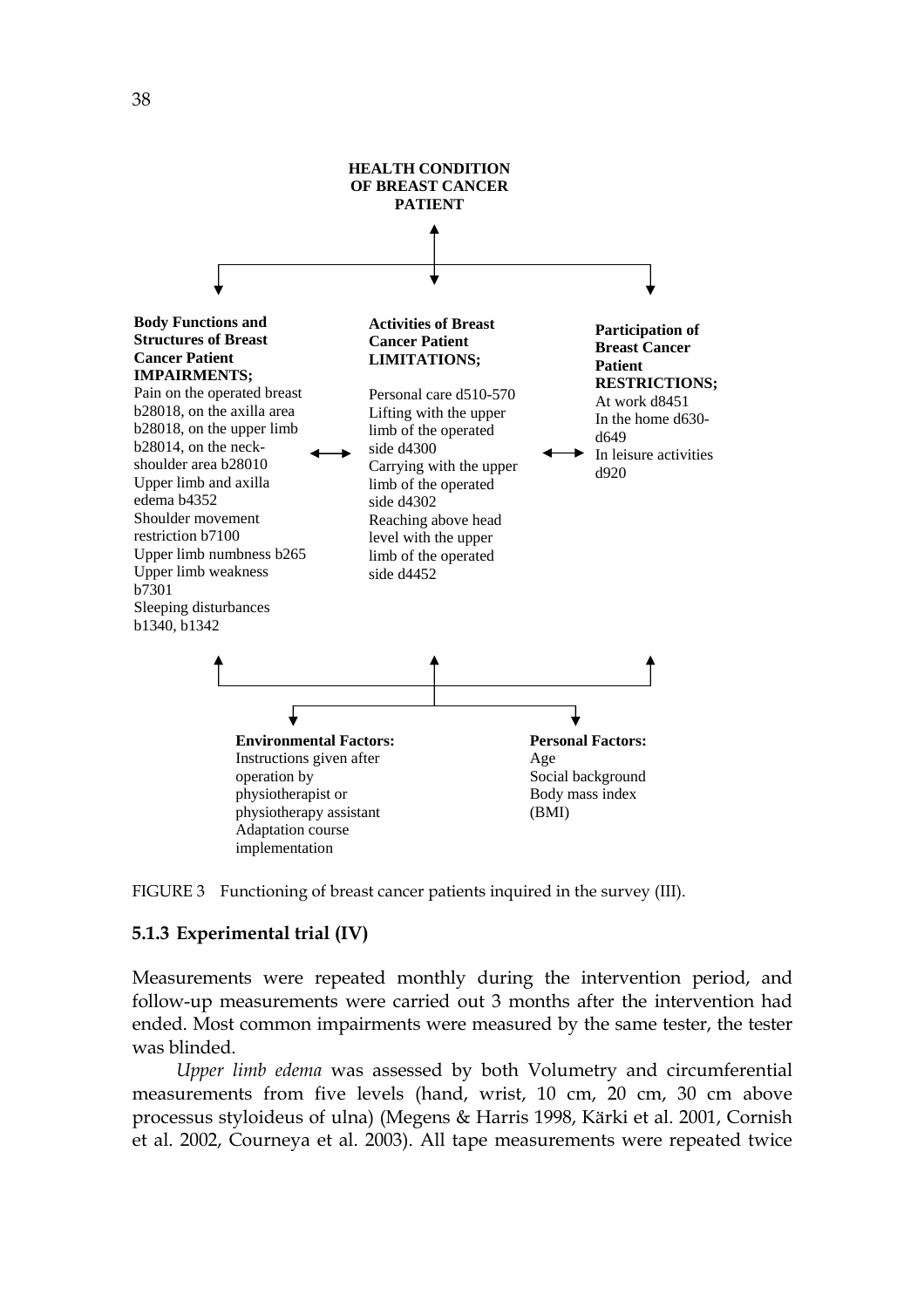**HEALTH CONDITION OF BREAST CANCER PATIENT**

**Body Functions and Structures of Breast Cancer Patient IMPAIRMENTS;**
Pain on the operated breast b28018, on the axilla area b28018, on the upper limb b28014, on the neck-shoulder area b28010
Upper limb and axilla edema b4352
Shoulder movement restriction b7100
Upper limb numbness b265
Upper limb weakness b7301
Sleeping disturbances b1340, b1342

**Activities of Breast Cancer Patient LIMITATIONS;**
Personal care d510-570
Lifting with the upper limb of the operated side d4300
Carrying with the upper limb of the operated side d4302
Reaching above head level with the upper limb of the operated side d4452

**Participation of Breast Cancer Patient RESTRICTIONS;**
At work d8451
In the home d630-d649
In leisure activities d920

**Environmental Factors:**
Instructions given after operation by physiotherapist or physiotherapy assistant
Adaptation course implementation

**Personal Factors:**
Age
Social background
Body mass index (BMI)

FIGURE 3 Functioning of breast cancer patients inquired in the survey (III).

### 5.1.3 Experimental trial (IV)

Measurements were repeated monthly during the intervention period, and follow-up measurements were carried out 3 months after the intervention had ended. Most common impairments were measured by the same tester, the tester was blinded.

*Upper limb edema* was assessed by both Volumetry and circumferential measurements from five levels (hand, wrist, 10 cm, 20 cm, 30 cm above processus styloideus of ulna) (Megens & Harris 1998, Kärki et al. 2001, Cornish et al. 2002, Courneya et al. 2003). All tape measurements were repeated twice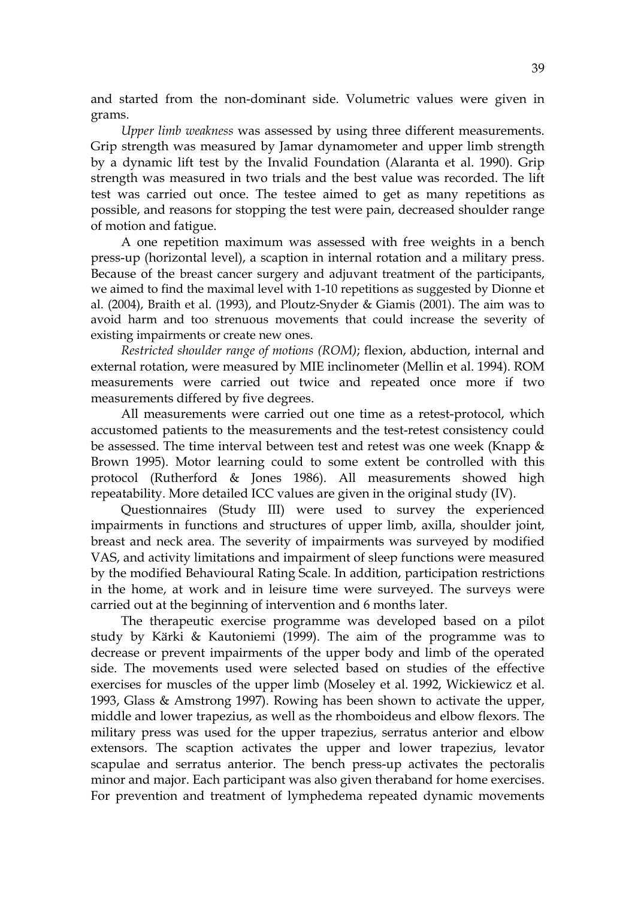and started from the non-dominant side. Volumetric values were given in grams.

*Upper limb weakness* was assessed by using three different measurements. Grip strength was measured by Jamar dynamometer and upper limb strength by a dynamic lift test by the Invalid Foundation (Alaranta et al. 1990). Grip strength was measured in two trials and the best value was recorded. The lift test was carried out once. The testee aimed to get as many repetitions as possible, and reasons for stopping the test were pain, decreased shoulder range of motion and fatigue.

A one repetition maximum was assessed with free weights in a bench press-up (horizontal level), a scaption in internal rotation and a military press. Because of the breast cancer surgery and adjuvant treatment of the participants, we aimed to find the maximal level with 1-10 repetitions as suggested by Dionne et al. (2004), Braith et al. (1993), and Ploutz-Snyder & Giamis (2001). The aim was to avoid harm and too strenuous movements that could increase the severity of existing impairments or create new ones.

*Restricted shoulder range of motions (ROM)*; flexion, abduction, internal and external rotation, were measured by MIE inclinometer (Mellin et al. 1994). ROM measurements were carried out twice and repeated once more if two measurements differed by five degrees.

All measurements were carried out one time as a retest-protocol, which accustomed patients to the measurements and the test-retest consistency could be assessed. The time interval between test and retest was one week (Knapp & Brown 1995). Motor learning could to some extent be controlled with this protocol (Rutherford & Jones 1986). All measurements showed high repeatability. More detailed ICC values are given in the original study (IV).

Questionnaires (Study III) were used to survey the experienced impairments in functions and structures of upper limb, axilla, shoulder joint, breast and neck area. The severity of impairments was surveyed by modified VAS, and activity limitations and impairment of sleep functions were measured by the modified Behavioural Rating Scale. In addition, participation restrictions in the home, at work and in leisure time were surveyed. The surveys were carried out at the beginning of intervention and 6 months later.

The therapeutic exercise programme was developed based on a pilot study by Kärki & Kautoniemi (1999). The aim of the programme was to decrease or prevent impairments of the upper body and limb of the operated side. The movements used were selected based on studies of the effective exercises for muscles of the upper limb (Moseley et al. 1992, Wickiewicz et al. 1993, Glass & Amstrong 1997). Rowing has been shown to activate the upper, middle and lower trapezius, as well as the rhomboideus and elbow flexors. The military press was used for the upper trapezius, serratus anterior and elbow extensors. The scaption activates the upper and lower trapezius, levator scapulae and serratus anterior. The bench press-up activates the pectoralis minor and major. Each participant was also given theraband for home exercises. For prevention and treatment of lymphedema repeated dynamic movements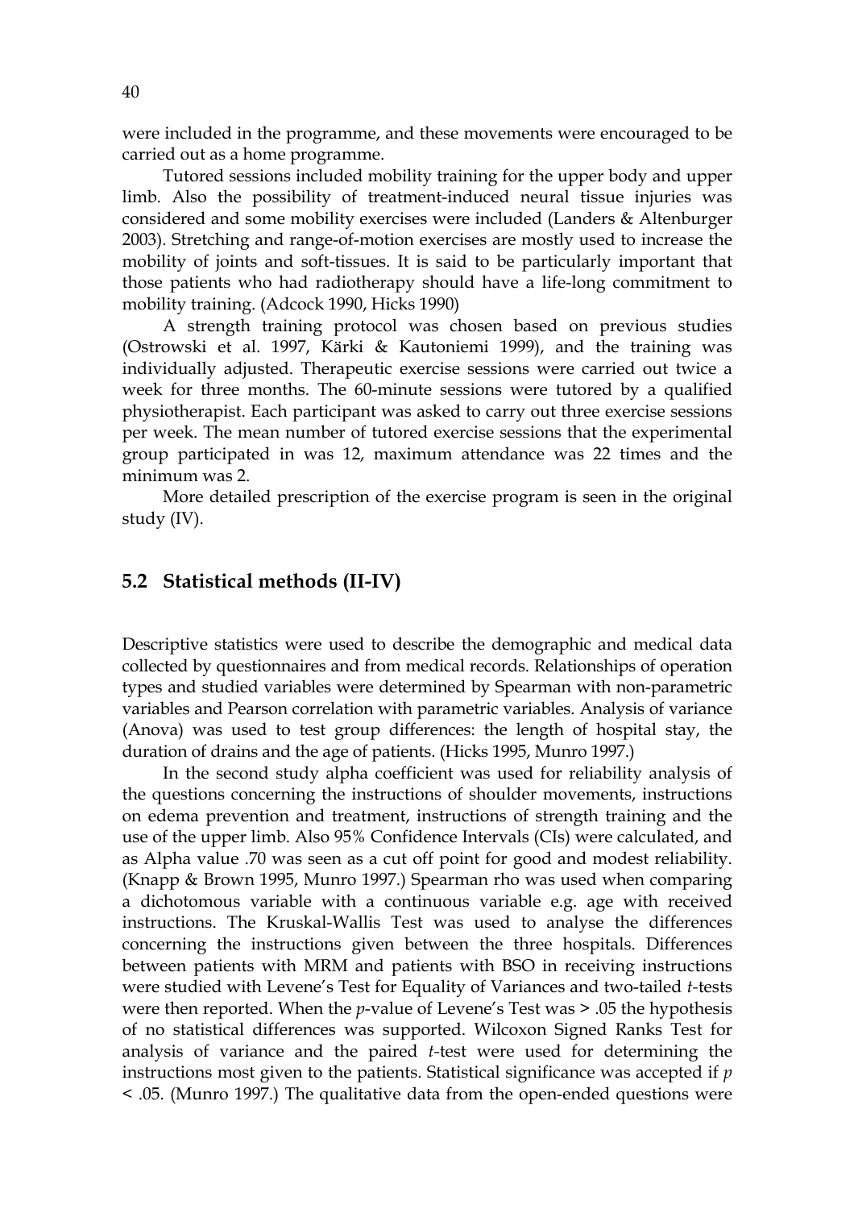were included in the programme, and these movements were encouraged to be carried out as a home programme.

Tutored sessions included mobility training for the upper body and upper limb. Also the possibility of treatment-induced neural tissue injuries was considered and some mobility exercises were included (Landers & Altenburger 2003). Stretching and range-of-motion exercises are mostly used to increase the mobility of joints and soft-tissues. It is said to be particularly important that those patients who had radiotherapy should have a life-long commitment to mobility training. (Adcock 1990, Hicks 1990)

A strength training protocol was chosen based on previous studies (Ostrowski et al. 1997, Kärki & Kautoniemi 1999), and the training was individually adjusted. Therapeutic exercise sessions were carried out twice a week for three months. The 60-minute sessions were tutored by a qualified physiotherapist. Each participant was asked to carry out three exercise sessions per week. The mean number of tutored exercise sessions that the experimental group participated in was 12, maximum attendance was 22 times and the minimum was 2.

More detailed prescription of the exercise program is seen in the original study (IV).

## 5.2 Statistical methods (II-IV)

Descriptive statistics were used to describe the demographic and medical data collected by questionnaires and from medical records. Relationships of operation types and studied variables were determined by Spearman with non-parametric variables and Pearson correlation with parametric variables. Analysis of variance (Anova) was used to test group differences: the length of hospital stay, the duration of drains and the age of patients. (Hicks 1995, Munro 1997.)

In the second study alpha coefficient was used for reliability analysis of the questions concerning the instructions of shoulder movements, instructions on edema prevention and treatment, instructions of strength training and the use of the upper limb. Also 95% Confidence Intervals (CIs) were calculated, and as Alpha value .70 was seen as a cut off point for good and modest reliability. (Knapp & Brown 1995, Munro 1997.) Spearman rho was used when comparing a dichotomous variable with a continuous variable e.g. age with received instructions. The Kruskal-Wallis Test was used to analyse the differences concerning the instructions given between the three hospitals. Differences between patients with MRM and patients with BSO in receiving instructions were studied with Levene's Test for Equality of Variances and two-tailed *t*-tests were then reported. When the *p*-value of Levene's Test was > .05 the hypothesis of no statistical differences was supported. Wilcoxon Signed Ranks Test for analysis of variance and the paired *t*-test were used for determining the instructions most given to the patients. Statistical significance was accepted if $p < .05$. (Munro 1997.) The qualitative data from the open-ended questions were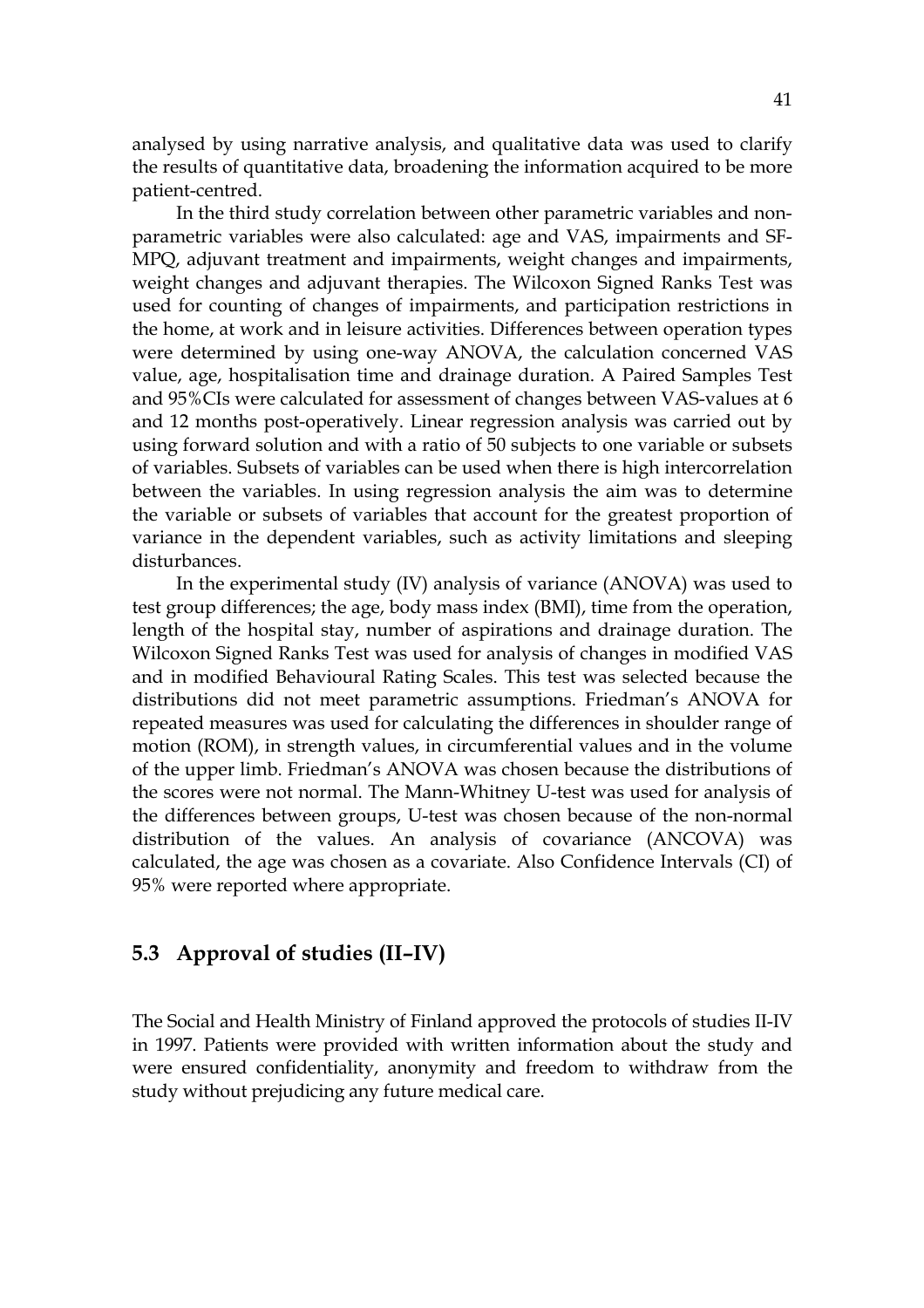analysed by using narrative analysis, and qualitative data was used to clarify the results of quantitative data, broadening the information acquired to be more patient-centred.

In the third study correlation between other parametric variables and non-parametric variables were also calculated: age and VAS, impairments and SF-MPQ, adjuvant treatment and impairments, weight changes and impairments, weight changes and adjuvant therapies. The Wilcoxon Signed Ranks Test was used for counting of changes of impairments, and participation restrictions in the home, at work and in leisure activities. Differences between operation types were determined by using one-way ANOVA, the calculation concerned VAS value, age, hospitalisation time and drainage duration. A Paired Samples Test and 95%CIs were calculated for assessment of changes between VAS-values at 6 and 12 months post-operatively. Linear regression analysis was carried out by using forward solution and with a ratio of 50 subjects to one variable or subsets of variables. Subsets of variables can be used when there is high intercorrelation between the variables. In using regression analysis the aim was to determine the variable or subsets of variables that account for the greatest proportion of variance in the dependent variables, such as activity limitations and sleeping disturbances.

In the experimental study (IV) analysis of variance (ANOVA) was used to test group differences; the age, body mass index (BMI), time from the operation, length of the hospital stay, number of aspirations and drainage duration. The Wilcoxon Signed Ranks Test was used for analysis of changes in modified VAS and in modified Behavioural Rating Scales. This test was selected because the distributions did not meet parametric assumptions. Friedman's ANOVA for repeated measures was used for calculating the differences in shoulder range of motion (ROM), in strength values, in circumferential values and in the volume of the upper limb. Friedman's ANOVA was chosen because the distributions of the scores were not normal. The Mann-Whitney U-test was used for analysis of the differences between groups, U-test was chosen because of the non-normal distribution of the values. An analysis of covariance (ANCOVA) was calculated, the age was chosen as a covariate. Also Confidence Intervals (CI) of 95% were reported where appropriate.

## 5.3 Approval of studies (II–IV)

The Social and Health Ministry of Finland approved the protocols of studies II-IV in 1997. Patients were provided with written information about the study and were ensured confidentiality, anonymity and freedom to withdraw from the study without prejudicing any future medical care.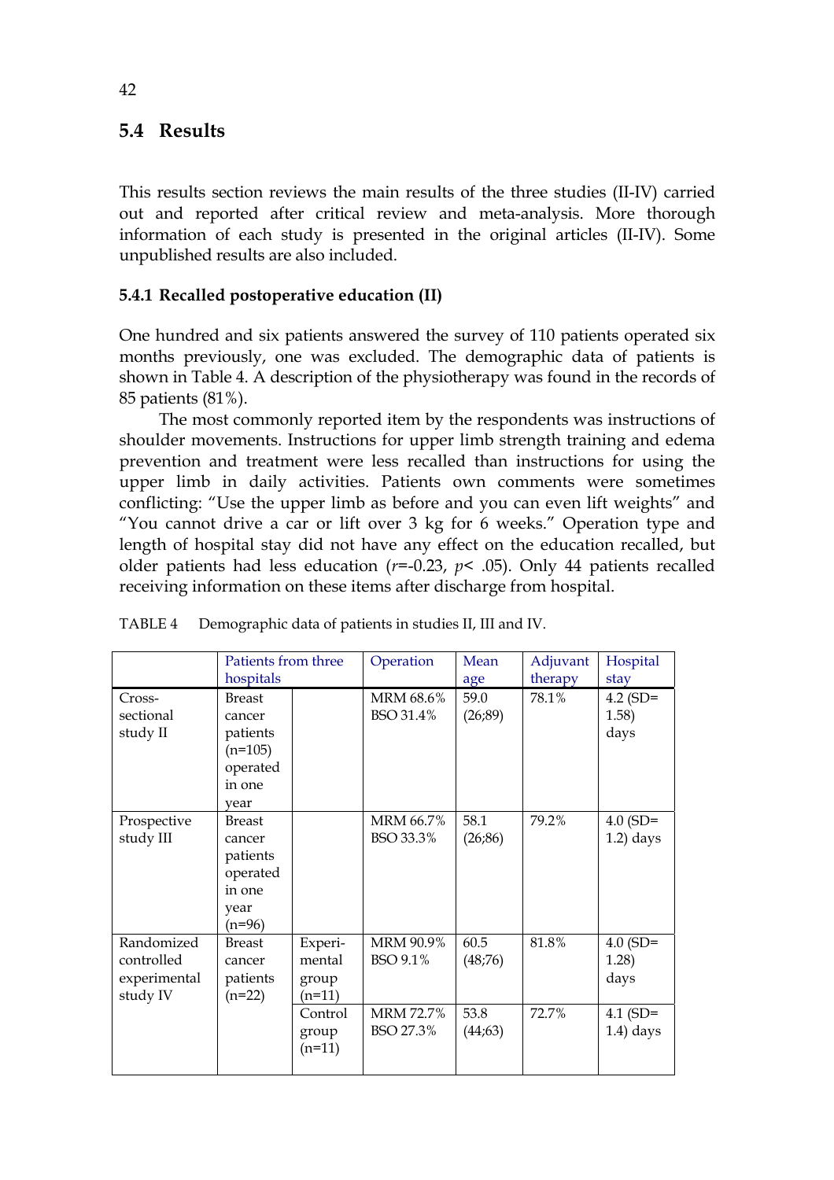## 5.4 Results

This results section reviews the main results of the three studies (II-IV) carried out and reported after critical review and meta-analysis. More thorough information of each study is presented in the original articles (II-IV). Some unpublished results are also included.

### 5.4.1 Recalled postoperative education (II)

One hundred and six patients answered the survey of 110 patients operated six months previously, one was excluded. The demographic data of patients is shown in Table 4. A description of the physiotherapy was found in the records of 85 patients (81%).

The most commonly reported item by the respondents was instructions of shoulder movements. Instructions for upper limb strength training and edema prevention and treatment were less recalled than instructions for using the upper limb in daily activities. Patients own comments were sometimes conflicting: "Use the upper limb as before and you can even lift weights" and "You cannot drive a car or lift over 3 kg for 6 weeks." Operation type and length of hospital stay did not have any effect on the education recalled, but older patients had less education ($r$=-0.23, $p$< .05). Only 44 patients recalled receiving information on these items after discharge from hospital.

TABLE 4 Demographic data of patients in studies II, III and IV.

| | Patients from three hospitals | | Operation | Mean age | Adjuvant therapy | Hospital stay |
|---|---|---|---|---|---|---|
| Cross-sectional study II | Breast cancer patients (n=105) operated in one year | | MRM 68.6% BSO 31.4% | 59.0 (26;89) | 78.1% | 4.2 (SD= 1.58) days |
| Prospective study III | Breast cancer patients operated in one year (n=96) | | MRM 66.7% BSO 33.3% | 58.1 (26;86) | 79.2% | 4.0 (SD= 1.2) days |
| Randomized controlled experimental study IV | Breast cancer patients (n=22) | Experi-mental group (n=11) | MRM 90.9% BSO 9.1% | 60.5 (48;76) | 81.8% | 4.0 (SD= 1.28) days |
| | | Control group (n=11) | MRM 72.7% BSO 27.3% | 53.8 (44;63) | 72.7% | 4.1 (SD= 1.4) days |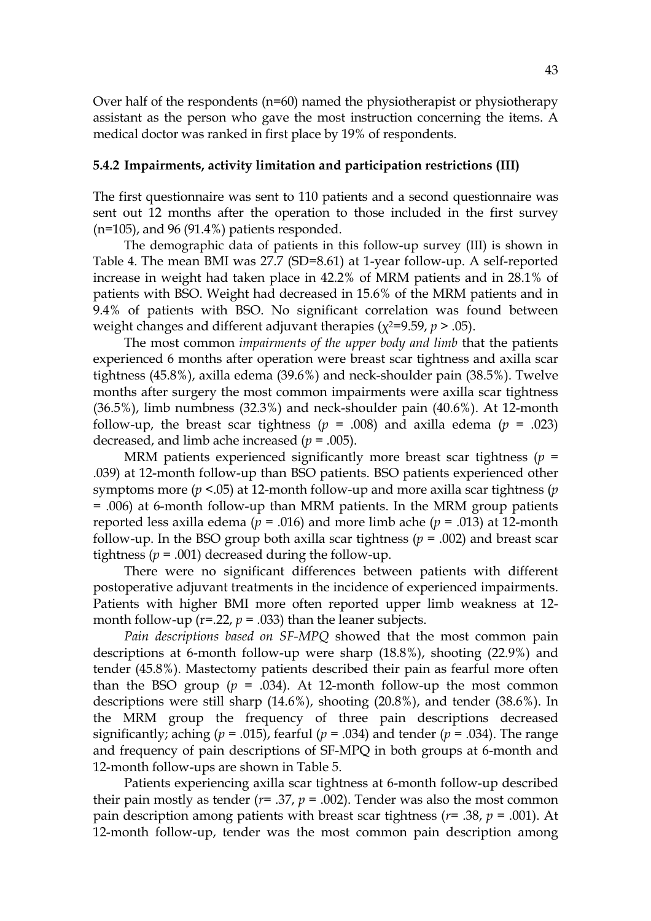Over half of the respondents (n=60) named the physiotherapist or physiotherapy assistant as the person who gave the most instruction concerning the items. A medical doctor was ranked in first place by 19% of respondents.

### 5.4.2 Impairments, activity limitation and participation restrictions (III)

The first questionnaire was sent to 110 patients and a second questionnaire was sent out 12 months after the operation to those included in the first survey (n=105), and 96 (91.4%) patients responded.

The demographic data of patients in this follow-up survey (III) is shown in Table 4. The mean BMI was 27.7 (SD=8.61) at 1-year follow-up. A self-reported increase in weight had taken place in 42.2% of MRM patients and in 28.1% of patients with BSO. Weight had decreased in 15.6% of the MRM patients and in 9.4% of patients with BSO. No significant correlation was found between weight changes and different adjuvant therapies ($\chi^2$=9.59, $p > .05$).

The most common *impairments of the upper body and limb* that the patients experienced 6 months after operation were breast scar tightness and axilla scar tightness (45.8%), axilla edema (39.6%) and neck-shoulder pain (38.5%). Twelve months after surgery the most common impairments were axilla scar tightness (36.5%), limb numbness (32.3%) and neck-shoulder pain (40.6%). At 12-month follow-up, the breast scar tightness ($p$ = .008) and axilla edema ($p$ = .023) decreased, and limb ache increased ($p$ = .005).

MRM patients experienced significantly more breast scar tightness ($p$ = .039) at 12-month follow-up than BSO patients. BSO patients experienced other symptoms more ($p$ <.05) at 12-month follow-up and more axilla scar tightness ($p$ = .006) at 6-month follow-up than MRM patients. In the MRM group patients reported less axilla edema ($p$ = .016) and more limb ache ($p$ = .013) at 12-month follow-up. In the BSO group both axilla scar tightness ($p$ = .002) and breast scar tightness ($p$ = .001) decreased during the follow-up.

There were no significant differences between patients with different postoperative adjuvant treatments in the incidence of experienced impairments. Patients with higher BMI more often reported upper limb weakness at 12-month follow-up (r=.22, $p$ = .033) than the leaner subjects.

*Pain descriptions based on SF-MPQ* showed that the most common pain descriptions at 6-month follow-up were sharp (18.8%), shooting (22.9%) and tender (45.8%). Mastectomy patients described their pain as fearful more often than the BSO group ($p$ = .034). At 12-month follow-up the most common descriptions were still sharp (14.6%), shooting (20.8%), and tender (38.6%). In the MRM group the frequency of three pain descriptions decreased significantly; aching ($p$ = .015), fearful ($p$ = .034) and tender ($p$ = .034). The range and frequency of pain descriptions of SF-MPQ in both groups at 6-month and 12-month follow-ups are shown in Table 5.

Patients experiencing axilla scar tightness at 6-month follow-up described their pain mostly as tender ($r$= .37, $p$ = .002). Tender was also the most common pain description among patients with breast scar tightness ($r$= .38, $p$ = .001). At 12-month follow-up, tender was the most common pain description among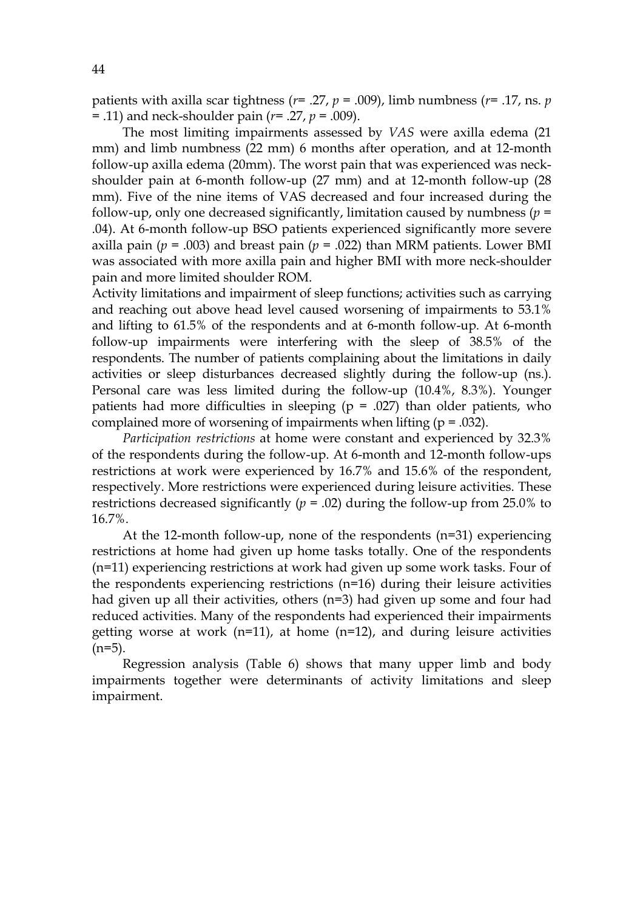patients with axilla scar tightness (*r*= .27, *p* = .009), limb numbness (*r*= .17, ns. *p* = .11) and neck-shoulder pain (*r*= .27, *p* = .009).

The most limiting impairments assessed by *VAS* were axilla edema (21 mm) and limb numbness (22 mm) 6 months after operation, and at 12-month follow-up axilla edema (20mm). The worst pain that was experienced was neck-shoulder pain at 6-month follow-up (27 mm) and at 12-month follow-up (28 mm). Five of the nine items of VAS decreased and four increased during the follow-up, only one decreased significantly, limitation caused by numbness (*p* = .04). At 6-month follow-up BSO patients experienced significantly more severe axilla pain (*p* = .003) and breast pain (*p* = .022) than MRM patients. Lower BMI was associated with more axilla pain and higher BMI with more neck-shoulder pain and more limited shoulder ROM.

Activity limitations and impairment of sleep functions; activities such as carrying and reaching out above head level caused worsening of impairments to 53.1% and lifting to 61.5% of the respondents and at 6-month follow-up. At 6-month follow-up impairments were interfering with the sleep of 38.5% of the respondents. The number of patients complaining about the limitations in daily activities or sleep disturbances decreased slightly during the follow-up (ns.). Personal care was less limited during the follow-up (10.4%, 8.3%). Younger patients had more difficulties in sleeping (p = .027) than older patients, who complained more of worsening of impairments when lifting (p = .032).

*Participation restrictions* at home were constant and experienced by 32.3% of the respondents during the follow-up. At 6-month and 12-month follow-ups restrictions at work were experienced by 16.7% and 15.6% of the respondent, respectively. More restrictions were experienced during leisure activities. These restrictions decreased significantly (*p* = .02) during the follow-up from 25.0% to 16.7%.

At the 12-month follow-up, none of the respondents (n=31) experiencing restrictions at home had given up home tasks totally. One of the respondents (n=11) experiencing restrictions at work had given up some work tasks. Four of the respondents experiencing restrictions (n=16) during their leisure activities had given up all their activities, others (n=3) had given up some and four had reduced activities. Many of the respondents had experienced their impairments getting worse at work (n=11), at home (n=12), and during leisure activities (n=5).

Regression analysis (Table 6) shows that many upper limb and body impairments together were determinants of activity limitations and sleep impairment.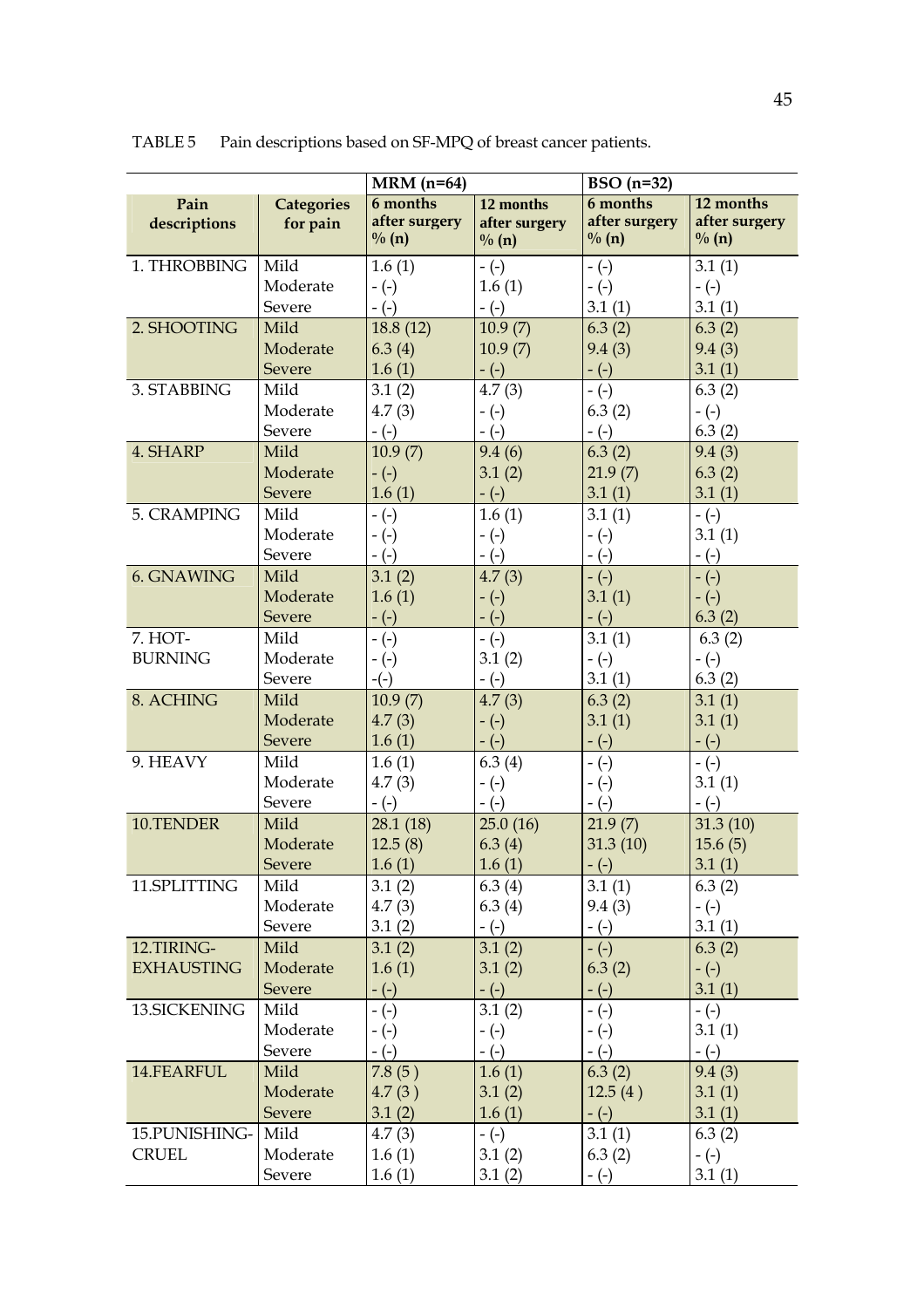TABLE 5 Pain descriptions based on SF-MPQ of breast cancer patients.

| | | MRM (n=64) | | BSO (n=32) | |
|---|---|---|---|---|---|
| Pain descriptions | Categories for pain | 6 months after surgery % (n) | 12 months after surgery % (n) | 6 months after surgery % (n) | 12 months after surgery % (n) |
| 1. THROBBING | Mild | 1.6 (1) | - (-) | - (-) | 3.1 (1) |
| | Moderate | - (-) | 1.6 (1) | - (-) | - (-) |
| | Severe | - (-) | - (-) | 3.1 (1) | 3.1 (1) |
| 2. SHOOTING | Mild | 18.8 (12) | 10.9 (7) | 6.3 (2) | 6.3 (2) |
| | Moderate | 6.3 (4) | 10.9 (7) | 9.4 (3) | 9.4 (3) |
| | Severe | 1.6 (1) | - (-) | - (-) | 3.1 (1) |
| 3. STABBING | Mild | 3.1 (2) | 4.7 (3) | - (-) | 6.3 (2) |
| | Moderate | 4.7 (3) | - (-) | 6.3 (2) | - (-) |
| | Severe | - (-) | - (-) | - (-) | 6.3 (2) |
| 4. SHARP | Mild | 10.9 (7) | 9.4 (6) | 6.3 (2) | 9.4 (3) |
| | Moderate | - (-) | 3.1 (2) | 21.9 (7) | 6.3 (2) |
| | Severe | 1.6 (1) | - (-) | 3.1 (1) | 3.1 (1) |
| 5. CRAMPING | Mild | - (-) | 1.6 (1) | 3.1 (1) | - (-) |
| | Moderate | - (-) | - (-) | - (-) | 3.1 (1) |
| | Severe | - (-) | - (-) | - (-) | - (-) |
| 6. GNAWING | Mild | 3.1 (2) | 4.7 (3) | - (-) | - (-) |
| | Moderate | 1.6 (1) | - (-) | 3.1 (1) | - (-) |
| | Severe | - (-) | - (-) | - (-) | 6.3 (2) |
| 7. HOT-BURNING | Mild | - (-) | - (-) | 3.1 (1) | 6.3 (2) |
| | Moderate | - (-) | 3.1 (2) | - (-) | - (-) |
| | Severe | -(-) | - (-) | 3.1 (1) | 6.3 (2) |
| 8. ACHING | Mild | 10.9 (7) | 4.7 (3) | 6.3 (2) | 3.1 (1) |
| | Moderate | 4.7 (3) | - (-) | 3.1 (1) | 3.1 (1) |
| | Severe | 1.6 (1) | - (-) | - (-) | - (-) |
| 9. HEAVY | Mild | 1.6 (1) | 6.3 (4) | - (-) | - (-) |
| | Moderate | 4.7 (3) | - (-) | - (-) | 3.1 (1) |
| | Severe | - (-) | - (-) | - (-) | - (-) |
| 10.TENDER | Mild | 28.1 (18) | 25.0 (16) | 21.9 (7) | 31.3 (10) |
| | Moderate | 12.5 (8) | 6.3 (4) | 31.3 (10) | 15.6 (5) |
| | Severe | 1.6 (1) | 1.6 (1) | - (-) | 3.1 (1) |
| 11.SPLITTING | Mild | 3.1 (2) | 6.3 (4) | 3.1 (1) | 6.3 (2) |
| | Moderate | 4.7 (3) | 6.3 (4) | 9.4 (3) | - (-) |
| | Severe | 3.1 (2) | - (-) | - (-) | 3.1 (1) |
| 12.TIRING-EXHAUSTING | Mild | 3.1 (2) | 3.1 (2) | - (-) | 6.3 (2) |
| | Moderate | 1.6 (1) | 3.1 (2) | 6.3 (2) | - (-) |
| | Severe | - (-) | - (-) | - (-) | 3.1 (1) |
| 13.SICKENING | Mild | - (-) | 3.1 (2) | - (-) | - (-) |
| | Moderate | - (-) | - (-) | - (-) | 3.1 (1) |
| | Severe | - (-) | - (-) | - (-) | - (-) |
| 14.FEARFUL | Mild | 7.8 (5 ) | 1.6 (1) | 6.3 (2) | 9.4 (3) |
| | Moderate | 4.7 (3 ) | 3.1 (2) | 12.5 (4 ) | 3.1 (1) |
| | Severe | 3.1 (2) | 1.6 (1) | - (-) | 3.1 (1) |
| 15.PUNISHING-CRUEL | Mild | 4.7 (3) | - (-) | 3.1 (1) | 6.3 (2) |
| | Moderate | 1.6 (1) | 3.1 (2) | 6.3 (2) | - (-) |
| | Severe | 1.6 (1) | 3.1 (2) | - (-) | 3.1 (1) |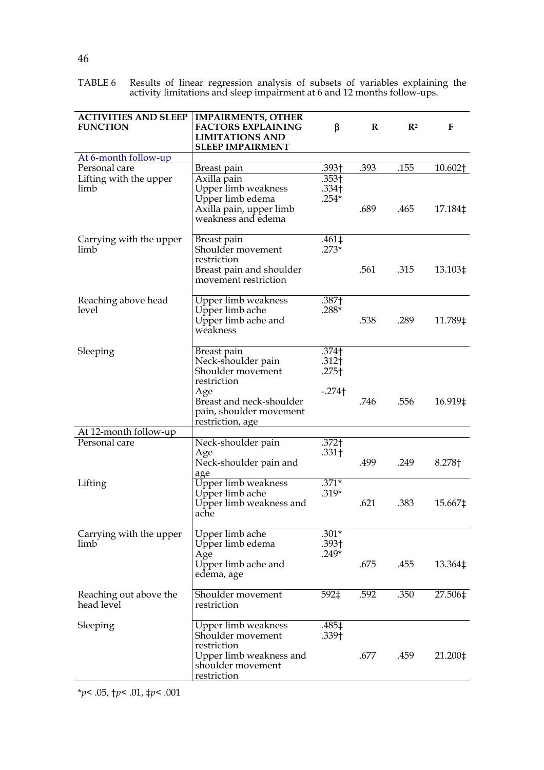TABLE 6 Results of linear regression analysis of subsets of variables explaining the activity limitations and sleep impairment at 6 and 12 months follow-ups.

| ACTIVITIES AND SLEEP FUNCTION | IMPAIRMENTS, OTHER FACTORS EXPLAINING LIMITATIONS AND SLEEP IMPAIRMENT | β | R | $R^2$ | F |
|---|---|---|---|---|---|
| At 6-month follow-up | | | | | |
| Personal care | Breast pain | .393† | .393 | .155 | 10.602† |
| Lifting with the upper limb | Axilla pain | .353† | | | |
| | Upper limb weakness | .334† | | | |
| | Upper limb edema | .254* | | | |
| | Axilla pain, upper limb weakness and edema | | .689 | .465 | 17.184‡ |
| Carrying with the upper limb | Breast pain | .461‡ | | | |
| | Shoulder movement restriction | .273* | | | |
| | Breast pain and shoulder movement restriction | | .561 | .315 | 13.103‡ |
| Reaching above head level | Upper limb weakness | .387† | | | |
| | Upper limb ache | .288* | | | |
| | Upper limb ache and weakness | | .538 | .289 | 11.789‡ |
| Sleeping | Breast pain | .374† | | | |
| | Neck-shoulder pain | .312† | | | |
| | Shoulder movement restriction | .275† | | | |
| | Age | -.274† | | | |
| | Breast and neck-shoulder pain, shoulder movement restriction, age | | .746 | .556 | 16.919‡ |
| At 12-month follow-up | | | | | |
| Personal care | Neck-shoulder pain | .372† | | | |
| | Age | .331† | | | |
| | Neck-shoulder pain and age | | .499 | .249 | 8.278† |
| Lifting | Upper limb weakness | .371* | | | |
| | Upper limb ache | .319* | | | |
| | Upper limb weakness and ache | | .621 | .383 | 15.667‡ |
| Carrying with the upper limb | Upper limb ache | .301* | | | |
| | Upper limb edema | .393† | | | |
| | Age | .249* | | | |
| | Upper limb ache and edema, age | | .675 | .455 | 13.364‡ |
| Reaching out above the head level | Shoulder movement restriction | 592‡ | .592 | .350 | 27.506‡ |
| Sleeping | Upper limb weakness | .485‡ | | | |
| | Shoulder movement restriction | .339† | | | |
| | Upper limb weakness and shoulder movement restriction | | .677 | .459 | 21.200‡ |

*$p < .05$, †$p < .01$, ‡$p < .001$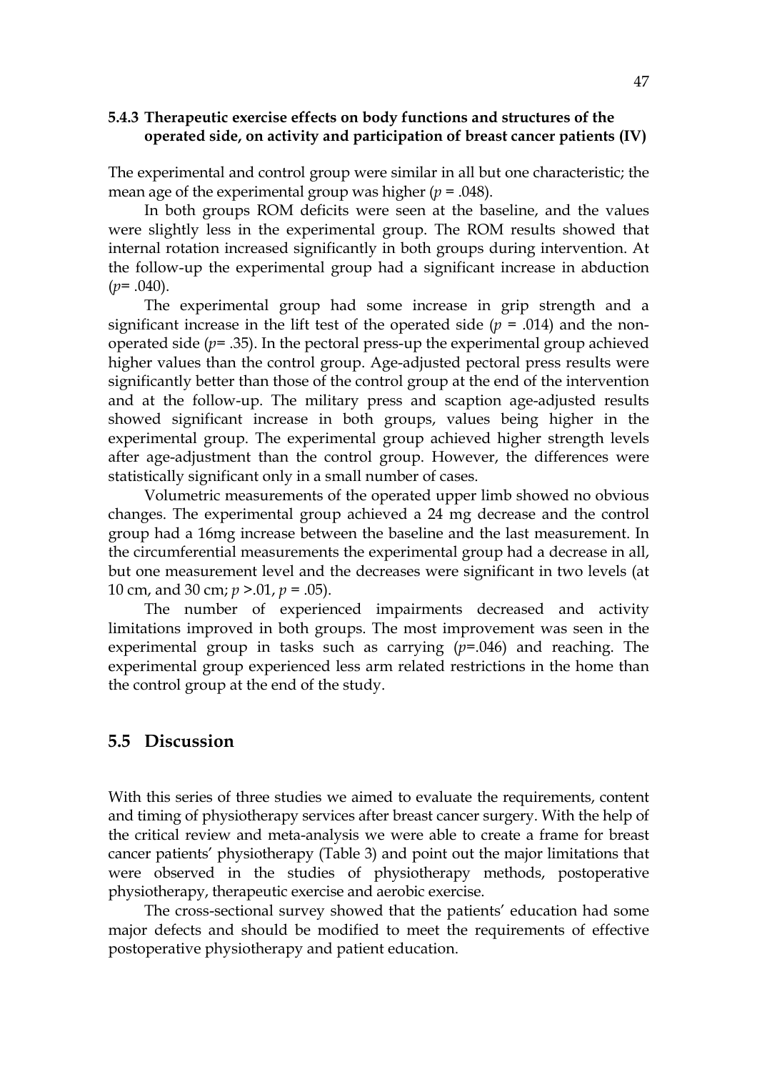### 5.4.3 Therapeutic exercise effects on body functions and structures of the operated side, on activity and participation of breast cancer patients (IV)

The experimental and control group were similar in all but one characteristic; the mean age of the experimental group was higher ($p$ = .048).

In both groups ROM deficits were seen at the baseline, and the values were slightly less in the experimental group. The ROM results showed that internal rotation increased significantly in both groups during intervention. At the follow-up the experimental group had a significant increase in abduction ($p$= .040).

The experimental group had some increase in grip strength and a significant increase in the lift test of the operated side ($p$ = .014) and the non-operated side ($p$= .35). In the pectoral press-up the experimental group achieved higher values than the control group. Age-adjusted pectoral press results were significantly better than those of the control group at the end of the intervention and at the follow-up. The military press and scaption age-adjusted results showed significant increase in both groups, values being higher in the experimental group. The experimental group achieved higher strength levels after age-adjustment than the control group. However, the differences were statistically significant only in a small number of cases.

Volumetric measurements of the operated upper limb showed no obvious changes. The experimental group achieved a 24 mg decrease and the control group had a 16mg increase between the baseline and the last measurement. In the circumferential measurements the experimental group had a decrease in all, but one measurement level and the decreases were significant in two levels (at 10 cm, and 30 cm; $p$ >.01, $p$ = .05).

The number of experienced impairments decreased and activity limitations improved in both groups. The most improvement was seen in the experimental group in tasks such as carrying ($p$=.046) and reaching. The experimental group experienced less arm related restrictions in the home than the control group at the end of the study.

## 5.5 Discussion

With this series of three studies we aimed to evaluate the requirements, content and timing of physiotherapy services after breast cancer surgery. With the help of the critical review and meta-analysis we were able to create a frame for breast cancer patients' physiotherapy (Table 3) and point out the major limitations that were observed in the studies of physiotherapy methods, postoperative physiotherapy, therapeutic exercise and aerobic exercise.

The cross-sectional survey showed that the patients' education had some major defects and should be modified to meet the requirements of effective postoperative physiotherapy and patient education.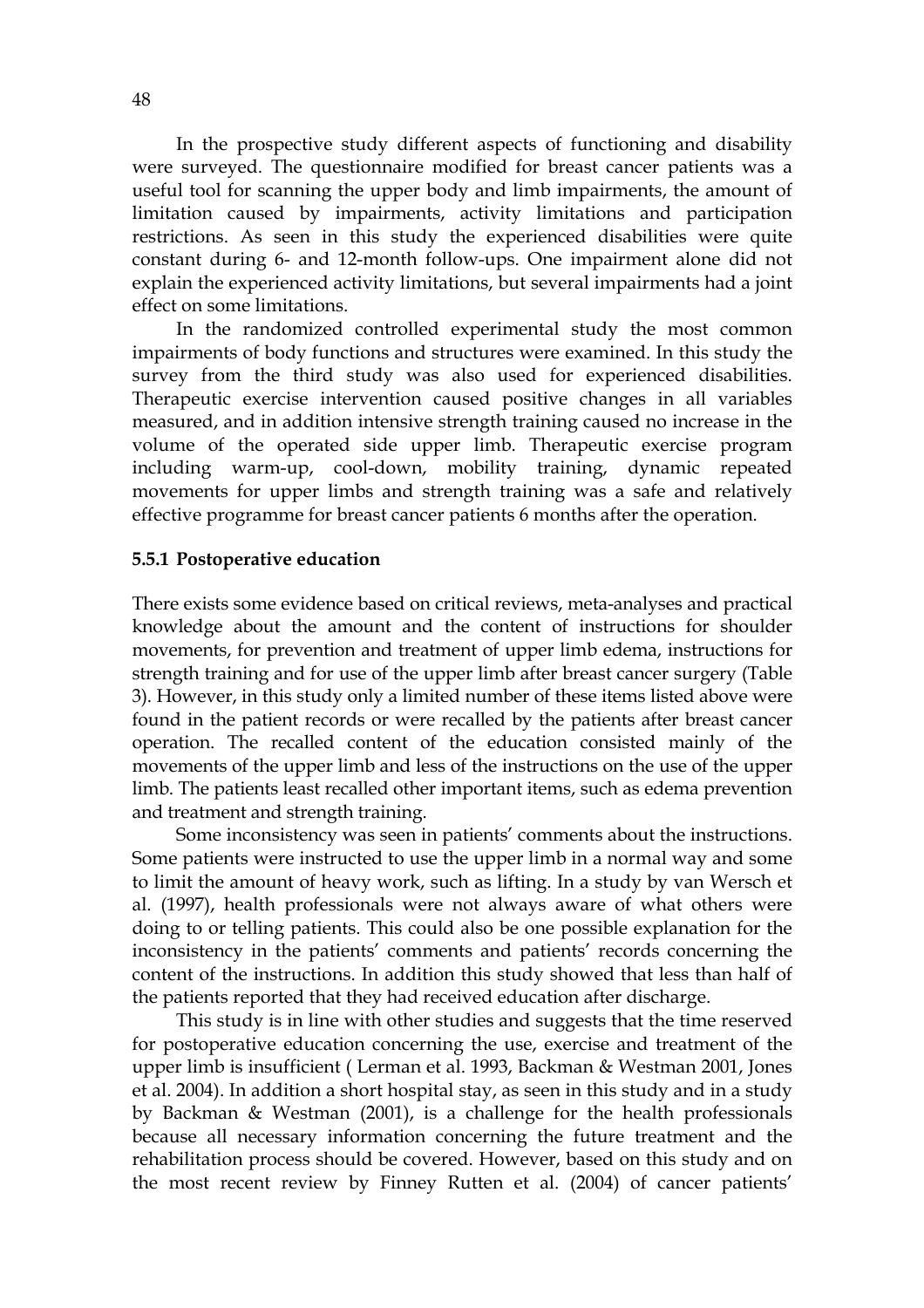In the prospective study different aspects of functioning and disability were surveyed. The questionnaire modified for breast cancer patients was a useful tool for scanning the upper body and limb impairments, the amount of limitation caused by impairments, activity limitations and participation restrictions. As seen in this study the experienced disabilities were quite constant during 6- and 12-month follow-ups. One impairment alone did not explain the experienced activity limitations, but several impairments had a joint effect on some limitations.

In the randomized controlled experimental study the most common impairments of body functions and structures were examined. In this study the survey from the third study was also used for experienced disabilities. Therapeutic exercise intervention caused positive changes in all variables measured, and in addition intensive strength training caused no increase in the volume of the operated side upper limb. Therapeutic exercise program including warm-up, cool-down, mobility training, dynamic repeated movements for upper limbs and strength training was a safe and relatively effective programme for breast cancer patients 6 months after the operation.

### 5.5.1 Postoperative education

There exists some evidence based on critical reviews, meta-analyses and practical knowledge about the amount and the content of instructions for shoulder movements, for prevention and treatment of upper limb edema, instructions for strength training and for use of the upper limb after breast cancer surgery (Table 3). However, in this study only a limited number of these items listed above were found in the patient records or were recalled by the patients after breast cancer operation. The recalled content of the education consisted mainly of the movements of the upper limb and less of the instructions on the use of the upper limb. The patients least recalled other important items, such as edema prevention and treatment and strength training.

Some inconsistency was seen in patients' comments about the instructions. Some patients were instructed to use the upper limb in a normal way and some to limit the amount of heavy work, such as lifting. In a study by van Wersch et al. (1997), health professionals were not always aware of what others were doing to or telling patients. This could also be one possible explanation for the inconsistency in the patients' comments and patients' records concerning the content of the instructions. In addition this study showed that less than half of the patients reported that they had received education after discharge.

This study is in line with other studies and suggests that the time reserved for postoperative education concerning the use, exercise and treatment of the upper limb is insufficient ( Lerman et al. 1993, Backman & Westman 2001, Jones et al. 2004). In addition a short hospital stay, as seen in this study and in a study by Backman & Westman (2001), is a challenge for the health professionals because all necessary information concerning the future treatment and the rehabilitation process should be covered. However, based on this study and on the most recent review by Finney Rutten et al. (2004) of cancer patients'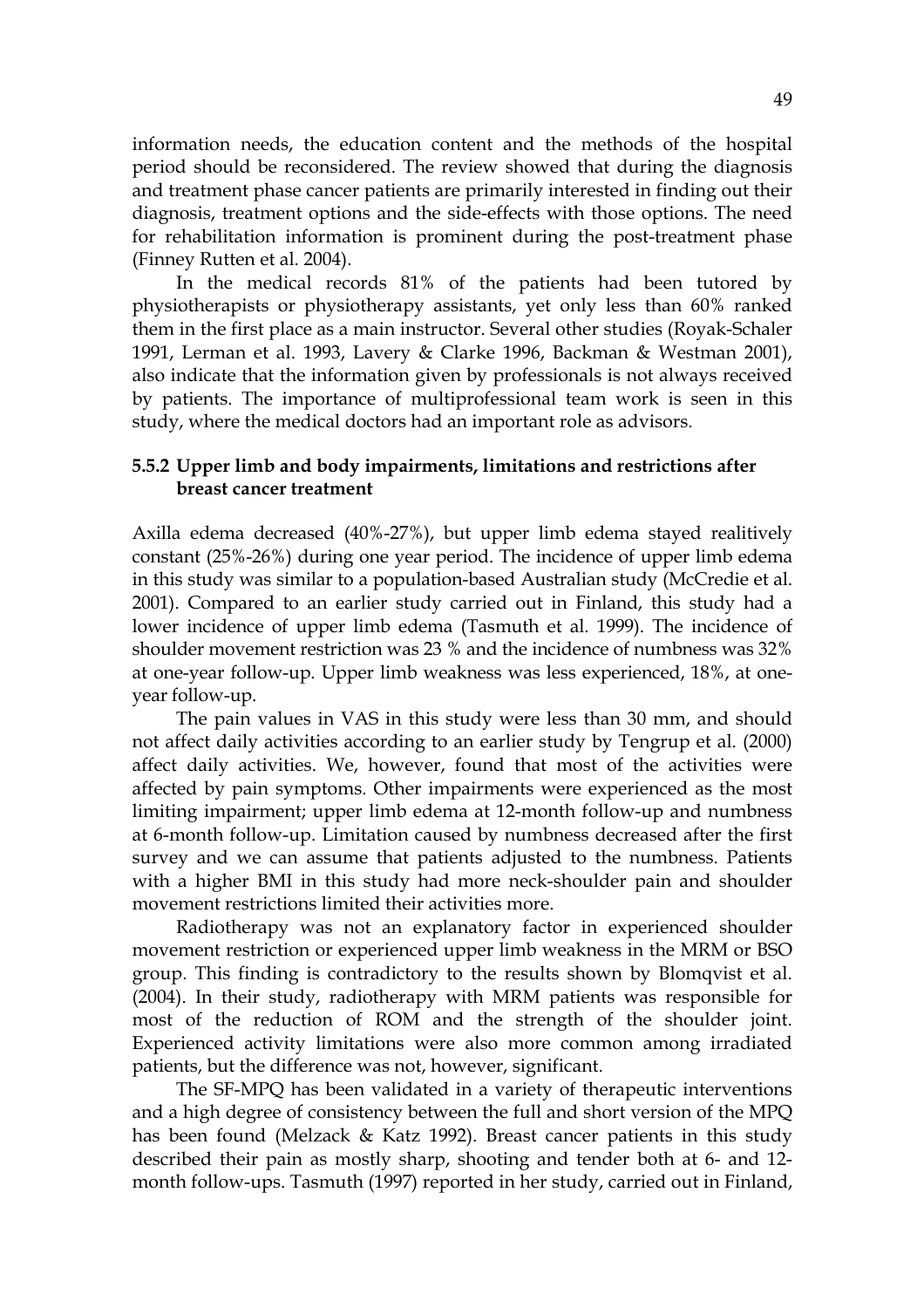information needs, the education content and the methods of the hospital period should be reconsidered. The review showed that during the diagnosis and treatment phase cancer patients are primarily interested in finding out their diagnosis, treatment options and the side-effects with those options. The need for rehabilitation information is prominent during the post-treatment phase (Finney Rutten et al. 2004).

In the medical records 81% of the patients had been tutored by physiotherapists or physiotherapy assistants, yet only less than 60% ranked them in the first place as a main instructor. Several other studies (Royak-Schaler 1991, Lerman et al. 1993, Lavery & Clarke 1996, Backman & Westman 2001), also indicate that the information given by professionals is not always received by patients. The importance of multiprofessional team work is seen in this study, where the medical doctors had an important role as advisors.

### 5.5.2 Upper limb and body impairments, limitations and restrictions after breast cancer treatment

Axilla edema decreased (40%-27%), but upper limb edema stayed realitively constant (25%-26%) during one year period. The incidence of upper limb edema in this study was similar to a population-based Australian study (McCredie et al. 2001). Compared to an earlier study carried out in Finland, this study had a lower incidence of upper limb edema (Tasmuth et al. 1999). The incidence of shoulder movement restriction was 23 % and the incidence of numbness was 32% at one-year follow-up. Upper limb weakness was less experienced, 18%, at one-year follow-up.

The pain values in VAS in this study were less than 30 mm, and should not affect daily activities according to an earlier study by Tengrup et al. (2000) affect daily activities. We, however, found that most of the activities were affected by pain symptoms. Other impairments were experienced as the most limiting impairment; upper limb edema at 12-month follow-up and numbness at 6-month follow-up. Limitation caused by numbness decreased after the first survey and we can assume that patients adjusted to the numbness. Patients with a higher BMI in this study had more neck-shoulder pain and shoulder movement restrictions limited their activities more.

Radiotherapy was not an explanatory factor in experienced shoulder movement restriction or experienced upper limb weakness in the MRM or BSO group. This finding is contradictory to the results shown by Blomqvist et al. (2004). In their study, radiotherapy with MRM patients was responsible for most of the reduction of ROM and the strength of the shoulder joint. Experienced activity limitations were also more common among irradiated patients, but the difference was not, however, significant.

The SF-MPQ has been validated in a variety of therapeutic interventions and a high degree of consistency between the full and short version of the MPQ has been found (Melzack & Katz 1992). Breast cancer patients in this study described their pain as mostly sharp, shooting and tender both at 6- and 12-month follow-ups. Tasmuth (1997) reported in her study, carried out in Finland,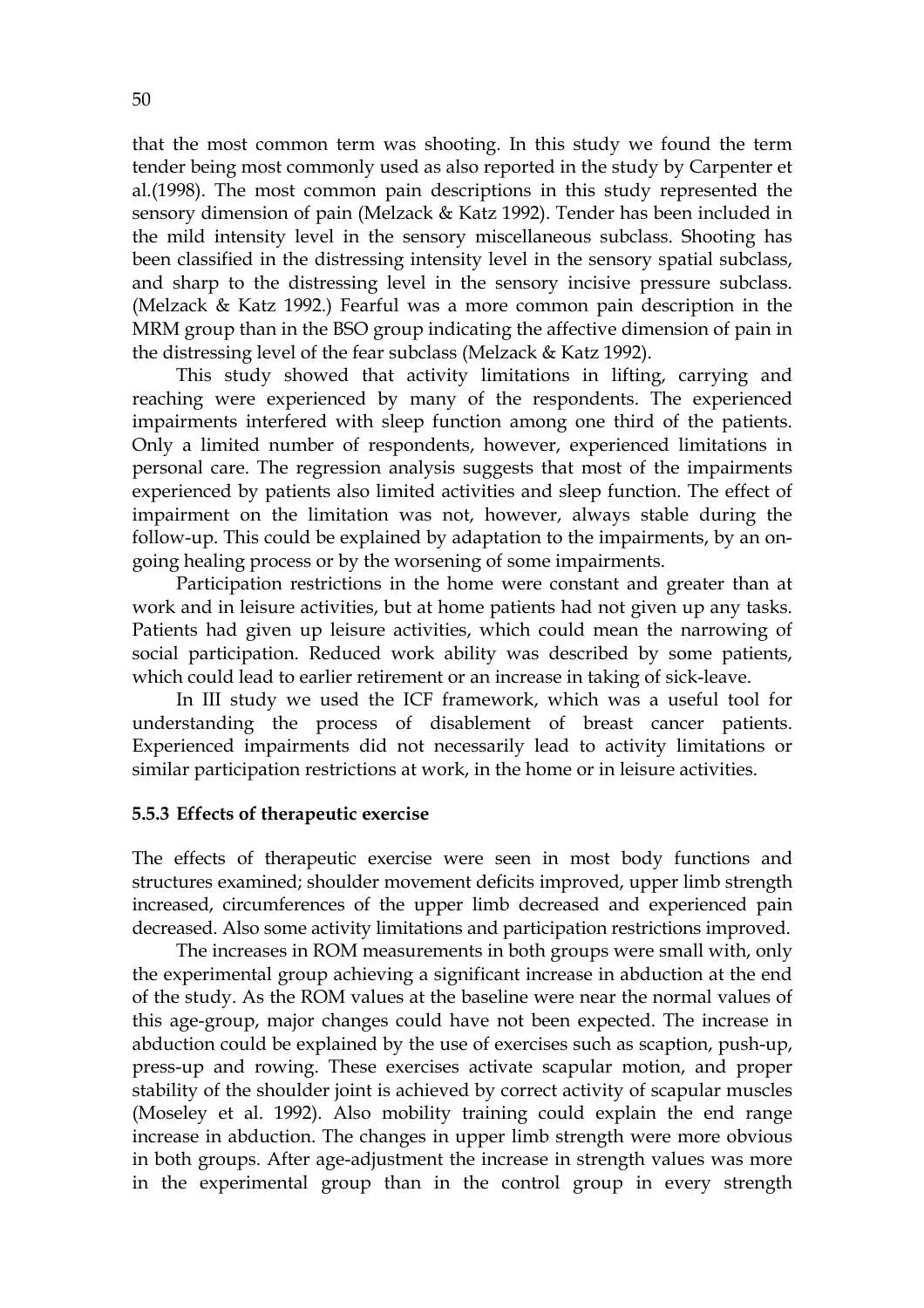that the most common term was shooting. In this study we found the term tender being most commonly used as also reported in the study by Carpenter et al.(1998). The most common pain descriptions in this study represented the sensory dimension of pain (Melzack & Katz 1992). Tender has been included in the mild intensity level in the sensory miscellaneous subclass. Shooting has been classified in the distressing intensity level in the sensory spatial subclass, and sharp to the distressing level in the sensory incisive pressure subclass. (Melzack & Katz 1992.) Fearful was a more common pain description in the MRM group than in the BSO group indicating the affective dimension of pain in the distressing level of the fear subclass (Melzack & Katz 1992).

This study showed that activity limitations in lifting, carrying and reaching were experienced by many of the respondents. The experienced impairments interfered with sleep function among one third of the patients. Only a limited number of respondents, however, experienced limitations in personal care. The regression analysis suggests that most of the impairments experienced by patients also limited activities and sleep function. The effect of impairment on the limitation was not, however, always stable during the follow-up. This could be explained by adaptation to the impairments, by an on-going healing process or by the worsening of some impairments.

Participation restrictions in the home were constant and greater than at work and in leisure activities, but at home patients had not given up any tasks. Patients had given up leisure activities, which could mean the narrowing of social participation. Reduced work ability was described by some patients, which could lead to earlier retirement or an increase in taking of sick-leave.

In III study we used the ICF framework, which was a useful tool for understanding the process of disablement of breast cancer patients. Experienced impairments did not necessarily lead to activity limitations or similar participation restrictions at work, in the home or in leisure activities.

### 5.5.3 Effects of therapeutic exercise

The effects of therapeutic exercise were seen in most body functions and structures examined; shoulder movement deficits improved, upper limb strength increased, circumferences of the upper limb decreased and experienced pain decreased. Also some activity limitations and participation restrictions improved.

The increases in ROM measurements in both groups were small with, only the experimental group achieving a significant increase in abduction at the end of the study. As the ROM values at the baseline were near the normal values of this age-group, major changes could have not been expected. The increase in abduction could be explained by the use of exercises such as scaption, push-up, press-up and rowing. These exercises activate scapular motion, and proper stability of the shoulder joint is achieved by correct activity of scapular muscles (Moseley et al. 1992). Also mobility training could explain the end range increase in abduction. The changes in upper limb strength were more obvious in both groups. After age-adjustment the increase in strength values was more in the experimental group than in the control group in every strength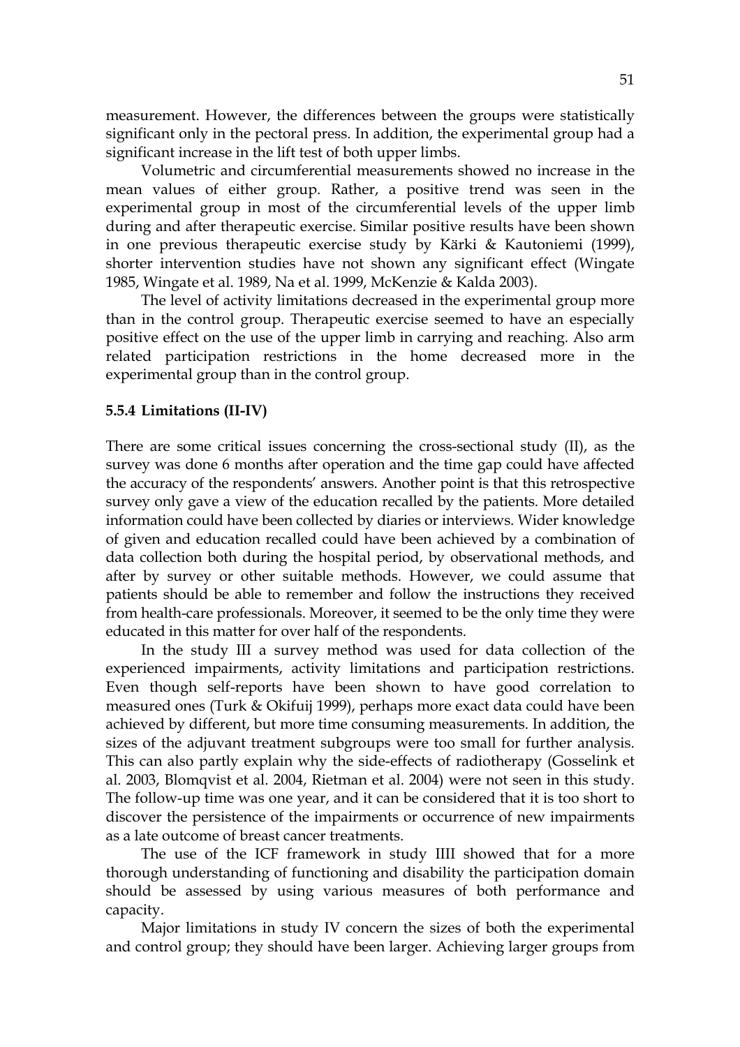measurement. However, the differences between the groups were statistically significant only in the pectoral press. In addition, the experimental group had a significant increase in the lift test of both upper limbs.

Volumetric and circumferential measurements showed no increase in the mean values of either group. Rather, a positive trend was seen in the experimental group in most of the circumferential levels of the upper limb during and after therapeutic exercise. Similar positive results have been shown in one previous therapeutic exercise study by Kärki & Kautoniemi (1999), shorter intervention studies have not shown any significant effect (Wingate 1985, Wingate et al. 1989, Na et al. 1999, McKenzie & Kalda 2003).

The level of activity limitations decreased in the experimental group more than in the control group. Therapeutic exercise seemed to have an especially positive effect on the use of the upper limb in carrying and reaching. Also arm related participation restrictions in the home decreased more in the experimental group than in the control group.

### 5.5.4 Limitations (II-IV)

There are some critical issues concerning the cross-sectional study (II), as the survey was done 6 months after operation and the time gap could have affected the accuracy of the respondents' answers. Another point is that this retrospective survey only gave a view of the education recalled by the patients. More detailed information could have been collected by diaries or interviews. Wider knowledge of given and education recalled could have been achieved by a combination of data collection both during the hospital period, by observational methods, and after by survey or other suitable methods. However, we could assume that patients should be able to remember and follow the instructions they received from health-care professionals. Moreover, it seemed to be the only time they were educated in this matter for over half of the respondents.

In the study III a survey method was used for data collection of the experienced impairments, activity limitations and participation restrictions. Even though self-reports have been shown to have good correlation to measured ones (Turk & Okifuij 1999), perhaps more exact data could have been achieved by different, but more time consuming measurements. In addition, the sizes of the adjuvant treatment subgroups were too small for further analysis. This can also partly explain why the side-effects of radiotherapy (Gosselink et al. 2003, Blomqvist et al. 2004, Rietman et al. 2004) were not seen in this study. The follow-up time was one year, and it can be considered that it is too short to discover the persistence of the impairments or occurrence of new impairments as a late outcome of breast cancer treatments.

The use of the ICF framework in study IIII showed that for a more thorough understanding of functioning and disability the participation domain should be assessed by using various measures of both performance and capacity.

Major limitations in study IV concern the sizes of both the experimental and control group; they should have been larger. Achieving larger groups from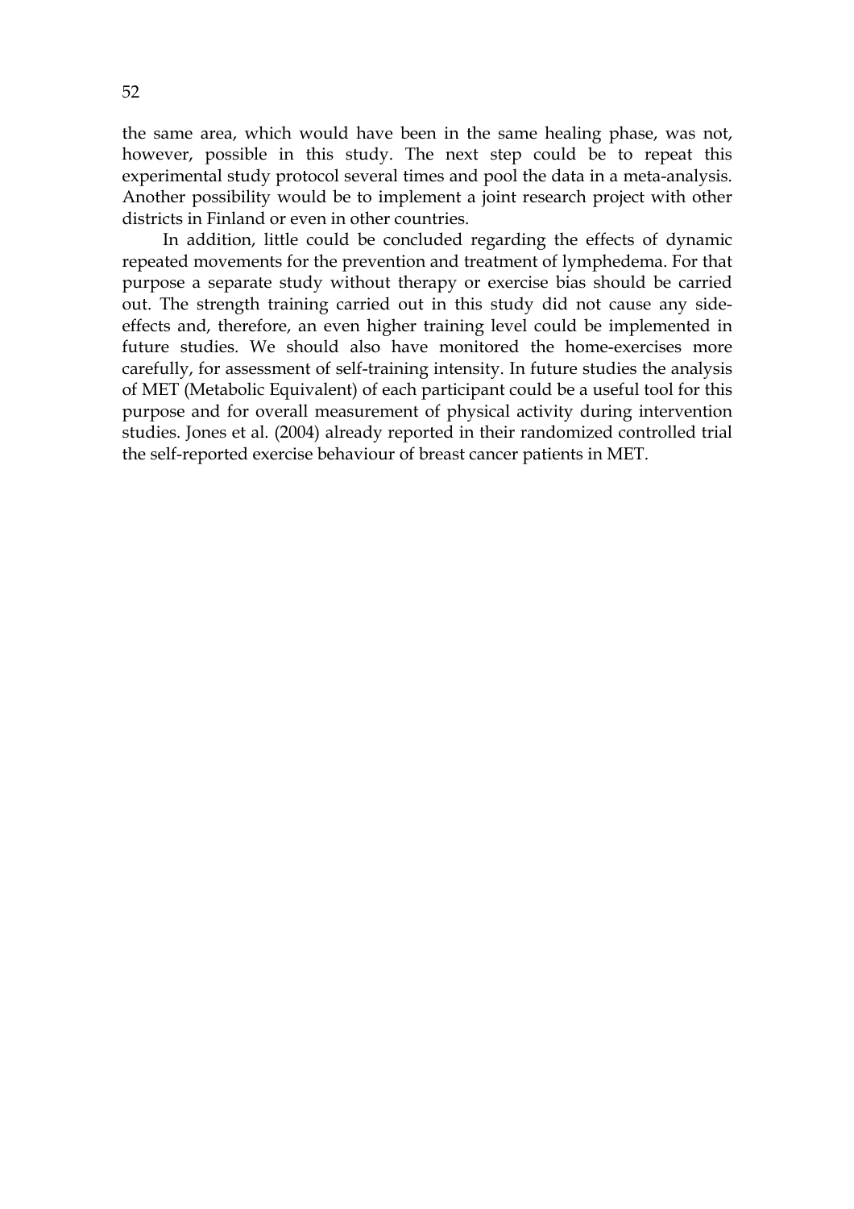the same area, which would have been in the same healing phase, was not, however, possible in this study. The next step could be to repeat this experimental study protocol several times and pool the data in a meta-analysis. Another possibility would be to implement a joint research project with other districts in Finland or even in other countries.

In addition, little could be concluded regarding the effects of dynamic repeated movements for the prevention and treatment of lymphedema. For that purpose a separate study without therapy or exercise bias should be carried out. The strength training carried out in this study did not cause any side-effects and, therefore, an even higher training level could be implemented in future studies. We should also have monitored the home-exercises more carefully, for assessment of self-training intensity. In future studies the analysis of MET (Metabolic Equivalent) of each participant could be a useful tool for this purpose and for overall measurement of physical activity during intervention studies. Jones et al. (2004) already reported in their randomized controlled trial the self-reported exercise behaviour of breast cancer patients in MET.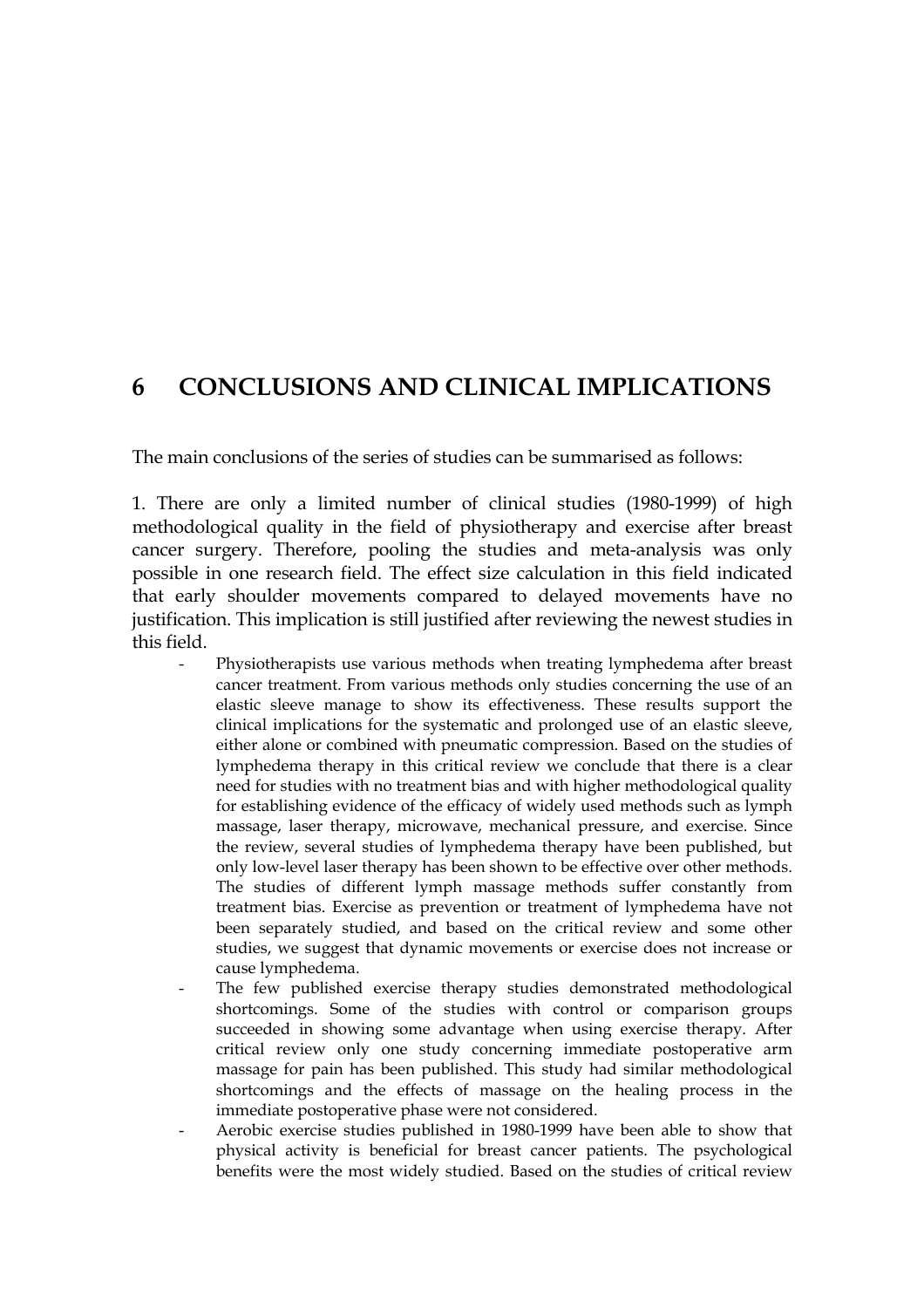# 6 CONCLUSIONS AND CLINICAL IMPLICATIONS

The main conclusions of the series of studies can be summarised as follows:

1. There are only a limited number of clinical studies (1980-1999) of high methodological quality in the field of physiotherapy and exercise after breast cancer surgery. Therefore, pooling the studies and meta-analysis was only possible in one research field. The effect size calculation in this field indicated that early shoulder movements compared to delayed movements have no justification. This implication is still justified after reviewing the newest studies in this field.

- Physiotherapists use various methods when treating lymphedema after breast cancer treatment. From various methods only studies concerning the use of an elastic sleeve manage to show its effectiveness. These results support the clinical implications for the systematic and prolonged use of an elastic sleeve, either alone or combined with pneumatic compression. Based on the studies of lymphedema therapy in this critical review we conclude that there is a clear need for studies with no treatment bias and with higher methodological quality for establishing evidence of the efficacy of widely used methods such as lymph massage, laser therapy, microwave, mechanical pressure, and exercise. Since the review, several studies of lymphedema therapy have been published, but only low-level laser therapy has been shown to be effective over other methods. The studies of different lymph massage methods suffer constantly from treatment bias. Exercise as prevention or treatment of lymphedema have not been separately studied, and based on the critical review and some other studies, we suggest that dynamic movements or exercise does not increase or cause lymphedema.
- The few published exercise therapy studies demonstrated methodological shortcomings. Some of the studies with control or comparison groups succeeded in showing some advantage when using exercise therapy. After critical review only one study concerning immediate postoperative arm massage for pain has been published. This study had similar methodological shortcomings and the effects of massage on the healing process in the immediate postoperative phase were not considered.
- Aerobic exercise studies published in 1980-1999 have been able to show that physical activity is beneficial for breast cancer patients. The psychological benefits were the most widely studied. Based on the studies of critical review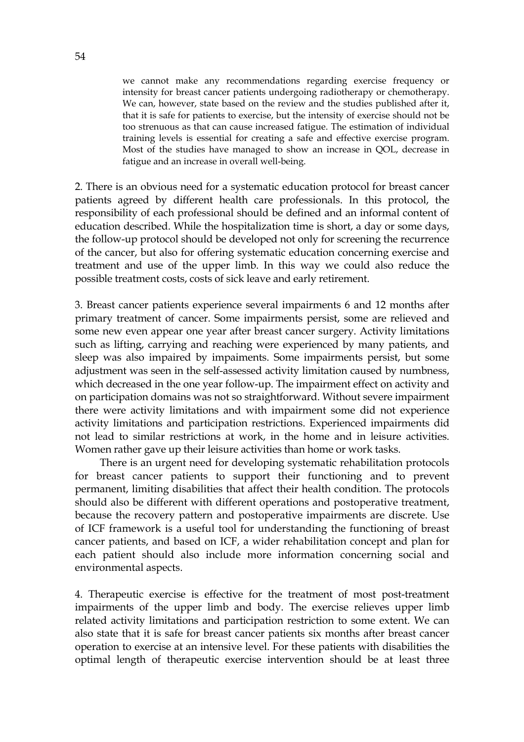we cannot make any recommendations regarding exercise frequency or intensity for breast cancer patients undergoing radiotherapy or chemotherapy. We can, however, state based on the review and the studies published after it, that it is safe for patients to exercise, but the intensity of exercise should not be too strenuous as that can cause increased fatigue. The estimation of individual training levels is essential for creating a safe and effective exercise program. Most of the studies have managed to show an increase in QOL, decrease in fatigue and an increase in overall well-being.

2. There is an obvious need for a systematic education protocol for breast cancer patients agreed by different health care professionals. In this protocol, the responsibility of each professional should be defined and an informal content of education described. While the hospitalization time is short, a day or some days, the follow-up protocol should be developed not only for screening the recurrence of the cancer, but also for offering systematic education concerning exercise and treatment and use of the upper limb. In this way we could also reduce the possible treatment costs, costs of sick leave and early retirement.

3. Breast cancer patients experience several impairments 6 and 12 months after primary treatment of cancer. Some impairments persist, some are relieved and some new even appear one year after breast cancer surgery. Activity limitations such as lifting, carrying and reaching were experienced by many patients, and sleep was also impaired by impaiments. Some impairments persist, but some adjustment was seen in the self-assessed activity limitation caused by numbness, which decreased in the one year follow-up. The impairment effect on activity and on participation domains was not so straightforward. Without severe impairment there were activity limitations and with impairment some did not experience activity limitations and participation restrictions. Experienced impairments did not lead to similar restrictions at work, in the home and in leisure activities. Women rather gave up their leisure activities than home or work tasks.

There is an urgent need for developing systematic rehabilitation protocols for breast cancer patients to support their functioning and to prevent permanent, limiting disabilities that affect their health condition. The protocols should also be different with different operations and postoperative treatment, because the recovery pattern and postoperative impairments are discrete. Use of ICF framework is a useful tool for understanding the functioning of breast cancer patients, and based on ICF, a wider rehabilitation concept and plan for each patient should also include more information concerning social and environmental aspects.

4. Therapeutic exercise is effective for the treatment of most post-treatment impairments of the upper limb and body. The exercise relieves upper limb related activity limitations and participation restriction to some extent. We can also state that it is safe for breast cancer patients six months after breast cancer operation to exercise at an intensive level. For these patients with disabilities the optimal length of therapeutic exercise intervention should be at least three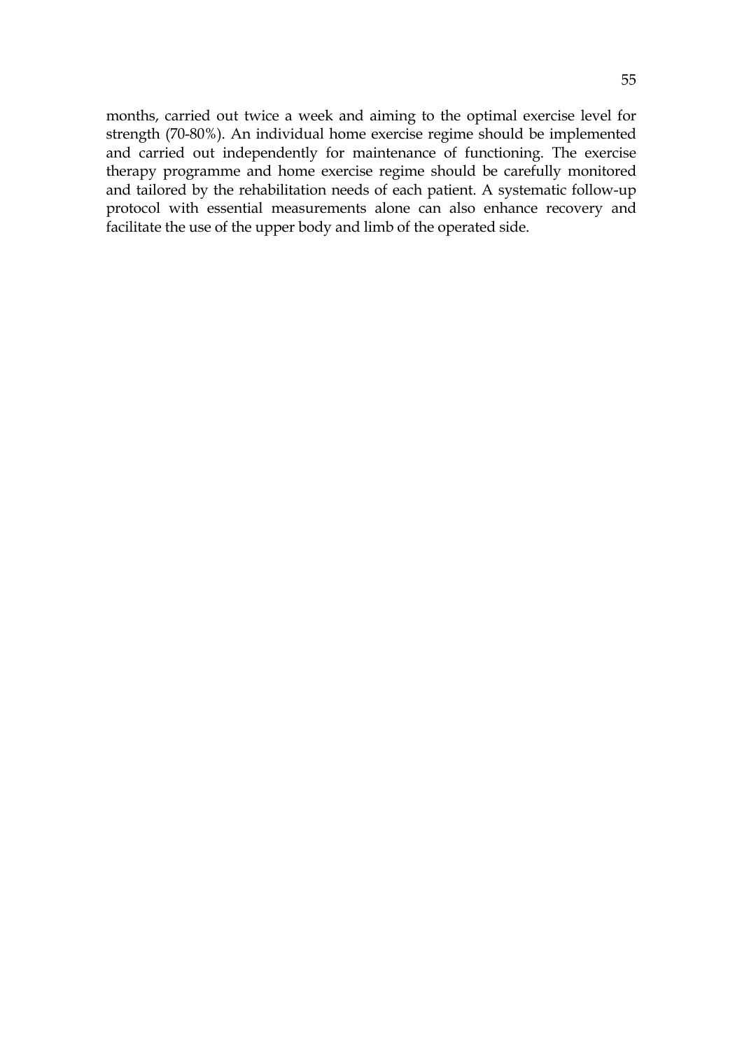months, carried out twice a week and aiming to the optimal exercise level for strength (70-80%). An individual home exercise regime should be implemented and carried out independently for maintenance of functioning. The exercise therapy programme and home exercise regime should be carefully monitored and tailored by the rehabilitation needs of each patient. A systematic follow-up protocol with essential measurements alone can also enhance recovery and facilitate the use of the upper body and limb of the operated side.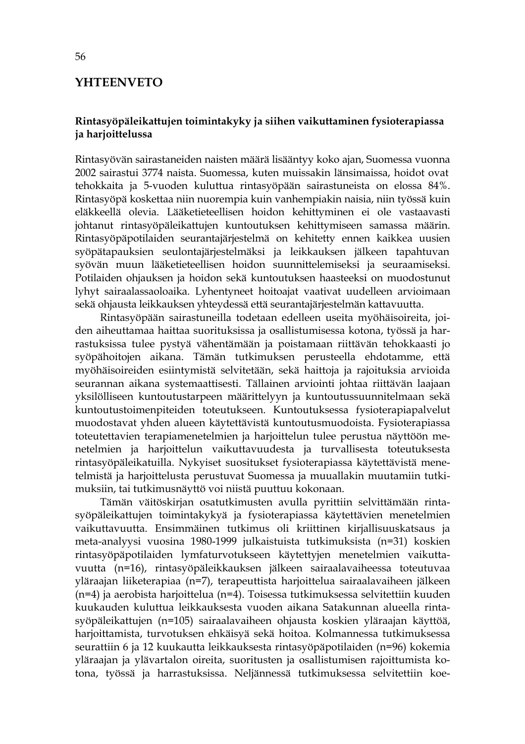# YHTEENVETO

## Rintasyöpäleikattujen toimintakyky ja siihen vaikuttaminen fysioterapiassa ja harjoittelussa

Rintasyövän sairastaneiden naisten määrä lisääntyy koko ajan, Suomessa vuonna 2002 sairastui 3774 naista. Suomessa, kuten muissakin länsimaissa, hoidot ovat tehokkaita ja 5-vuoden kuluttua rintasyöpään sairastuneista on elossa 84%. Rintasyöpä koskettaa niin nuorempia kuin vanhempiakin naisia, niin työssä kuin eläkkeellä olevia. Lääketieteellisen hoidon kehittyminen ei ole vastaavasti johtanut rintasyöpäleikattujen kuntoutuksen kehittymiseen samassa määrin. Rintasyöpäpotilaiden seurantajärjestelmä on kehitetty ennen kaikkea uusien syöpätapauksien seulontajärjestelmäksi ja leikkauksen jälkeen tapahtuvan syövän muun lääketieteellisen hoidon suunnittelemiseksi ja seuraamiseksi. Potilaiden ohjauksen ja hoidon sekä kuntoutuksen haasteeksi on muodostunut lyhyt sairaalassaoloaika. Lyhentyneet hoitoajat vaativat uudelleen arvioimaan sekä ohjausta leikkauksen yhteydessä että seurantajärjestelmän kattavuutta.

Rintasyöpään sairastuneilla todetaan edelleen useita myöhäisoireita, joiden aiheuttamaa haittaa suorituksissa ja osallistumisessa kotona, työssä ja harrastuksissa tulee pystyä vähentämään ja poistamaan riittävän tehokkaasti jo syöpähoitojen aikana. Tämän tutkimuksen perusteella ehdotamme, että myöhäisoireiden esiintymistä selvitetään, sekä haittoja ja rajoituksia arvioida seurannan aikana systemaattisesti. Tällainen arviointi johtaa riittävän laajaan yksilölliseen kuntoutustarpeen määrittelyyn ja kuntoutussuunnitelmaan sekä kuntoutustoimenpiteiden toteutukseen. Kuntoutuksessa fysioterapiapalvelut muodostavat yhden alueen käytettävistä kuntoutusmuodoista. Fysioterapiassa toteutettavien terapiamenetelmien ja harjoittelun tulee perustua näyttöön menetelmien ja harjoittelun vaikuttavuudesta ja turvallisesta toteutuksesta rintasyöpäleikatuilla. Nykyiset suositukset fysioterapiassa käytettävistä menetelmistä ja harjoittelusta perustuvat Suomessa ja muuallakin muutamiin tutkimuksiin, tai tutkimusnäyttö voi niistä puuttuu kokonaan.

Tämän väitöskirjan osatutkimusten avulla pyrittiin selvittämään rintasyöpäleikattujen toimintakykyä ja fysioterapiassa käytettävien menetelmien vaikuttavuutta. Ensimmäinen tutkimus oli kriittinen kirjallisuuskatsaus ja meta-analyysi vuosina 1980-1999 julkaistuista tutkimuksista (n=31) koskien rintasyöpäpotilaiden lymfaturvotukseen käytettyjen menetelmien vaikuttavuutta (n=16), rintasyöpäleikkauksen jälkeen sairaalavaiheessa toteutuvaa yläraajan liiketerapiaa (n=7), terapeuttista harjoittelua sairaalavaiheen jälkeen (n=4) ja aerobista harjoittelua (n=4). Toisessa tutkimuksessa selvitettiin kuuden kuukauden kuluttua leikkauksesta vuoden aikana Satakunnan alueella rintasyöpäleikattujen (n=105) sairaalavaiheen ohjausta koskien yläraajan käyttöä, harjoittamista, turvotuksen ehkäisyä sekä hoitoa. Kolmannessa tutkimuksessa seurattiin 6 ja 12 kuukautta leikkauksesta rintasyöpäpotilaiden (n=96) kokemia yläraajan ja ylävartalon oireita, suoritusten ja osallistumisen rajoittumista kotona, työssä ja harrastuksissa. Neljännessä tutkimuksessa selvitettiin koe-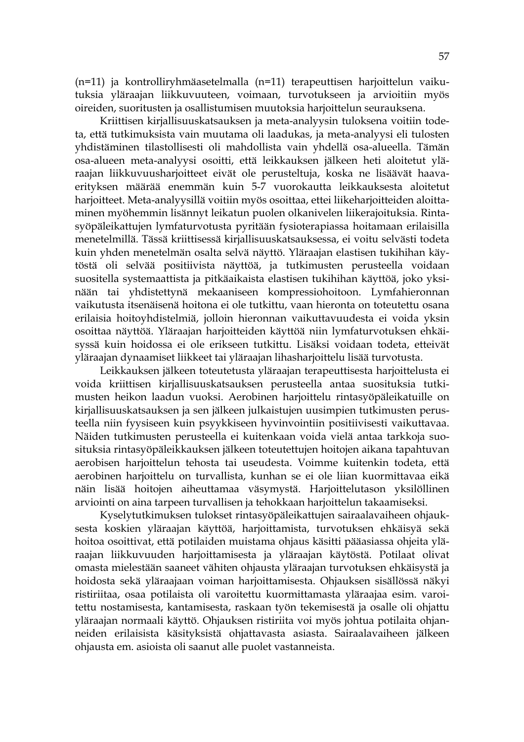(n=11) ja kontrolliryhmäasetelmalla (n=11) terapeuttisen harjoittelun vaikutuksia yläraajan liikkuvuuteen, voimaan, turvotukseen ja arvioitiin myös oireiden, suoritusten ja osallistumisen muutoksia harjoittelun seurauksena.

Kriittisen kirjallisuuskatsauksen ja meta-analyysin tuloksena voitiin todeta, että tutkimuksista vain muutama oli laadukas, ja meta-analyysi eli tulosten yhdistäminen tilastollisesti oli mahdollista vain yhdellä osa-alueella. Tämän osa-alueen meta-analyysi osoitti, että leikkauksen jälkeen heti aloitetut yläraajan liikkuvuusharjoitteet eivät ole perusteltuja, koska ne lisäävät haavaerityksen määrää enemmän kuin 5-7 vuorokautta leikkauksesta aloitetut harjoitteet. Meta-analyysillä voitiin myös osoittaa, ettei liikeharjoitteiden aloittaminen myöhemmin lisännyt leikatun puolen olkanivelen liikerajoituksia. Rintasyöpäleikattujen lymfaturvotusta pyritään fysioterapiassa hoitamaan erilaisilla menetelmillä. Tässä kriittisessä kirjallisuuskatsauksessa, ei voitu selvästi todeta kuin yhden menetelmän osalta selvä näyttö. Yläraajan elastisen tukihihan käytöstä oli selvää positiivista näyttöä, ja tutkimusten perusteella voidaan suositella systemaattista ja pitkäaikaista elastisen tukihihan käyttöä, joko yksinään tai yhdistettynä mekaaniseen kompressiohoitoon. Lymfahieronnan vaikutusta itsenäisenä hoitona ei ole tutkittu, vaan hieronta on toteutettu osana erilaisia hoitoyhdistelmiä, jolloin hieronnan vaikuttavuudesta ei voida yksin osoittaa näyttöä. Yläraajan harjoitteiden käyttöä niin lymfaturvotuksen ehkäisyssä kuin hoidossa ei ole erikseen tutkittu. Lisäksi voidaan todeta, etteivät yläraajan dynaamiset liikkeet tai yläraajan lihasharjoittelu lisää turvotusta.

Leikkauksen jälkeen toteutetusta yläraajan terapeuttisesta harjoittelusta ei voida kriittisen kirjallisuuskatsauksen perusteella antaa suosituksia tutkimusten heikon laadun vuoksi. Aerobinen harjoittelu rintasyöpäleikatuille on kirjallisuuskatsauksen ja sen jälkeen julkaistujen uusimpien tutkimusten perusteella niin fyysiseen kuin psyykkiseen hyvinvointiin positiivisesti vaikuttavaa. Näiden tutkimusten perusteella ei kuitenkaan voida vielä antaa tarkkoja suosituksia rintasyöpäleikkauksen jälkeen toteutettujen hoitojen aikana tapahtuvan aerobisen harjoittelun tehosta tai useudesta. Voimme kuitenkin todeta, että aerobinen harjoittelu on turvallista, kunhan se ei ole liian kuormittavaa eikä näin lisää hoitojen aiheuttamaa väsymystä. Harjoittelutason yksilöllinen arviointi on aina tarpeen turvallisen ja tehokkaan harjoittelun takaamiseksi.

Kyselytutkimuksen tulokset rintasyöpäleikattujen sairaalavaiheen ohjauksesta koskien yläraajan käyttöä, harjoittamista, turvotuksen ehkäisyä sekä hoitoa osoittivat, että potilaiden muistama ohjaus käsitti pääasiassa ohjeita yläraajan liikkuvuuden harjoittamisesta ja yläraajan käytöstä. Potilaat olivat omasta mielestään saaneet vähiten ohjausta yläraajan turvotuksen ehkäisystä ja hoidosta sekä yläraajaan voiman harjoittamisesta. Ohjauksen sisällössä näkyi ristiriitaa, osaa potilaista oli varoitettu kuormittamasta yläraajaa esim. varoitettu nostamisesta, kantamisesta, raskaan työn tekemisestä ja osalle oli ohjattu yläraajan normaali käyttö. Ohjauksen ristiriita voi myös johtua potilaita ohjanneiden erilaisista käsityksistä ohjattavasta asiasta. Sairaalavaiheen jälkeen ohjausta em. asioista oli saanut alle puolet vastanneista.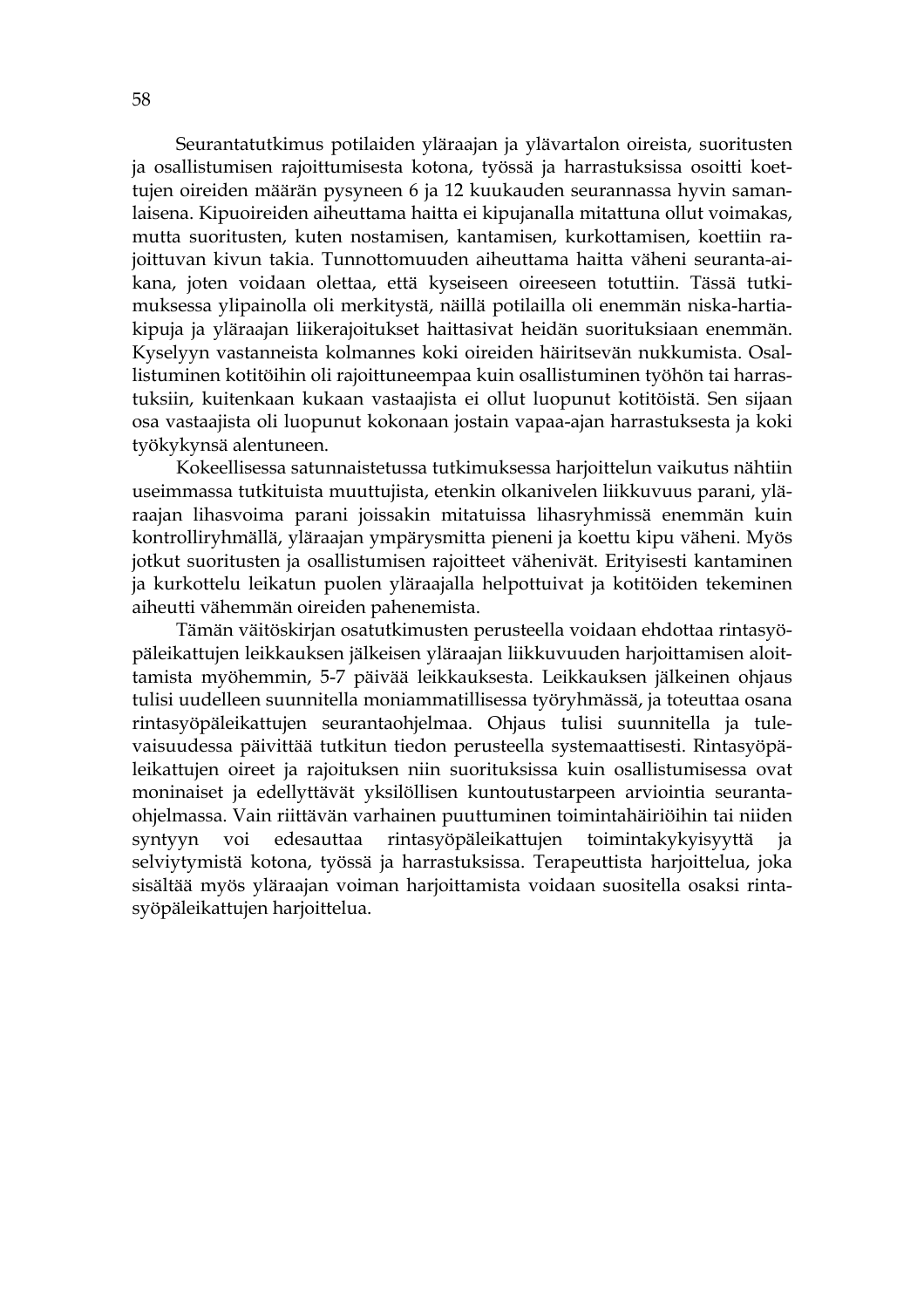Seurantatutkimus potilaiden yläraajan ja ylävartalon oireista, suoritusten ja osallistumisen rajoittumisesta kotona, työssä ja harrastuksissa osoitti koettujen oireiden määrän pysyneen 6 ja 12 kuukauden seurannassa hyvin samanlaisena. Kipuoireiden aiheuttama haitta ei kipujanalla mitattuna ollut voimakas, mutta suoritusten, kuten nostamisen, kantamisen, kurkottamisen, koettiin rajoittuvan kivun takia. Tunnottomuuden aiheuttama haitta väheni seuranta-aikana, joten voidaan olettaa, että kyseiseen oireeseen totuttiin. Tässä tutkimuksessa ylipainolla oli merkitystä, näillä potilailla oli enemmän niska-hartiakipuja ja yläraajan liikerajoitukset haittasivat heidän suorituksiaan enemmän. Kyselyyn vastanneista kolmannes koki oireiden häiritsevän nukkumista. Osallistuminen kotitöihin oli rajoittuneempaa kuin osallistuminen työhön tai harrastuksiin, kuitenkaan kukaan vastaajista ei ollut luopunut kotitöistä. Sen sijaan osa vastaajista oli luopunut kokonaan jostain vapaa-ajan harrastuksesta ja koki työkykynsä alentuneen.

Kokeellisessa satunnaistetussa tutkimuksessa harjoittelun vaikutus nähtiin useimmassa tutkituista muuttujista, etenkin olkanivelen liikkuvuus parani, yläraajan lihasvoima parani joissakin mitatuissa lihasryhmissä enemmän kuin kontrolliryhmällä, yläraajan ympärysmitta pieneni ja koettu kipu väheni. Myös jotkut suoritusten ja osallistumisen rajoitteet vähenivät. Erityisesti kantaminen ja kurkottelu leikatun puolen yläraajalla helpottuivat ja kotitöiden tekeminen aiheutti vähemmän oireiden pahenemista.

Tämän väitöskirjan osatutkimusten perusteella voidaan ehdottaa rintasyöpäleikattujen leikkauksen jälkeisen yläraajan liikkuvuuden harjoittamisen aloittamista myöhemmin, 5-7 päivää leikkauksesta. Leikkauksen jälkeinen ohjaus tulisi uudelleen suunnitella moniammatillisessa työryhmässä, ja toteuttaa osana rintasyöpäleikattujen seurantaohjelmaa. Ohjaus tulisi suunnitella ja tulevaisuudessa päivittää tutkitun tiedon perusteella systemaattisesti. Rintasyöpäleikattujen oireet ja rajoituksen niin suorituksissa kuin osallistumisessa ovat moninaiset ja edellyttävät yksilöllisen kuntoutustarpeen arviointia seurantaohjelmassa. Vain riittävän varhainen puuttuminen toimintahäiriöihin tai niiden syntyyn voi edesauttaa rintasyöpäleikattujen toimintakykyisyyttä ja selviytymistä kotona, työssä ja harrastuksissa. Terapeuttista harjoittelua, joka sisältää myös yläraajan voiman harjoittamista voidaan suositella osaksi rintasyöpäleikattujen harjoittelua.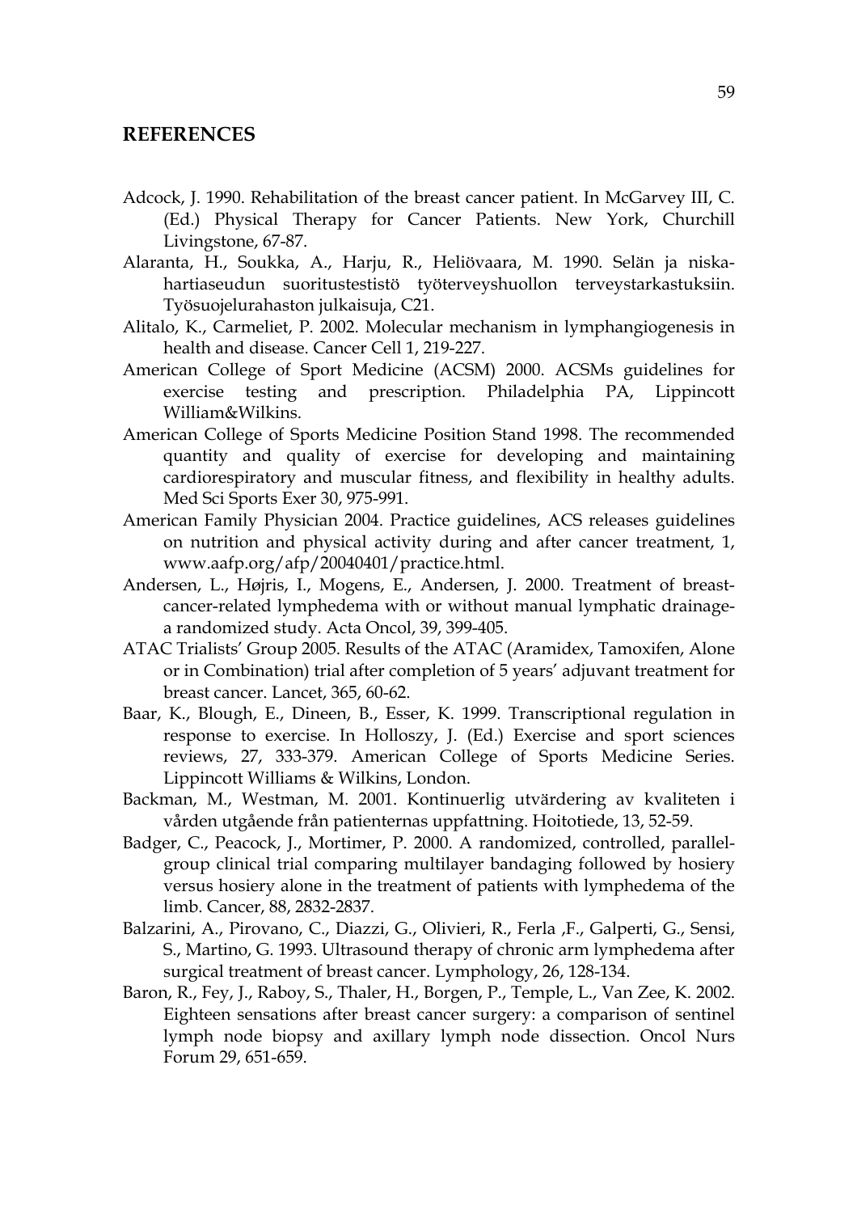## REFERENCES

Adcock, J. 1990. Rehabilitation of the breast cancer patient. In McGarvey III, C. (Ed.) Physical Therapy for Cancer Patients. New York, Churchill Livingstone, 67-87.

Alaranta, H., Soukka, A., Harju, R., Heliövaara, M. 1990. Selän ja niska-hartiaseudun suoritustestistö työterveyshuollon terveystarkastuksiin. Työsuojelurahaston julkaisuja, C21.

Alitalo, K., Carmeliet, P. 2002. Molecular mechanism in lymphangiogenesis in health and disease. Cancer Cell 1, 219-227.

American College of Sport Medicine (ACSM) 2000. ACSMs guidelines for exercise testing and prescription. Philadelphia PA, Lippincott William&Wilkins.

American College of Sports Medicine Position Stand 1998. The recommended quantity and quality of exercise for developing and maintaining cardiorespiratory and muscular fitness, and flexibility in healthy adults. Med Sci Sports Exer 30, 975-991.

American Family Physician 2004. Practice guidelines, ACS releases guidelines on nutrition and physical activity during and after cancer treatment, 1, www.aafp.org/afp/20040401/practice.html.

Andersen, L., Højris, I., Mogens, E., Andersen, J. 2000. Treatment of breast-cancer-related lymphedema with or without manual lymphatic drainage-a randomized study. Acta Oncol, 39, 399-405.

ATAC Trialists' Group 2005. Results of the ATAC (Aramidex, Tamoxifen, Alone or in Combination) trial after completion of 5 years' adjuvant treatment for breast cancer. Lancet, 365, 60-62.

Baar, K., Blough, E., Dineen, B., Esser, K. 1999. Transcriptional regulation in response to exercise. In Holloszy, J. (Ed.) Exercise and sport sciences reviews, 27, 333-379. American College of Sports Medicine Series. Lippincott Williams & Wilkins, London.

Backman, M., Westman, M. 2001. Kontinuerlig utvärdering av kvaliteten i vården utgående från patienternas uppfattning. Hoitotiede, 13, 52-59.

Badger, C., Peacock, J., Mortimer, P. 2000. A randomized, controlled, parallel-group clinical trial comparing multilayer bandaging followed by hosiery versus hosiery alone in the treatment of patients with lymphedema of the limb. Cancer, 88, 2832-2837.

Balzarini, A., Pirovano, C., Diazzi, G., Olivieri, R., Ferla ,F., Galperti, G., Sensi, S., Martino, G. 1993. Ultrasound therapy of chronic arm lymphedema after surgical treatment of breast cancer. Lymphology, 26, 128-134.

Baron, R., Fey, J., Raboy, S., Thaler, H., Borgen, P., Temple, L., Van Zee, K. 2002. Eighteen sensations after breast cancer surgery: a comparison of sentinel lymph node biopsy and axillary lymph node dissection. Oncol Nurs Forum 29, 651-659.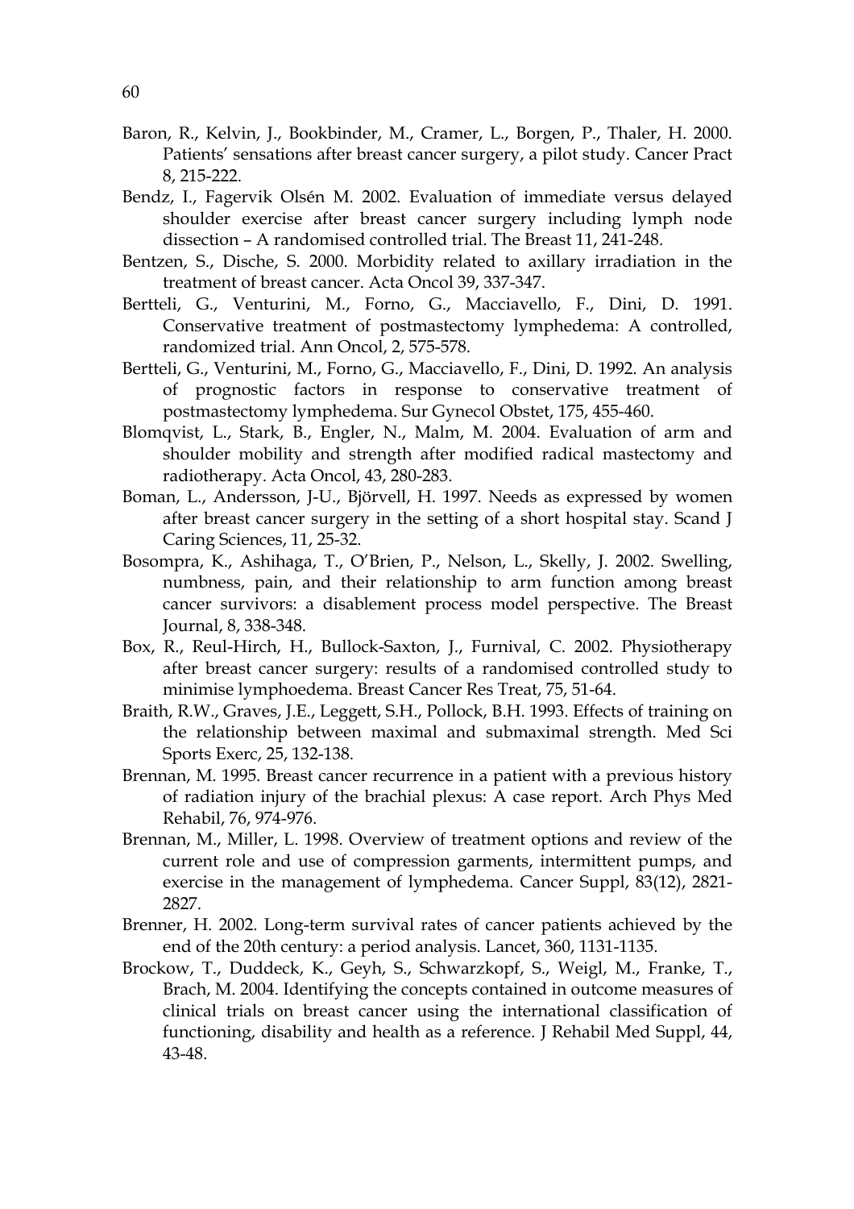Baron, R., Kelvin, J., Bookbinder, M., Cramer, L., Borgen, P., Thaler, H. 2000. Patients' sensations after breast cancer surgery, a pilot study. Cancer Pract 8, 215-222.

Bendz, I., Fagervik Olsén M. 2002. Evaluation of immediate versus delayed shoulder exercise after breast cancer surgery including lymph node dissection – A randomised controlled trial. The Breast 11, 241-248.

Bentzen, S., Dische, S. 2000. Morbidity related to axillary irradiation in the treatment of breast cancer. Acta Oncol 39, 337-347.

Bertteli, G., Venturini, M., Forno, G., Macciavello, F., Dini, D. 1991. Conservative treatment of postmastectomy lymphedema: A controlled, randomized trial. Ann Oncol, 2, 575-578.

Bertteli, G., Venturini, M., Forno, G., Macciavello, F., Dini, D. 1992. An analysis of prognostic factors in response to conservative treatment of postmastectomy lymphedema. Sur Gynecol Obstet, 175, 455-460.

Blomqvist, L., Stark, B., Engler, N., Malm, M. 2004. Evaluation of arm and shoulder mobility and strength after modified radical mastectomy and radiotherapy. Acta Oncol, 43, 280-283.

Boman, L., Andersson, J-U., Björvell, H. 1997. Needs as expressed by women after breast cancer surgery in the setting of a short hospital stay. Scand J Caring Sciences, 11, 25-32.

Bosompra, K., Ashihaga, T., O'Brien, P., Nelson, L., Skelly, J. 2002. Swelling, numbness, pain, and their relationship to arm function among breast cancer survivors: a disablement process model perspective. The Breast Journal, 8, 338-348.

Box, R., Reul-Hirch, H., Bullock-Saxton, J., Furnival, C. 2002. Physiotherapy after breast cancer surgery: results of a randomised controlled study to minimise lymphoedema. Breast Cancer Res Treat, 75, 51-64.

Braith, R.W., Graves, J.E., Leggett, S.H., Pollock, B.H. 1993. Effects of training on the relationship between maximal and submaximal strength. Med Sci Sports Exerc, 25, 132-138.

Brennan, M. 1995. Breast cancer recurrence in a patient with a previous history of radiation injury of the brachial plexus: A case report. Arch Phys Med Rehabil, 76, 974-976.

Brennan, M., Miller, L. 1998. Overview of treatment options and review of the current role and use of compression garments, intermittent pumps, and exercise in the management of lymphedema. Cancer Suppl, 83(12), 2821-2827.

Brenner, H. 2002. Long-term survival rates of cancer patients achieved by the end of the 20th century: a period analysis. Lancet, 360, 1131-1135.

Brockow, T., Duddeck, K., Geyh, S., Schwarzkopf, S., Weigl, M., Franke, T., Brach, M. 2004. Identifying the concepts contained in outcome measures of clinical trials on breast cancer using the international classification of functioning, disability and health as a reference. J Rehabil Med Suppl, 44, 43-48.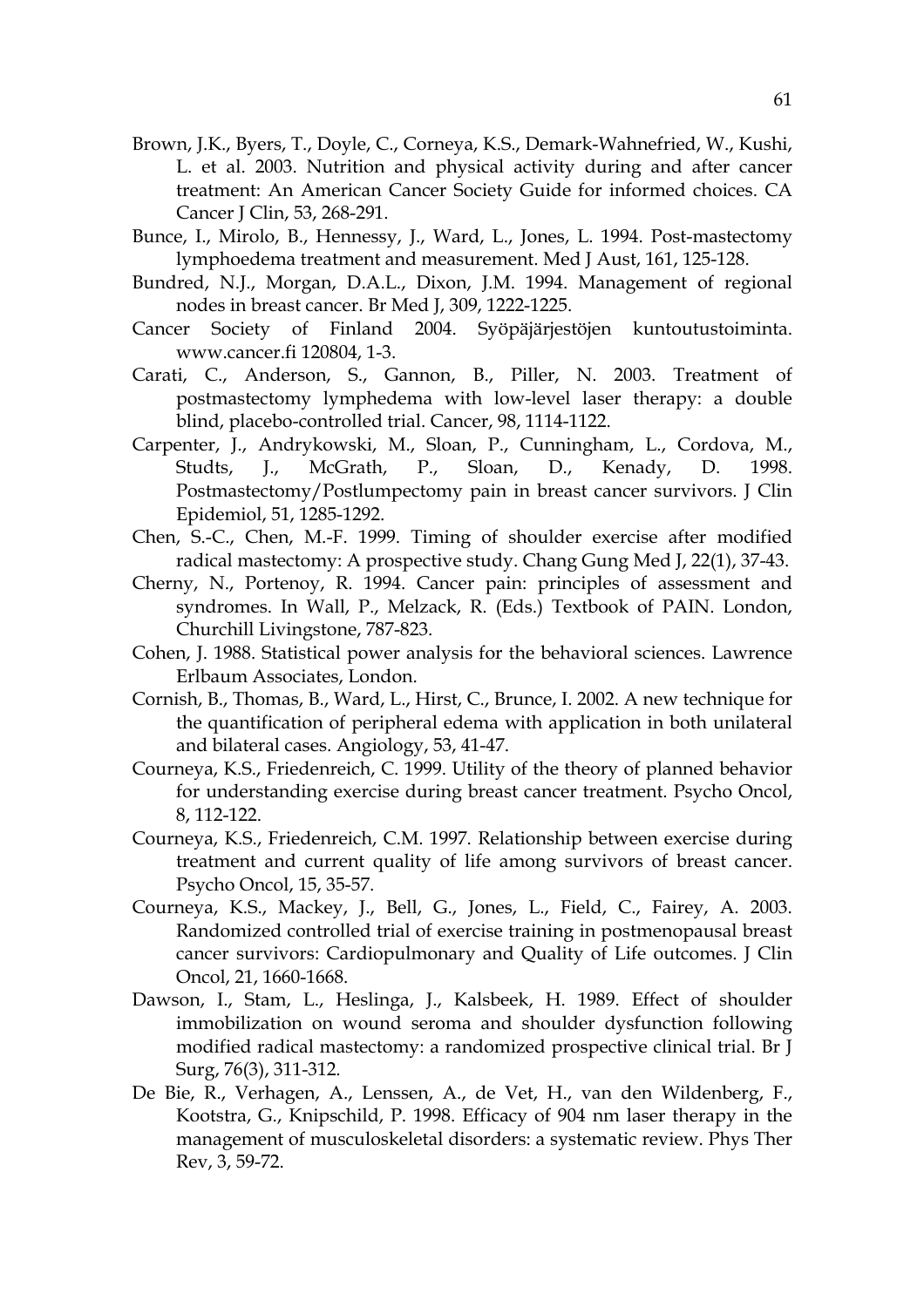Brown, J.K., Byers, T., Doyle, C., Corneya, K.S., Demark-Wahnefried, W., Kushi, L. et al. 2003. Nutrition and physical activity during and after cancer treatment: An American Cancer Society Guide for informed choices. CA Cancer J Clin, 53, 268-291.

Bunce, I., Mirolo, B., Hennessy, J., Ward, L., Jones, L. 1994. Post-mastectomy lymphoedema treatment and measurement. Med J Aust, 161, 125-128.

Bundred, N.J., Morgan, D.A.L., Dixon, J.M. 1994. Management of regional nodes in breast cancer. Br Med J, 309, 1222-1225.

Cancer Society of Finland 2004. Syöpäjärjestöjen kuntoutustoiminta. www.cancer.fi 120804, 1-3.

Carati, C., Anderson, S., Gannon, B., Piller, N. 2003. Treatment of postmastectomy lymphedema with low-level laser therapy: a double blind, placebo-controlled trial. Cancer, 98, 1114-1122.

Carpenter, J., Andrykowski, M., Sloan, P., Cunningham, L., Cordova, M., Studts, J., McGrath, P., Sloan, D., Kenady, D. 1998. Postmastectomy/Postlumpectomy pain in breast cancer survivors. J Clin Epidemiol, 51, 1285-1292.

Chen, S.-C., Chen, M.-F. 1999. Timing of shoulder exercise after modified radical mastectomy: A prospective study. Chang Gung Med J, 22(1), 37-43.

Cherny, N., Portenoy, R. 1994. Cancer pain: principles of assessment and syndromes. In Wall, P., Melzack, R. (Eds.) Textbook of PAIN. London, Churchill Livingstone, 787-823.

Cohen, J. 1988. Statistical power analysis for the behavioral sciences. Lawrence Erlbaum Associates, London.

Cornish, B., Thomas, B., Ward, L., Hirst, C., Brunce, I. 2002. A new technique for the quantification of peripheral edema with application in both unilateral and bilateral cases. Angiology, 53, 41-47.

Courneya, K.S., Friedenreich, C. 1999. Utility of the theory of planned behavior for understanding exercise during breast cancer treatment. Psycho Oncol, 8, 112-122.

Courneya, K.S., Friedenreich, C.M. 1997. Relationship between exercise during treatment and current quality of life among survivors of breast cancer. Psycho Oncol, 15, 35-57.

Courneya, K.S., Mackey, J., Bell, G., Jones, L., Field, C., Fairey, A. 2003. Randomized controlled trial of exercise training in postmenopausal breast cancer survivors: Cardiopulmonary and Quality of Life outcomes. J Clin Oncol, 21, 1660-1668.

Dawson, I., Stam, L., Heslinga, J., Kalsbeek, H. 1989. Effect of shoulder immobilization on wound seroma and shoulder dysfunction following modified radical mastectomy: a randomized prospective clinical trial. Br J Surg, 76(3), 311-312.

De Bie, R., Verhagen, A., Lenssen, A., de Vet, H., van den Wildenberg, F., Kootstra, G., Knipschild, P. 1998. Efficacy of 904 nm laser therapy in the management of musculoskeletal disorders: a systematic review. Phys Ther Rev, 3, 59-72.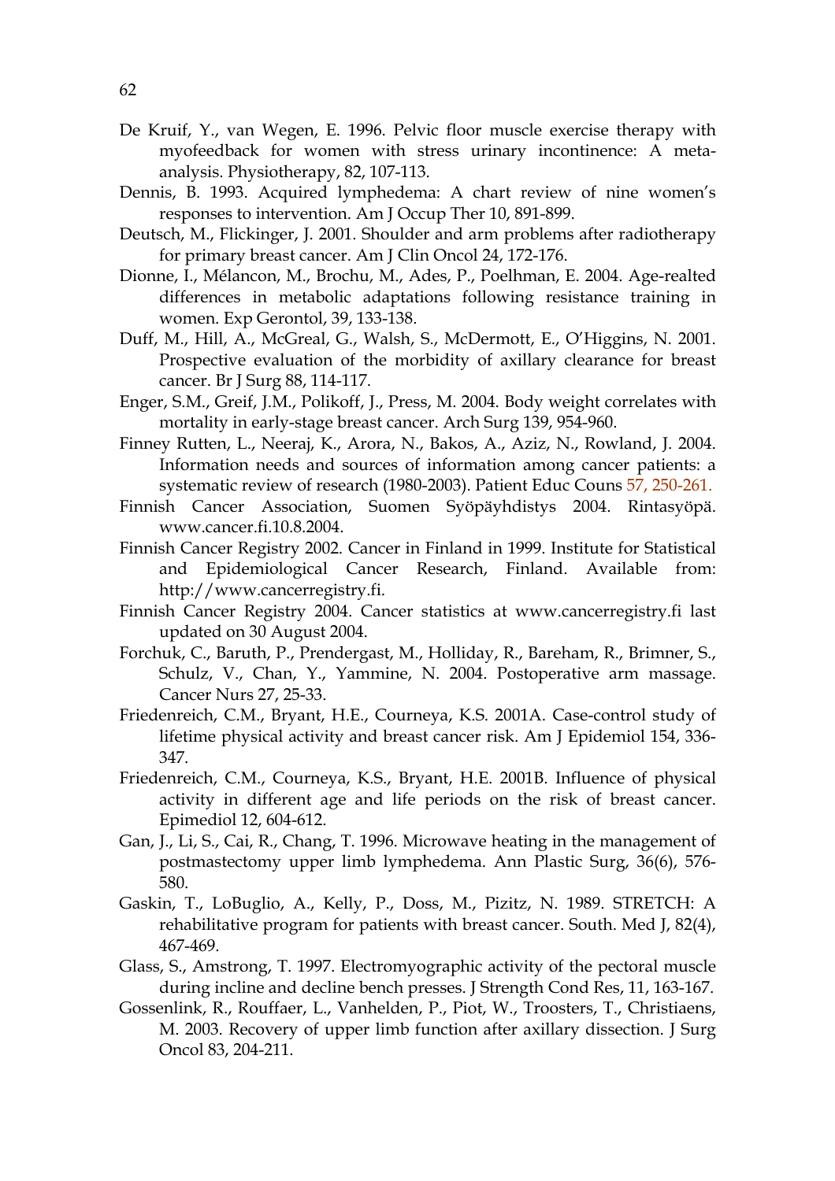De Kruif, Y., van Wegen, E. 1996. Pelvic floor muscle exercise therapy with myofeedback for women with stress urinary incontinence: A meta-analysis. Physiotherapy, 82, 107-113.

Dennis, B. 1993. Acquired lymphedema: A chart review of nine women's responses to intervention. Am J Occup Ther 10, 891-899.

Deutsch, M., Flickinger, J. 2001. Shoulder and arm problems after radiotherapy for primary breast cancer. Am J Clin Oncol 24, 172-176.

Dionne, I., Mélancon, M., Brochu, M., Ades, P., Poelhman, E. 2004. Age-realted differences in metabolic adaptations following resistance training in women. Exp Gerontol, 39, 133-138.

Duff, M., Hill, A., McGreal, G., Walsh, S., McDermott, E., O'Higgins, N. 2001. Prospective evaluation of the morbidity of axillary clearance for breast cancer. Br J Surg 88, 114-117.

Enger, S.M., Greif, J.M., Polikoff, J., Press, M. 2004. Body weight correlates with mortality in early-stage breast cancer. Arch Surg 139, 954-960.

Finney Rutten, L., Neeraj, K., Arora, N., Bakos, A., Aziz, N., Rowland, J. 2004. Information needs and sources of information among cancer patients: a systematic review of research (1980-2003). Patient Educ Couns 57, 250-261.

Finnish Cancer Association, Suomen Syöpäyhdistys 2004. Rintasyöpä. www.cancer.fi.10.8.2004.

Finnish Cancer Registry 2002. Cancer in Finland in 1999. Institute for Statistical and Epidemiological Cancer Research, Finland. Available from: http://www.cancerregistry.fi.

Finnish Cancer Registry 2004. Cancer statistics at www.cancerregistry.fi last updated on 30 August 2004.

Forchuk, C., Baruth, P., Prendergast, M., Holliday, R., Bareham, R., Brimner, S., Schulz, V., Chan, Y., Yammine, N. 2004. Postoperative arm massage. Cancer Nurs 27, 25-33.

Friedenreich, C.M., Bryant, H.E., Courneya, K.S. 2001A. Case-control study of lifetime physical activity and breast cancer risk. Am J Epidemiol 154, 336-347.

Friedenreich, C.M., Courneya, K.S., Bryant, H.E. 2001B. Influence of physical activity in different age and life periods on the risk of breast cancer. Epimediol 12, 604-612.

Gan, J., Li, S., Cai, R., Chang, T. 1996. Microwave heating in the management of postmastectomy upper limb lymphedema. Ann Plastic Surg, 36(6), 576-580.

Gaskin, T., LoBuglio, A., Kelly, P., Doss, M., Pizitz, N. 1989. STRETCH: A rehabilitative program for patients with breast cancer. South. Med J, 82(4), 467-469.

Glass, S., Amstrong, T. 1997. Electromyographic activity of the pectoral muscle during incline and decline bench presses. J Strength Cond Res, 11, 163-167.

Gossenlink, R., Rouffaer, L., Vanhelden, P., Piot, W., Troosters, T., Christiaens, M. 2003. Recovery of upper limb function after axillary dissection. J Surg Oncol 83, 204-211.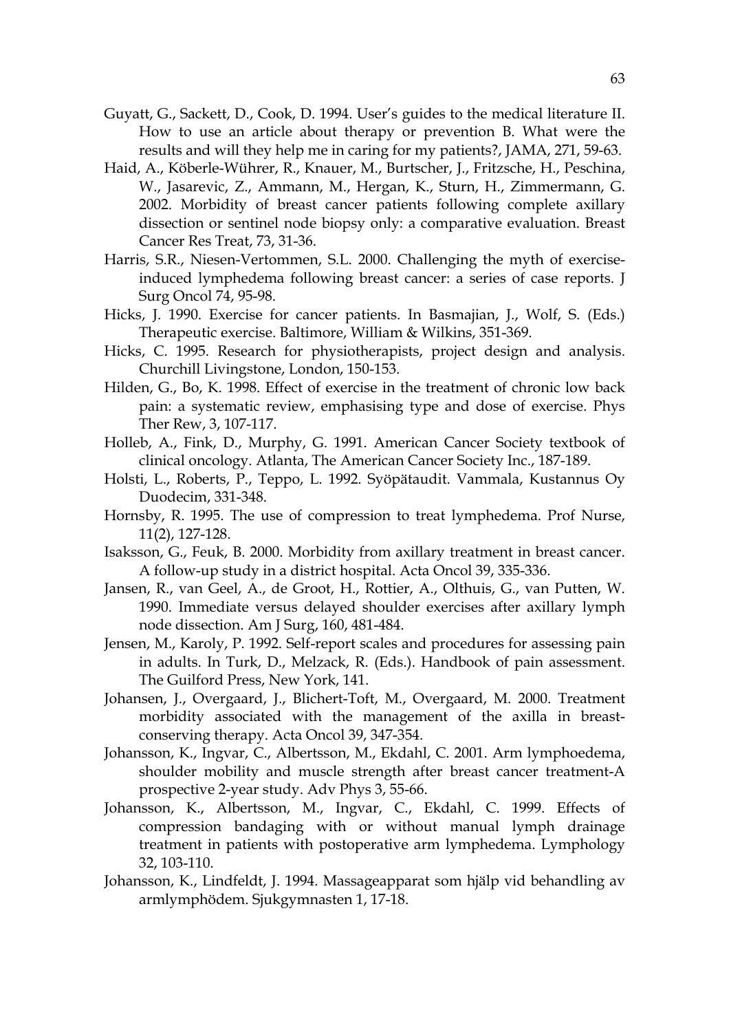Guyatt, G., Sackett, D., Cook, D. 1994. User's guides to the medical literature II. How to use an article about therapy or prevention B. What were the results and will they help me in caring for my patients?, JAMA, 271, 59-63.

Haid, A., Köberle-Wührer, R., Knauer, M., Burtscher, J., Fritzsche, H., Peschina, W., Jasarevic, Z., Ammann, M., Hergan, K., Sturn, H., Zimmermann, G. 2002. Morbidity of breast cancer patients following complete axillary dissection or sentinel node biopsy only: a comparative evaluation. Breast Cancer Res Treat, 73, 31-36.

Harris, S.R., Niesen-Vertommen, S.L. 2000. Challenging the myth of exercise-induced lymphedema following breast cancer: a series of case reports. J Surg Oncol 74, 95-98.

Hicks, J. 1990. Exercise for cancer patients. In Basmajian, J., Wolf, S. (Eds.) Therapeutic exercise. Baltimore, William & Wilkins, 351-369.

Hicks, C. 1995. Research for physiotherapists, project design and analysis. Churchill Livingstone, London, 150-153.

Hilden, G., Bo, K. 1998. Effect of exercise in the treatment of chronic low back pain: a systematic review, emphasising type and dose of exercise. Phys Ther Rew, 3, 107-117.

Holleb, A., Fink, D., Murphy, G. 1991. American Cancer Society textbook of clinical oncology. Atlanta, The American Cancer Society Inc., 187-189.

Holsti, L., Roberts, P., Teppo, L. 1992. Syöpätaudit. Vammala, Kustannus Oy Duodecim, 331-348.

Hornsby, R. 1995. The use of compression to treat lymphedema. Prof Nurse, 11(2), 127-128.

Isaksson, G., Feuk, B. 2000. Morbidity from axillary treatment in breast cancer. A follow-up study in a district hospital. Acta Oncol 39, 335-336.

Jansen, R., van Geel, A., de Groot, H., Rottier, A., Olthuis, G., van Putten, W. 1990. Immediate versus delayed shoulder exercises after axillary lymph node dissection. Am J Surg, 160, 481-484.

Jensen, M., Karoly, P. 1992. Self-report scales and procedures for assessing pain in adults. In Turk, D., Melzack, R. (Eds.). Handbook of pain assessment. The Guilford Press, New York, 141.

Johansen, J., Overgaard, J., Blichert-Toft, M., Overgaard, M. 2000. Treatment morbidity associated with the management of the axilla in breast-conserving therapy. Acta Oncol 39, 347-354.

Johansson, K., Ingvar, C., Albertsson, M., Ekdahl, C. 2001. Arm lymphoedema, shoulder mobility and muscle strength after breast cancer treatment-A prospective 2-year study. Adv Phys 3, 55-66.

Johansson, K., Albertsson, M., Ingvar, C., Ekdahl, C. 1999. Effects of compression bandaging with or without manual lymph drainage treatment in patients with postoperative arm lymphedema. Lymphology 32, 103-110.

Johansson, K., Lindfeldt, J. 1994. Massageapparat som hjälp vid behandling av armlymphödem. Sjukgymnasten 1, 17-18.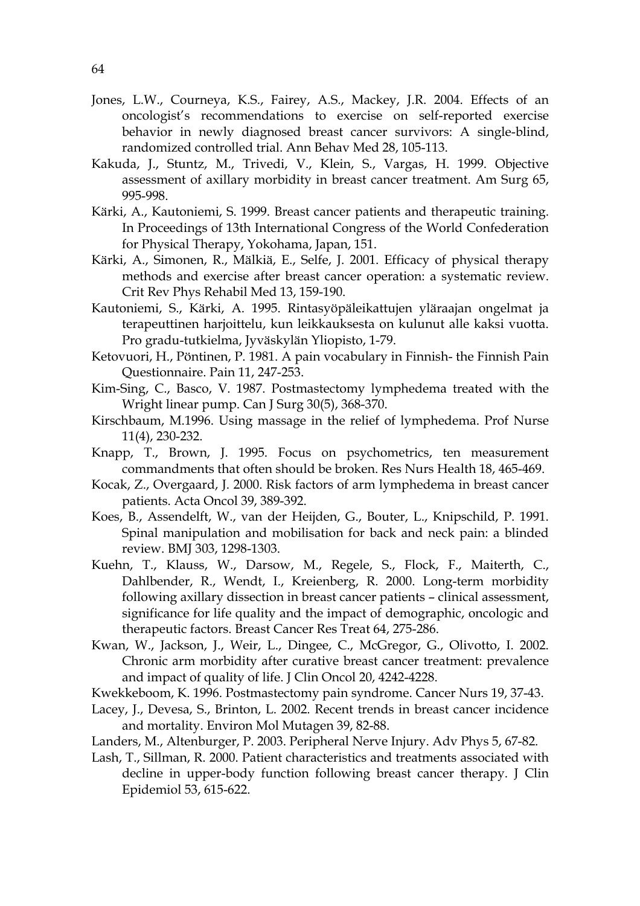Jones, L.W., Courneya, K.S., Fairey, A.S., Mackey, J.R. 2004. Effects of an oncologist's recommendations to exercise on self-reported exercise behavior in newly diagnosed breast cancer survivors: A single-blind, randomized controlled trial. Ann Behav Med 28, 105-113.

Kakuda, J., Stuntz, M., Trivedi, V., Klein, S., Vargas, H. 1999. Objective assessment of axillary morbidity in breast cancer treatment. Am Surg 65, 995-998.

Kärki, A., Kautoniemi, S. 1999. Breast cancer patients and therapeutic training. In Proceedings of 13th International Congress of the World Confederation for Physical Therapy, Yokohama, Japan, 151.

Kärki, A., Simonen, R., Mälkiä, E., Selfe, J. 2001. Efficacy of physical therapy methods and exercise after breast cancer operation: a systematic review. Crit Rev Phys Rehabil Med 13, 159-190.

Kautoniemi, S., Kärki, A. 1995. Rintasyöpäleikattujen yläraajan ongelmat ja terapeuttinen harjoittelu, kun leikkauksesta on kulunut alle kaksi vuotta. Pro gradu-tutkielma, Jyväskylän Yliopisto, 1-79.

Ketovuori, H., Pöntinen, P. 1981. A pain vocabulary in Finnish- the Finnish Pain Questionnaire. Pain 11, 247-253.

Kim-Sing, C., Basco, V. 1987. Postmastectomy lymphedema treated with the Wright linear pump. Can J Surg 30(5), 368-370.

Kirschbaum, M.1996. Using massage in the relief of lymphedema. Prof Nurse 11(4), 230-232.

Knapp, T., Brown, J. 1995. Focus on psychometrics, ten measurement commandments that often should be broken. Res Nurs Health 18, 465-469.

Kocak, Z., Overgaard, J. 2000. Risk factors of arm lymphedema in breast cancer patients. Acta Oncol 39, 389-392.

Koes, B., Assendelft, W., van der Heijden, G., Bouter, L., Knipschild, P. 1991. Spinal manipulation and mobilisation for back and neck pain: a blinded review. BMJ 303, 1298-1303.

Kuehn, T., Klauss, W., Darsow, M., Regele, S., Flock, F., Maiterth, C., Dahlbender, R., Wendt, I., Kreienberg, R. 2000. Long-term morbidity following axillary dissection in breast cancer patients – clinical assessment, significance for life quality and the impact of demographic, oncologic and therapeutic factors. Breast Cancer Res Treat 64, 275-286.

Kwan, W., Jackson, J., Weir, L., Dingee, C., McGregor, G., Olivotto, I. 2002. Chronic arm morbidity after curative breast cancer treatment: prevalence and impact of quality of life. J Clin Oncol 20, 4242-4228.

Kwekkeboom, K. 1996. Postmastectomy pain syndrome. Cancer Nurs 19, 37-43.

Lacey, J., Devesa, S., Brinton, L. 2002. Recent trends in breast cancer incidence and mortality. Environ Mol Mutagen 39, 82-88.

Landers, M., Altenburger, P. 2003. Peripheral Nerve Injury. Adv Phys 5, 67-82.

Lash, T., Sillman, R. 2000. Patient characteristics and treatments associated with decline in upper-body function following breast cancer therapy. J Clin Epidemiol 53, 615-622.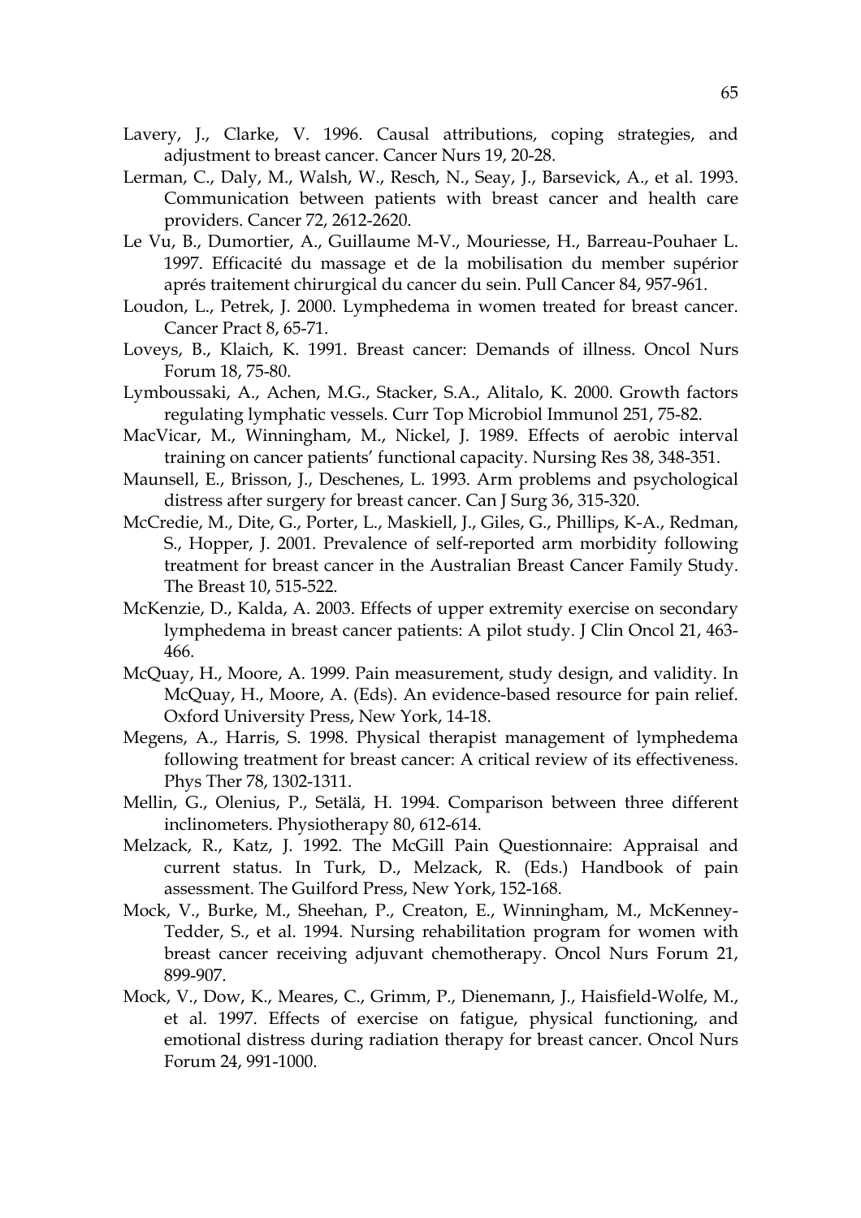Lavery, J., Clarke, V. 1996. Causal attributions, coping strategies, and adjustment to breast cancer. Cancer Nurs 19, 20-28.

Lerman, C., Daly, M., Walsh, W., Resch, N., Seay, J., Barsevick, A., et al. 1993. Communication between patients with breast cancer and health care providers. Cancer 72, 2612-2620.

Le Vu, B., Dumortier, A., Guillaume M-V., Mouriesse, H., Barreau-Pouhaer L. 1997. Efficacité du massage et de la mobilisation du member supérior aprés traitement chirurgical du cancer du sein. Pull Cancer 84, 957-961.

Loudon, L., Petrek, J. 2000. Lymphedema in women treated for breast cancer. Cancer Pract 8, 65-71.

Loveys, B., Klaich, K. 1991. Breast cancer: Demands of illness. Oncol Nurs Forum 18, 75-80.

Lymboussaki, A., Achen, M.G., Stacker, S.A., Alitalo, K. 2000. Growth factors regulating lymphatic vessels. Curr Top Microbiol Immunol 251, 75-82.

MacVicar, M., Winningham, M., Nickel, J. 1989. Effects of aerobic interval training on cancer patients' functional capacity. Nursing Res 38, 348-351.

Maunsell, E., Brisson, J., Deschenes, L. 1993. Arm problems and psychological distress after surgery for breast cancer. Can J Surg 36, 315-320.

McCredie, M., Dite, G., Porter, L., Maskiell, J., Giles, G., Phillips, K-A., Redman, S., Hopper, J. 2001. Prevalence of self-reported arm morbidity following treatment for breast cancer in the Australian Breast Cancer Family Study. The Breast 10, 515-522.

McKenzie, D., Kalda, A. 2003. Effects of upper extremity exercise on secondary lymphedema in breast cancer patients: A pilot study. J Clin Oncol 21, 463-466.

McQuay, H., Moore, A. 1999. Pain measurement, study design, and validity. In McQuay, H., Moore, A. (Eds). An evidence-based resource for pain relief. Oxford University Press, New York, 14-18.

Megens, A., Harris, S. 1998. Physical therapist management of lymphedema following treatment for breast cancer: A critical review of its effectiveness. Phys Ther 78, 1302-1311.

Mellin, G., Olenius, P., Setälä, H. 1994. Comparison between three different inclinometers. Physiotherapy 80, 612-614.

Melzack, R., Katz, J. 1992. The McGill Pain Questionnaire: Appraisal and current status. In Turk, D., Melzack, R. (Eds.) Handbook of pain assessment. The Guilford Press, New York, 152-168.

Mock, V., Burke, M., Sheehan, P., Creaton, E., Winningham, M., McKenney-Tedder, S., et al. 1994. Nursing rehabilitation program for women with breast cancer receiving adjuvant chemotherapy. Oncol Nurs Forum 21, 899-907.

Mock, V., Dow, K., Meares, C., Grimm, P., Dienemann, J., Haisfield-Wolfe, M., et al. 1997. Effects of exercise on fatigue, physical functioning, and emotional distress during radiation therapy for breast cancer. Oncol Nurs Forum 24, 991-1000.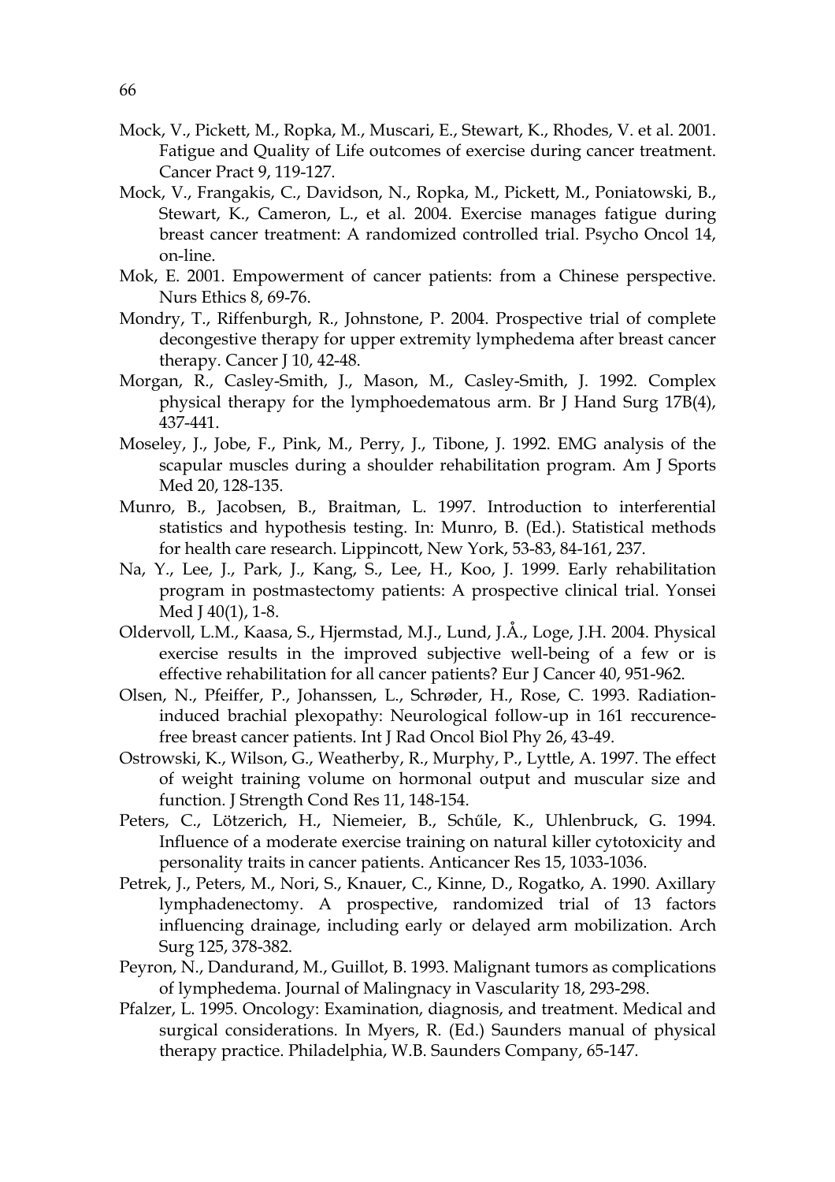Mock, V., Pickett, M., Ropka, M., Muscari, E., Stewart, K., Rhodes, V. et al. 2001. Fatigue and Quality of Life outcomes of exercise during cancer treatment. Cancer Pract 9, 119-127.

Mock, V., Frangakis, C., Davidson, N., Ropka, M., Pickett, M., Poniatowski, B., Stewart, K., Cameron, L., et al. 2004. Exercise manages fatigue during breast cancer treatment: A randomized controlled trial. Psycho Oncol 14, on-line.

Mok, E. 2001. Empowerment of cancer patients: from a Chinese perspective. Nurs Ethics 8, 69-76.

Mondry, T., Riffenburgh, R., Johnstone, P. 2004. Prospective trial of complete decongestive therapy for upper extremity lymphedema after breast cancer therapy. Cancer J 10, 42-48.

Morgan, R., Casley-Smith, J., Mason, M., Casley-Smith, J. 1992. Complex physical therapy for the lymphoedematous arm. Br J Hand Surg 17B(4), 437-441.

Moseley, J., Jobe, F., Pink, M., Perry, J., Tibone, J. 1992. EMG analysis of the scapular muscles during a shoulder rehabilitation program. Am J Sports Med 20, 128-135.

Munro, B., Jacobsen, B., Braitman, L. 1997. Introduction to interferential statistics and hypothesis testing. In: Munro, B. (Ed.). Statistical methods for health care research. Lippincott, New York, 53-83, 84-161, 237.

Na, Y., Lee, J., Park, J., Kang, S., Lee, H., Koo, J. 1999. Early rehabilitation program in postmastectomy patients: A prospective clinical trial. Yonsei Med J 40(1), 1-8.

Oldervoll, L.M., Kaasa, S., Hjermstad, M.J., Lund, J.Å., Loge, J.H. 2004. Physical exercise results in the improved subjective well-being of a few or is effective rehabilitation for all cancer patients? Eur J Cancer 40, 951-962.

Olsen, N., Pfeiffer, P., Johanssen, L., Schrøder, H., Rose, C. 1993. Radiation-induced brachial plexopathy: Neurological follow-up in 161 reccurence-free breast cancer patients. Int J Rad Oncol Biol Phy 26, 43-49.

Ostrowski, K., Wilson, G., Weatherby, R., Murphy, P., Lyttle, A. 1997. The effect of weight training volume on hormonal output and muscular size and function. J Strength Cond Res 11, 148-154.

Peters, C., Lötzerich, H., Niemeier, B., Schűle, K., Uhlenbruck, G. 1994. Influence of a moderate exercise training on natural killer cytotoxicity and personality traits in cancer patients. Anticancer Res 15, 1033-1036.

Petrek, J., Peters, M., Nori, S., Knauer, C., Kinne, D., Rogatko, A. 1990. Axillary lymphadenectomy. A prospective, randomized trial of 13 factors influencing drainage, including early or delayed arm mobilization. Arch Surg 125, 378-382.

Peyron, N., Dandurand, M., Guillot, B. 1993. Malignant tumors as complications of lymphedema. Journal of Malingnacy in Vascularity 18, 293-298.

Pfalzer, L. 1995. Oncology: Examination, diagnosis, and treatment. Medical and surgical considerations. In Myers, R. (Ed.) Saunders manual of physical therapy practice. Philadelphia, W.B. Saunders Company, 65-147.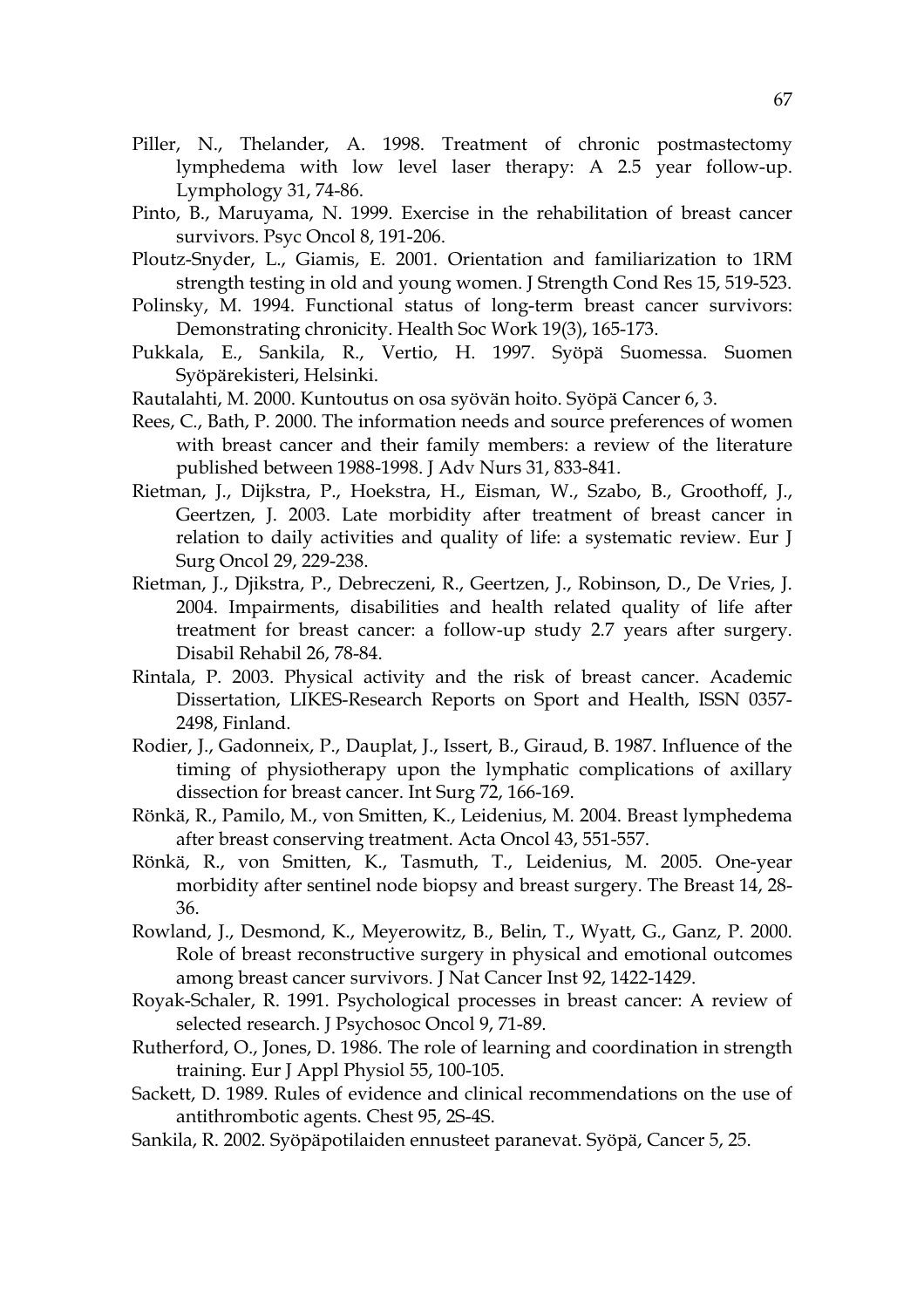Piller, N., Thelander, A. 1998. Treatment of chronic postmastectomy lymphedema with low level laser therapy: A 2.5 year follow-up. Lymphology 31, 74-86.

Pinto, B., Maruyama, N. 1999. Exercise in the rehabilitation of breast cancer survivors. Psyc Oncol 8, 191-206.

Ploutz-Snyder, L., Giamis, E. 2001. Orientation and familiarization to 1RM strength testing in old and young women. J Strength Cond Res 15, 519-523.

Polinsky, M. 1994. Functional status of long-term breast cancer survivors: Demonstrating chronicity. Health Soc Work 19(3), 165-173.

Pukkala, E., Sankila, R., Vertio, H. 1997. Syöpä Suomessa. Suomen Syöpärekisteri, Helsinki.

Rautalahti, M. 2000. Kuntoutus on osa syövän hoito. Syöpä Cancer 6, 3.

Rees, C., Bath, P. 2000. The information needs and source preferences of women with breast cancer and their family members: a review of the literature published between 1988-1998. J Adv Nurs 31, 833-841.

Rietman, J., Dijkstra, P., Hoekstra, H., Eisman, W., Szabo, B., Groothoff, J., Geertzen, J. 2003. Late morbidity after treatment of breast cancer in relation to daily activities and quality of life: a systematic review. Eur J Surg Oncol 29, 229-238.

Rietman, J., Djikstra, P., Debreczeni, R., Geertzen, J., Robinson, D., De Vries, J. 2004. Impairments, disabilities and health related quality of life after treatment for breast cancer: a follow-up study 2.7 years after surgery. Disabil Rehabil 26, 78-84.

Rintala, P. 2003. Physical activity and the risk of breast cancer. Academic Dissertation, LIKES-Research Reports on Sport and Health, ISSN 0357-2498, Finland.

Rodier, J., Gadonneix, P., Dauplat, J., Issert, B., Giraud, B. 1987. Influence of the timing of physiotherapy upon the lymphatic complications of axillary dissection for breast cancer. Int Surg 72, 166-169.

Rönkä, R., Pamilo, M., von Smitten, K., Leidenius, M. 2004. Breast lymphedema after breast conserving treatment. Acta Oncol 43, 551-557.

Rönkä, R., von Smitten, K., Tasmuth, T., Leidenius, M. 2005. One-year morbidity after sentinel node biopsy and breast surgery. The Breast 14, 28-36.

Rowland, J., Desmond, K., Meyerowitz, B., Belin, T., Wyatt, G., Ganz, P. 2000. Role of breast reconstructive surgery in physical and emotional outcomes among breast cancer survivors. J Nat Cancer Inst 92, 1422-1429.

Royak-Schaler, R. 1991. Psychological processes in breast cancer: A review of selected research. J Psychosoc Oncol 9, 71-89.

Rutherford, O., Jones, D. 1986. The role of learning and coordination in strength training. Eur J Appl Physiol 55, 100-105.

Sackett, D. 1989. Rules of evidence and clinical recommendations on the use of antithrombotic agents. Chest 95, 2S-4S.

Sankila, R. 2002. Syöpäpotilaiden ennusteet paranevat. Syöpä, Cancer 5, 25.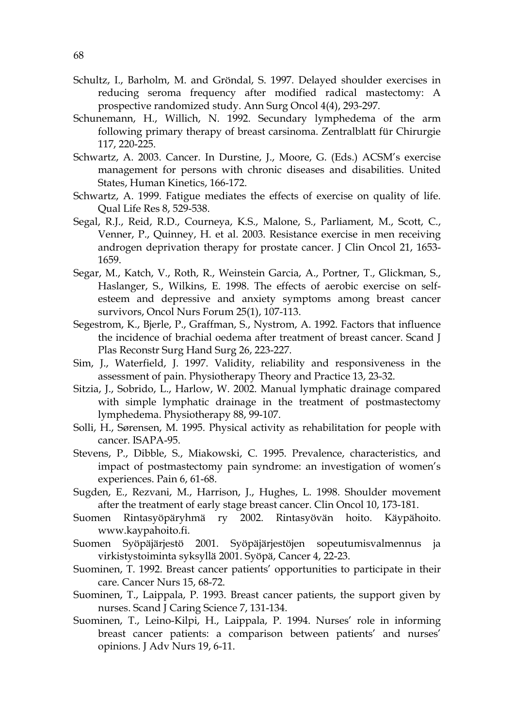Schultz, I., Barholm, M. and Gröndal, S. 1997. Delayed shoulder exercises in reducing seroma frequency after modified radical mastectomy: A prospective randomized study. Ann Surg Oncol 4(4), 293-297.

Schunemann, H., Willich, N. 1992. Secundary lymphedema of the arm following primary therapy of breast carsinoma. Zentralblatt für Chirurgie 117, 220-225.

Schwartz, A. 2003. Cancer. In Durstine, J., Moore, G. (Eds.) ACSM's exercise management for persons with chronic diseases and disabilities. United States, Human Kinetics, 166-172.

Schwartz, A. 1999. Fatigue mediates the effects of exercise on quality of life. Qual Life Res 8, 529-538.

Segal, R.J., Reid, R.D., Courneya, K.S., Malone, S., Parliament, M., Scott, C., Venner, P., Quinney, H. et al. 2003. Resistance exercise in men receiving androgen deprivation therapy for prostate cancer. J Clin Oncol 21, 1653-1659.

Segar, M., Katch, V., Roth, R., Weinstein Garcia, A., Portner, T., Glickman, S., Haslanger, S., Wilkins, E. 1998. The effects of aerobic exercise on self-esteem and depressive and anxiety symptoms among breast cancer survivors, Oncol Nurs Forum 25(1), 107-113.

Segestrom, K., Bjerle, P., Graffman, S., Nystrom, A. 1992. Factors that influence the incidence of brachial oedema after treatment of breast cancer. Scand J Plas Reconstr Surg Hand Surg 26, 223-227.

Sim, J., Waterfield, J. 1997. Validity, reliability and responsiveness in the assessment of pain. Physiotherapy Theory and Practice 13, 23-32.

Sitzia, J., Sobrido, L., Harlow, W. 2002. Manual lymphatic drainage compared with simple lymphatic drainage in the treatment of postmastectomy lymphedema. Physiotherapy 88, 99-107.

Solli, H., Sørensen, M. 1995. Physical activity as rehabilitation for people with cancer. ISAPA-95.

Stevens, P., Dibble, S., Miakowski, C. 1995. Prevalence, characteristics, and impact of postmastectomy pain syndrome: an investigation of women's experiences. Pain 6, 61-68.

Sugden, E., Rezvani, M., Harrison, J., Hughes, L. 1998. Shoulder movement after the treatment of early stage breast cancer. Clin Oncol 10, 173-181.

Suomen Rintasyöpäryhmä ry 2002. Rintasyövän hoito. Käypähoito. www.kaypahoito.fi.

Suomen Syöpäjärjestö 2001. Syöpäjärjestöjen sopeutumisvalmennus ja virkistystoiminta syksyllä 2001. Syöpä, Cancer 4, 22-23.

Suominen, T. 1992. Breast cancer patients' opportunities to participate in their care. Cancer Nurs 15, 68-72.

Suominen, T., Laippala, P. 1993. Breast cancer patients, the support given by nurses. Scand J Caring Science 7, 131-134.

Suominen, T., Leino-Kilpi, H., Laippala, P. 1994. Nurses' role in informing breast cancer patients: a comparison between patients' and nurses' opinions. J Adv Nurs 19, 6-11.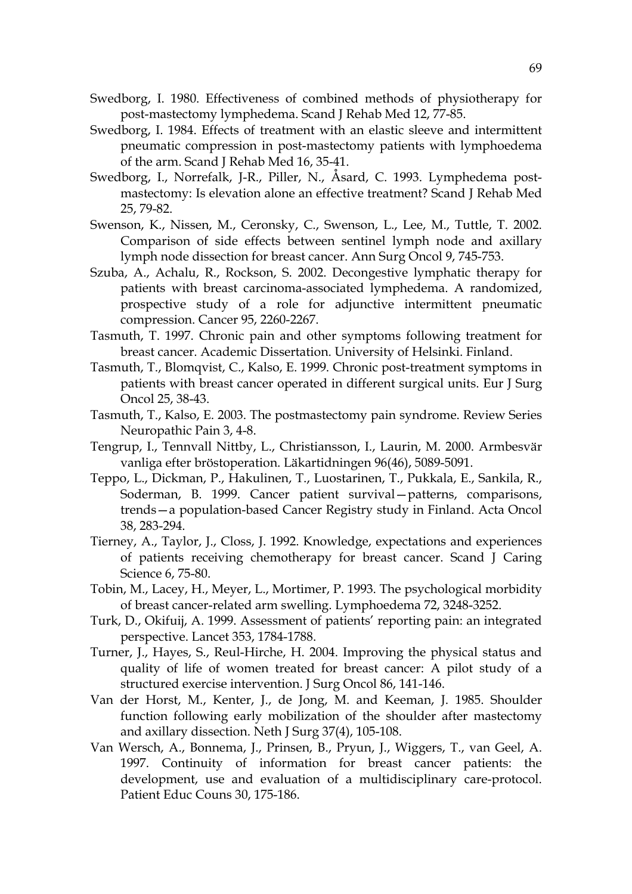Swedborg, I. 1980. Effectiveness of combined methods of physiotherapy for post-mastectomy lymphedema. Scand J Rehab Med 12, 77-85.

Swedborg, I. 1984. Effects of treatment with an elastic sleeve and intermittent pneumatic compression in post-mastectomy patients with lymphoedema of the arm. Scand J Rehab Med 16, 35-41.

Swedborg, I., Norrefalk, J-R., Piller, N., Åsard, C. 1993. Lymphedema post-mastectomy: Is elevation alone an effective treatment? Scand J Rehab Med 25, 79-82.

Swenson, K., Nissen, M., Ceronsky, C., Swenson, L., Lee, M., Tuttle, T. 2002. Comparison of side effects between sentinel lymph node and axillary lymph node dissection for breast cancer. Ann Surg Oncol 9, 745-753.

Szuba, A., Achalu, R., Rockson, S. 2002. Decongestive lymphatic therapy for patients with breast carcinoma-associated lymphedema. A randomized, prospective study of a role for adjunctive intermittent pneumatic compression. Cancer 95, 2260-2267.

Tasmuth, T. 1997. Chronic pain and other symptoms following treatment for breast cancer. Academic Dissertation. University of Helsinki. Finland.

Tasmuth, T., Blomqvist, C., Kalso, E. 1999. Chronic post-treatment symptoms in patients with breast cancer operated in different surgical units. Eur J Surg Oncol 25, 38-43.

Tasmuth, T., Kalso, E. 2003. The postmastectomy pain syndrome. Review Series Neuropathic Pain 3, 4-8.

Tengrup, I., Tennvall Nittby, L., Christiansson, I., Laurin, M. 2000. Armbesvär vanliga efter bröstoperation. Läkartidningen 96(46), 5089-5091.

Teppo, L., Dickman, P., Hakulinen, T., Luostarinen, T., Pukkala, E., Sankila, R., Soderman, B. 1999. Cancer patient survival—patterns, comparisons, trends—a population-based Cancer Registry study in Finland. Acta Oncol 38, 283-294.

Tierney, A., Taylor, J., Closs, J. 1992. Knowledge, expectations and experiences of patients receiving chemotherapy for breast cancer. Scand J Caring Science 6, 75-80.

Tobin, M., Lacey, H., Meyer, L., Mortimer, P. 1993. The psychological morbidity of breast cancer-related arm swelling. Lymphoedema 72, 3248-3252.

Turk, D., Okifuij, A. 1999. Assessment of patients' reporting pain: an integrated perspective. Lancet 353, 1784-1788.

Turner, J., Hayes, S., Reul-Hirche, H. 2004. Improving the physical status and quality of life of women treated for breast cancer: A pilot study of a structured exercise intervention. J Surg Oncol 86, 141-146.

Van der Horst, M., Kenter, J., de Jong, M. and Keeman, J. 1985. Shoulder function following early mobilization of the shoulder after mastectomy and axillary dissection. Neth J Surg 37(4), 105-108.

Van Wersch, A., Bonnema, J., Prinsen, B., Pryun, J., Wiggers, T., van Geel, A. 1997. Continuity of information for breast cancer patients: the development, use and evaluation of a multidisciplinary care-protocol. Patient Educ Couns 30, 175-186.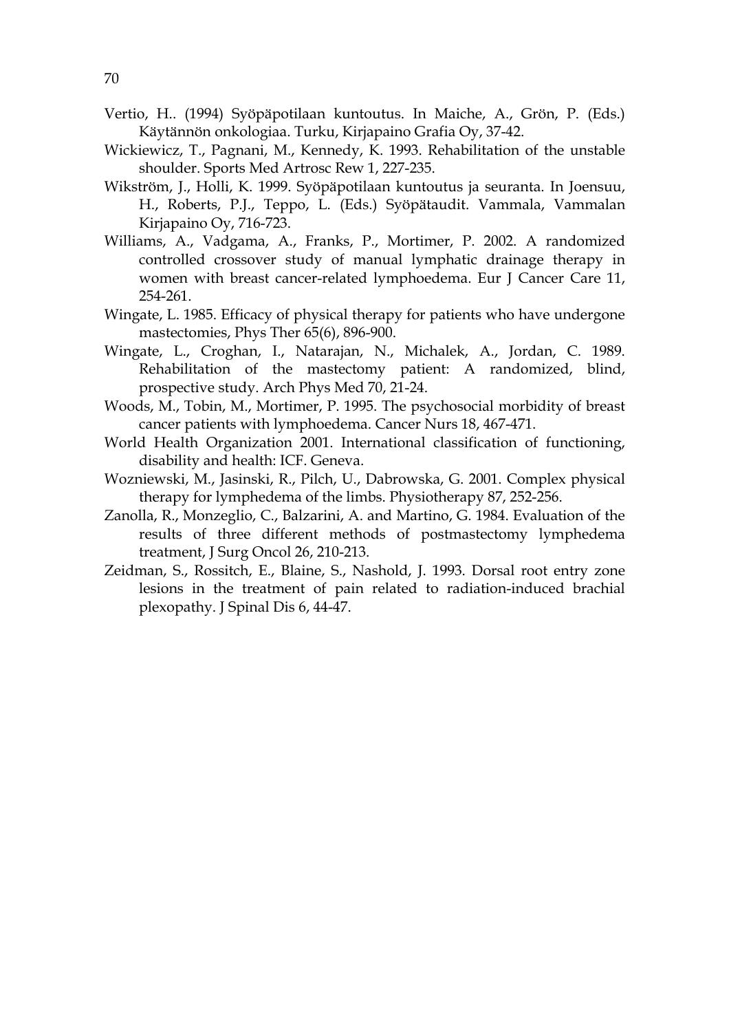Vertio, H.. (1994) Syöpäpotilaan kuntoutus. In Maiche, A., Grön, P. (Eds.) Käytännön onkologiaa. Turku, Kirjapaino Grafia Oy, 37-42.

Wickiewicz, T., Pagnani, M., Kennedy, K. 1993. Rehabilitation of the unstable shoulder. Sports Med Artrosc Rew 1, 227-235.

Wikström, J., Holli, K. 1999. Syöpäpotilaan kuntoutus ja seuranta. In Joensuu, H., Roberts, P.J., Teppo, L. (Eds.) Syöpätaudit. Vammala, Vammalan Kirjapaino Oy, 716-723.

Williams, A., Vadgama, A., Franks, P., Mortimer, P. 2002. A randomized controlled crossover study of manual lymphatic drainage therapy in women with breast cancer-related lymphoedema. Eur J Cancer Care 11, 254-261.

Wingate, L. 1985. Efficacy of physical therapy for patients who have undergone mastectomies, Phys Ther 65(6), 896-900.

Wingate, L., Croghan, I., Natarajan, N., Michalek, A., Jordan, C. 1989. Rehabilitation of the mastectomy patient: A randomized, blind, prospective study. Arch Phys Med 70, 21-24.

Woods, M., Tobin, M., Mortimer, P. 1995. The psychosocial morbidity of breast cancer patients with lymphoedema. Cancer Nurs 18, 467-471.

World Health Organization 2001. International classification of functioning, disability and health: ICF. Geneva.

Wozniewski, M., Jasinski, R., Pilch, U., Dabrowska, G. 2001. Complex physical therapy for lymphedema of the limbs. Physiotherapy 87, 252-256.

Zanolla, R., Monzeglio, C., Balzarini, A. and Martino, G. 1984. Evaluation of the results of three different methods of postmastectomy lymphedema treatment, J Surg Oncol 26, 210-213.

Zeidman, S., Rossitch, E., Blaine, S., Nashold, J. 1993. Dorsal root entry zone lesions in the treatment of pain related to radiation-induced brachial plexopathy. J Spinal Dis 6, 44-47.